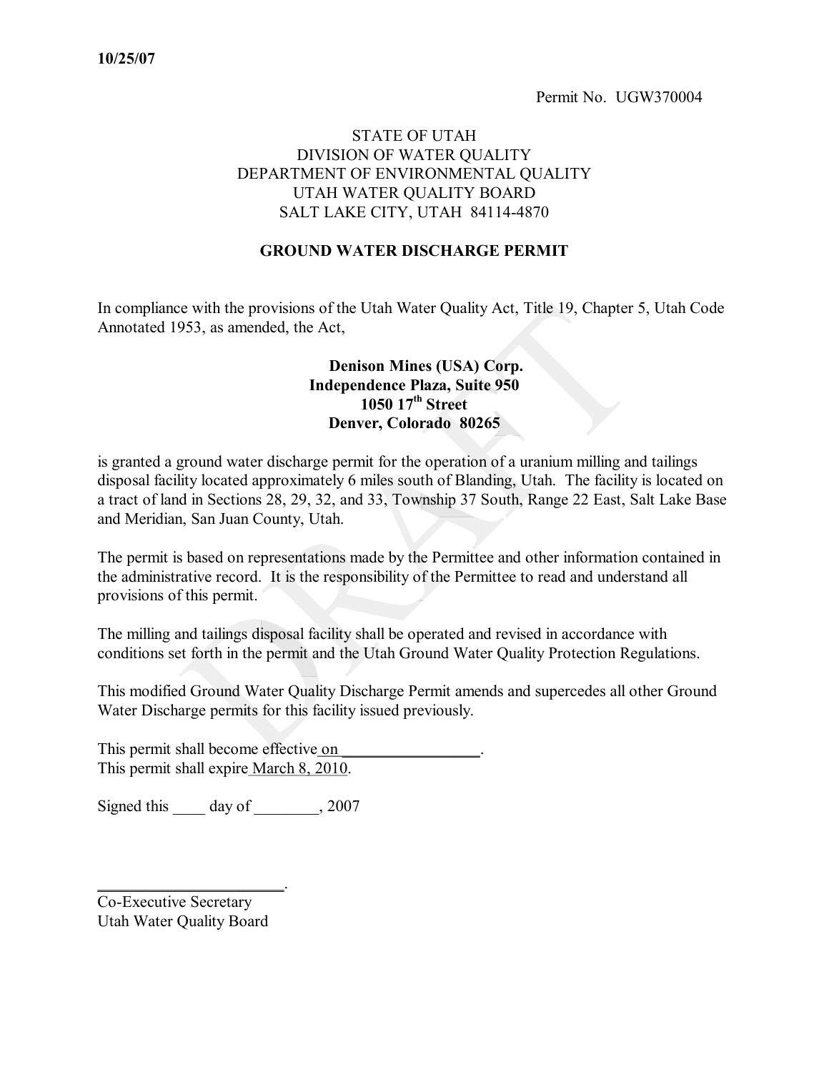**10/25/07**

Permit No. UGW370004

STATE OF UTAH
DIVISION OF WATER QUALITY
DEPARTMENT OF ENVIRONMENTAL QUALITY
UTAH WATER QUALITY BOARD
SALT LAKE CITY, UTAH 84114-4870

**GROUND WATER DISCHARGE PERMIT**

In compliance with the provisions of the Utah Water Quality Act, Title 19, Chapter 5, Utah Code Annotated 1953, as amended, the Act,

**Denison Mines (USA) Corp.**
**Independence Plaza, Suite 950**
**1050 17th Street**
**Denver, Colorado 80265**

is granted a ground water discharge permit for the operation of a uranium milling and tailings disposal facility located approximately 6 miles south of Blanding, Utah. The facility is located on a tract of land in Sections 28, 29, 32, and 33, Township 37 South, Range 22 East, Salt Lake Base and Meridian, San Juan County, Utah.

The permit is based on representations made by the Permittee and other information contained in the administrative record. It is the responsibility of the Permittee to read and understand all provisions of this permit.

The milling and tailings disposal facility shall be operated and revised in accordance with conditions set forth in the permit and the Utah Ground Water Quality Protection Regulations.

This modified Ground Water Quality Discharge Permit amends and supercedes all other Ground Water Discharge permits for this facility issued previously.

This permit shall become effective on \_\_\_\_\_\_\_\_\_\_\_\_\_\_\_\_\_.
This permit shall expire March 8, 2010.

Signed this \_\_\_\_ day of \_\_\_\_\_\_\_\_, 2007

\_\_\_\_\_\_\_\_\_\_\_\_\_\_\_\_\_\_\_\_\_\_\_\_.
Co-Executive Secretary
Utah Water Quality Board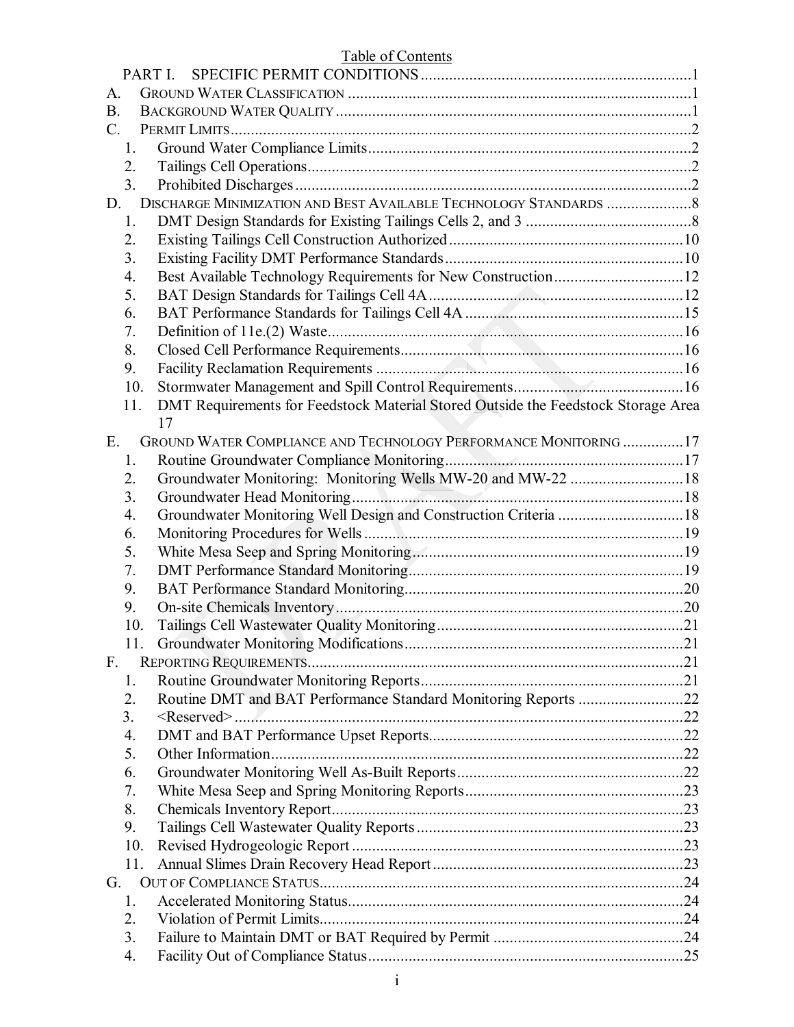Table of Contents

PART I. SPECIFIC PERMIT CONDITIONS ....................................................................1

A. GROUND WATER CLASSIFICATION ....................................................................1

B. BACKGROUND WATER QUALITY ........................................................................1

C. PERMIT LIMITS ..................................................................................................2

1. Ground Water Compliance Limits ................................................................2
2. Tailings Cell Operations ..............................................................................2
3. Prohibited Discharges .................................................................................2

D. DISCHARGE MINIMIZATION AND BEST AVAILABLE TECHNOLOGY STANDARDS .....................8

1. DMT Design Standards for Existing Tailings Cells 2, and 3 .........................................8
2. Existing Tailings Cell Construction Authorized .........................................................10
3. Existing Facility DMT Performance Standards ..........................................................10
4. Best Available Technology Requirements for New Construction ................................12
5. BAT Design Standards for Tailings Cell 4A ..............................................................12
6. BAT Performance Standards for Tailings Cell 4A ......................................................15
7. Definition of 11e.(2) Waste ......................................................................................16
8. Closed Cell Performance Requirements ....................................................................16
9. Facility Reclamation Requirements ..........................................................................16
10. Stormwater Management and Spill Control Requirements .........................................16
11. DMT Requirements for Feedstock Material Stored Outside the Feedstock Storage Area 17

E. GROUND WATER COMPLIANCE AND TECHNOLOGY PERFORMANCE MONITORING ...............17

1. Routine Groundwater Compliance Monitoring ..........................................................17
2. Groundwater Monitoring: Monitoring Wells MW-20 and MW-22 ...............................18
3. Groundwater Head Monitoring .................................................................................18
4. Groundwater Monitoring Well Design and Construction Criteria ..............................18
6. Monitoring Procedures for Wells ..............................................................................19
5. White Mesa Seep and Spring Monitoring ..................................................................19
7. DMT Performance Standard Monitoring ....................................................................19
9. BAT Performance Standard Monitoring .....................................................................20
9. On-site Chemicals Inventory .....................................................................................20
10. Tailings Cell Wastewater Quality Monitoring .............................................................21
11. Groundwater Monitoring Modifications ....................................................................21

F. REPORTING REQUIREMENTS ............................................................................21

1. Routine Groundwater Monitoring Reports ................................................................21
2. Routine DMT and BAT Performance Standard Monitoring Reports ..........................22
3. <Reserved> ..............................................................................................................22
4. DMT and BAT Performance Upset Reports ..............................................................22
5. Other Information .....................................................................................................22
6. Groundwater Monitoring Well As-Built Reports ........................................................22
7. White Mesa Seep and Spring Monitoring Reports ......................................................23
8. Chemicals Inventory Report .......................................................................................23
9. Tailings Cell Wastewater Quality Reports ..................................................................23
10. Revised Hydrogeologic Report ..................................................................................23
11. Annual Slimes Drain Recovery Head Report .............................................................23

G. OUT OF COMPLIANCE STATUS ..........................................................................24

1. Accelerated Monitoring Status ..................................................................................24
2. Violation of Permit Limits .........................................................................................24
3. Failure to Maintain DMT or BAT Required by Permit ...............................................24
4. Facility Out of Compliance Status .............................................................................25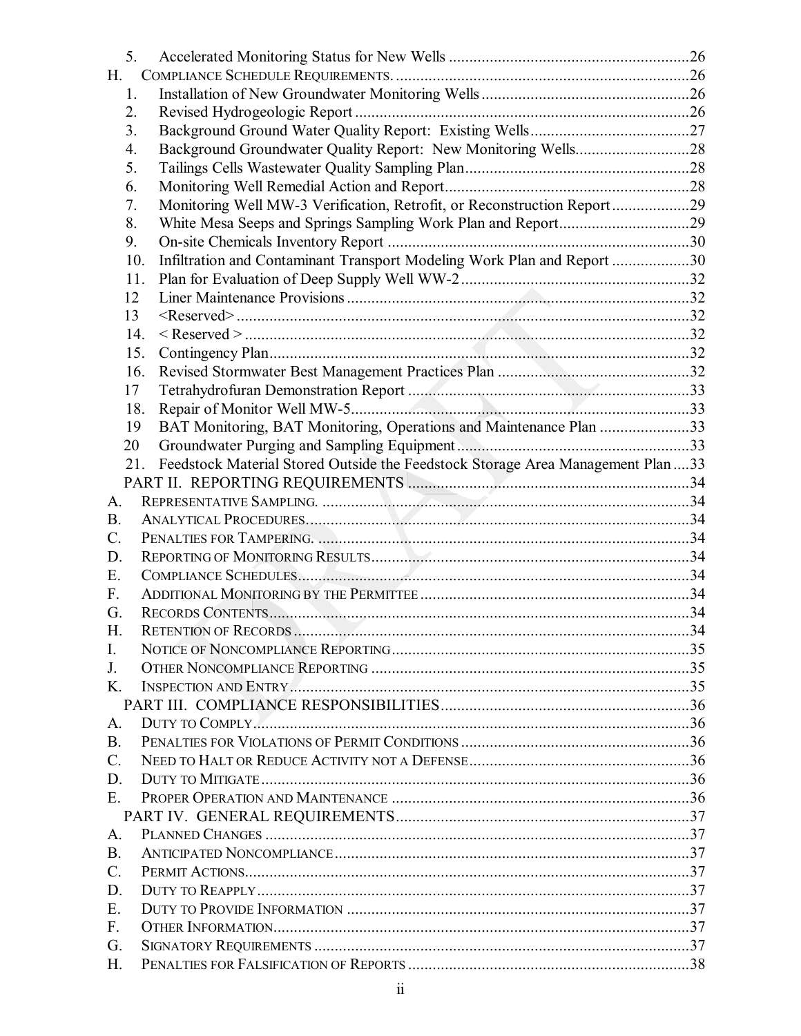5. Accelerated Monitoring Status for New Wells ............................................................26

H. COMPLIANCE SCHEDULE REQUIREMENTS. ........................................................................26

1. Installation of New Groundwater Monitoring Wells ...................................................26
2. Revised Hydrogeologic Report .................................................................................26
3. Background Ground Water Quality Report: Existing Wells.......................................27
4. Background Groundwater Quality Report: New Monitoring Wells............................28
5. Tailings Cells Wastewater Quality Sampling Plan.......................................................28
6. Monitoring Well Remedial Action and Report............................................................28
7. Monitoring Well MW-3 Verification, Retrofit, or Reconstruction Report...................29
8. White Mesa Seeps and Springs Sampling Work Plan and Report................................29
9. On-site Chemicals Inventory Report .........................................................................30
10. Infiltration and Contaminant Transport Modeling Work Plan and Report ...................30
11. Plan for Evaluation of Deep Supply Well WW-2........................................................32
12 Liner Maintenance Provisions ...................................................................................32
13 <Reserved> ..............................................................................................................32
14. < Reserved > ............................................................................................................32
15. Contingency Plan.......................................................................................................32
16. Revised Stormwater Best Management Practices Plan ...............................................32
17 Tetrahydrofuran Demonstration Report .....................................................................33
18. Repair of Monitor Well MW-5..................................................................................33
19 BAT Monitoring, BAT Monitoring, Operations and Maintenance Plan ......................33
20 Groundwater Purging and Sampling Equipment.........................................................33
21. Feedstock Material Stored Outside the Feedstock Storage Area Management Plan ....33

PART II. REPORTING REQUIREMENTS ....................................................................34

A. REPRESENTATIVE SAMPLING. ..........................................................................................34
B. ANALYTICAL PROCEDURES...............................................................................................34
C. PENALTIES FOR TAMPERING. ...........................................................................................34
D. REPORTING OF MONITORING RESULTS..............................................................................34
E. COMPLIANCE SCHEDULES.................................................................................................34
F. ADDITIONAL MONITORING BY THE PERMITTEE ..................................................................34
G. RECORDS CONTENTS........................................................................................................34
H. RETENTION OF RECORDS ..................................................................................................34
I. NOTICE OF NONCOMPLIANCE REPORTING.........................................................................35
J. OTHER NONCOMPLIANCE REPORTING ..............................................................................35
K. INSPECTION AND ENTRY...................................................................................................35

PART III. COMPLIANCE RESPONSIBILITIES.............................................................36

A. DUTY TO COMPLY............................................................................................................36
B. PENALTIES FOR VIOLATIONS OF PERMIT CONDITIONS ........................................................36
C. NEED TO HALT OR REDUCE ACTIVITY NOT A DEFENSE......................................................36
D. DUTY TO MITIGATE .........................................................................................................36
E. PROPER OPERATION AND MAINTENANCE .........................................................................36

PART IV. GENERAL REQUIREMENTS........................................................................37

A. PLANNED CHANGES .........................................................................................................37
B. ANTICIPATED NONCOMPLIANCE.......................................................................................37
C. PERMIT ACTIONS..............................................................................................................37
D. DUTY TO REAPPLY...........................................................................................................37
E. DUTY TO PROVIDE INFORMATION ...................................................................................37
F. OTHER INFORMATION.......................................................................................................37
G. SIGNATORY REQUIREMENTS ............................................................................................37
H. PENALTIES FOR FALSIFICATION OF REPORTS .....................................................................38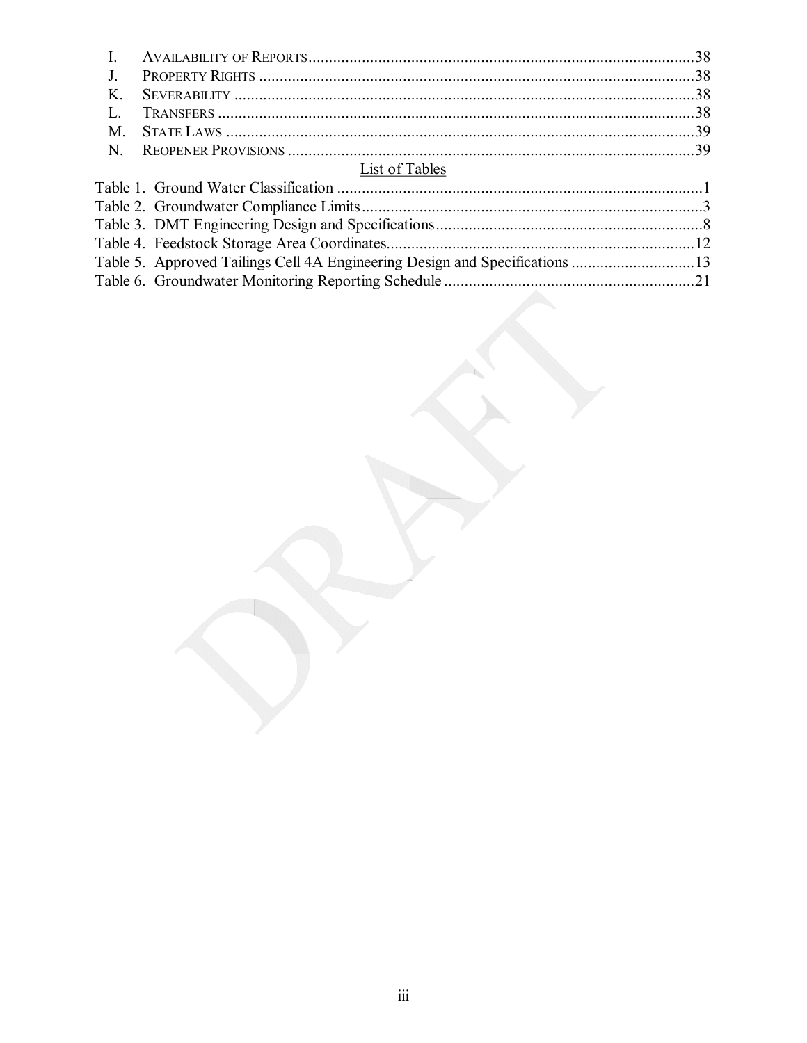I. AVAILABILITY OF REPORTS ....................................................................................38
J. PROPERTY RIGHTS ....................................................................................38
K. SEVERABILITY ....................................................................................38
L. TRANSFERS ....................................................................................38
M. STATE LAWS ....................................................................................39
N. REOPENER PROVISIONS ....................................................................................39

List of Tables

Table 1. Ground Water Classification ....................................................................................1
Table 2. Groundwater Compliance Limits ....................................................................................3
Table 3. DMT Engineering Design and Specifications ....................................................................................8
Table 4. Feedstock Storage Area Coordinates ....................................................................................12
Table 5. Approved Tailings Cell 4A Engineering Design and Specifications ....................................................................................13
Table 6. Groundwater Monitoring Reporting Schedule ....................................................................................21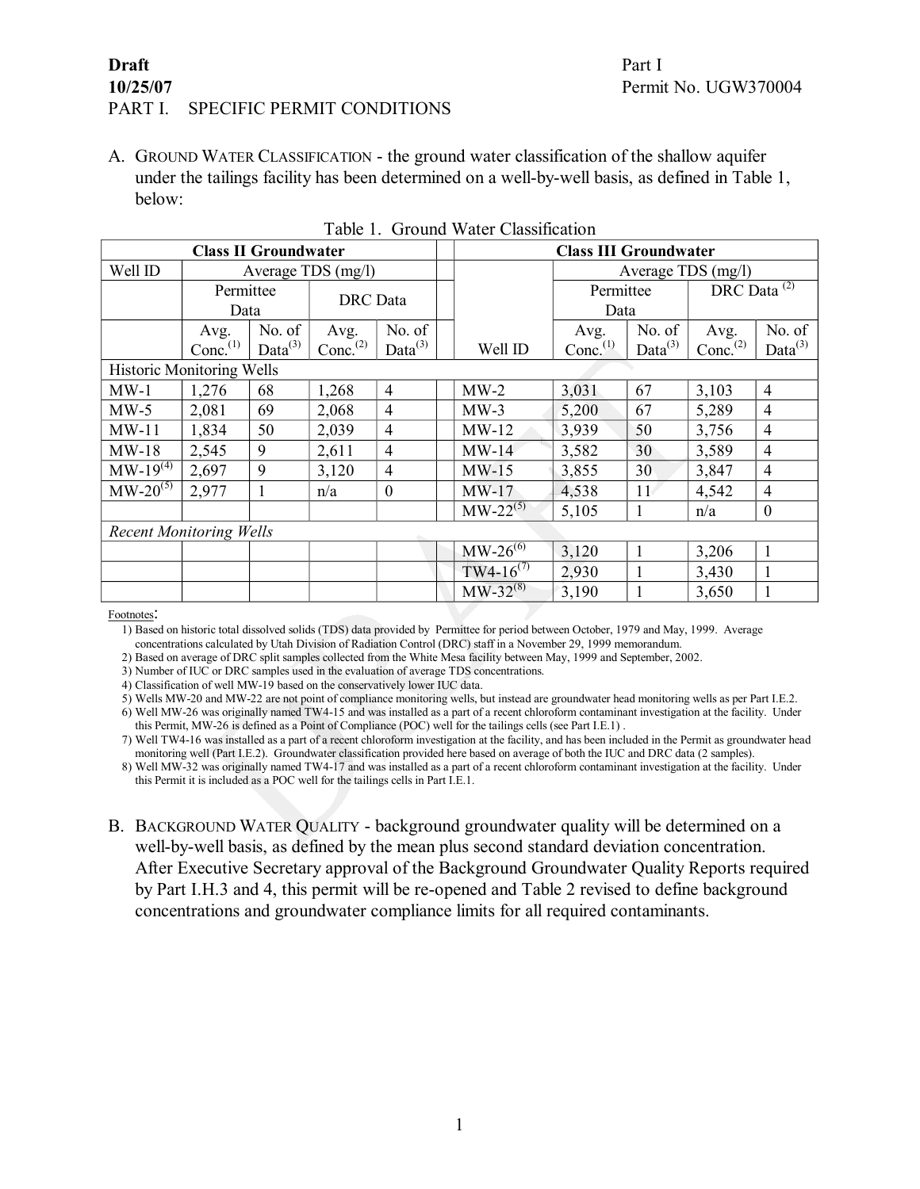**Draft**
**10/25/07**

PART I. SPECIFIC PERMIT CONDITIONS

A. GROUND WATER CLASSIFICATION - the ground water classification of the shallow aquifer under the tailings facility has been determined on a well-by-well basis, as defined in Table 1, below:

Table 1. Ground Water Classification

| Class II Groundwater | | | | | | Class III Groundwater | | | | |
|---|---|---|---|---|---|---|---|---|---|---|
| Well ID | Average TDS (mg/l) | | | | | | Average TDS (mg/l) | | | |
| | Permittee Data | | DRC Data | | | | Permittee Data | | DRC Data (2) | |
| | Avg. Conc.(1) | No. of Data(3) | Avg. Conc.(2) | No. of Data(3) | | Well ID | Avg. Conc.(1) | No. of Data(3) | Avg. Conc.(2) | No. of Data(3) |
| Historic Monitoring Wells | | | | | | | | | | |
| MW-1 | 1,276 | 68 | 1,268 | 4 | | MW-2 | 3,031 | 67 | 3,103 | 4 |
| MW-5 | 2,081 | 69 | 2,068 | 4 | | MW-3 | 5,200 | 67 | 5,289 | 4 |
| MW-11 | 1,834 | 50 | 2,039 | 4 | | MW-12 | 3,939 | 50 | 3,756 | 4 |
| MW-18 | 2,545 | 9 | 2,611 | 4 | | MW-14 | 3,582 | 30 | 3,589 | 4 |
| MW-19(4) | 2,697 | 9 | 3,120 | 4 | | MW-15 | 3,855 | 30 | 3,847 | 4 |
| MW-20(5) | 2,977 | 1 | n/a | 0 | | MW-17 | 4,538 | 11 | 4,542 | 4 |
| | | | | | | MW-22(5) | 5,105 | 1 | n/a | 0 |
| *Recent Monitoring Wells* | | | | | | | | | | |
| | | | | | | MW-26(6) | 3,120 | 1 | 3,206 | 1 |
| | | | | | | TW4-16(7) | 2,930 | 1 | 3,430 | 1 |
| | | | | | | MW-32(8) | 3,190 | 1 | 3,650 | 1 |

Footnotes:

1) Based on historic total dissolved solids (TDS) data provided by Permittee for period between October, 1979 and May, 1999. Average concentrations calculated by Utah Division of Radiation Control (DRC) staff in a November 29, 1999 memorandum.
2) Based on average of DRC split samples collected from the White Mesa facility between May, 1999 and September, 2002.
3) Number of IUC or DRC samples used in the evaluation of average TDS concentrations.
4) Classification of well MW-19 based on the conservatively lower IUC data.
5) Wells MW-20 and MW-22 are not point of compliance monitoring wells, but instead are groundwater head monitoring wells as per Part I.E.2.
6) Well MW-26 was originally named TW4-15 and was installed as a part of a recent chloroform contaminant investigation at the facility. Under this Permit, MW-26 is defined as a Point of Compliance (POC) well for the tailings cells (see Part I.E.1) .
7) Well TW4-16 was installed as a part of a recent chloroform investigation at the facility, and has been included in the Permit as groundwater head monitoring well (Part I.E.2). Groundwater classification provided here based on average of both the IUC and DRC data (2 samples).
8) Well MW-32 was originally named TW4-17 and was installed as a part of a recent chloroform contaminant investigation at the facility. Under this Permit it is included as a POC well for the tailings cells in Part I.E.1.

B. BACKGROUND WATER QUALITY - background groundwater quality will be determined on a well-by-well basis, as defined by the mean plus second standard deviation concentration. After Executive Secretary approval of the Background Groundwater Quality Reports required by Part I.H.3 and 4, this permit will be re-opened and Table 2 revised to define background concentrations and groundwater compliance limits for all required contaminants.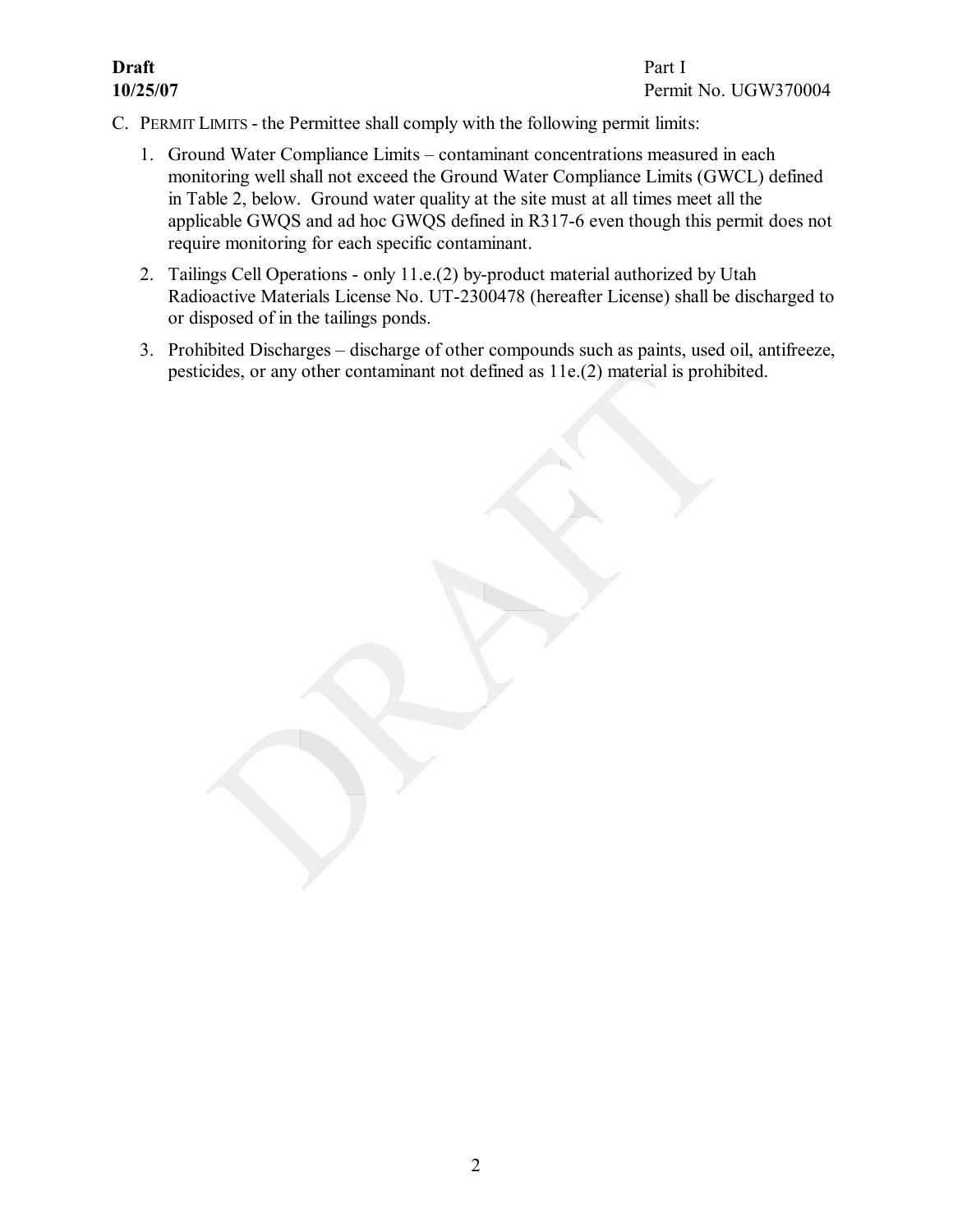C. PERMIT LIMITS - the Permittee shall comply with the following permit limits:

1. Ground Water Compliance Limits – contaminant concentrations measured in each monitoring well shall not exceed the Ground Water Compliance Limits (GWCL) defined in Table 2, below. Ground water quality at the site must at all times meet all the applicable GWQS and ad hoc GWQS defined in R317-6 even though this permit does not require monitoring for each specific contaminant.

2. Tailings Cell Operations - only 11.e.(2) by-product material authorized by Utah Radioactive Materials License No. UT-2300478 (hereafter License) shall be discharged to or disposed of in the tailings ponds.

3. Prohibited Discharges – discharge of other compounds such as paints, used oil, antifreeze, pesticides, or any other contaminant not defined as 11e.(2) material is prohibited.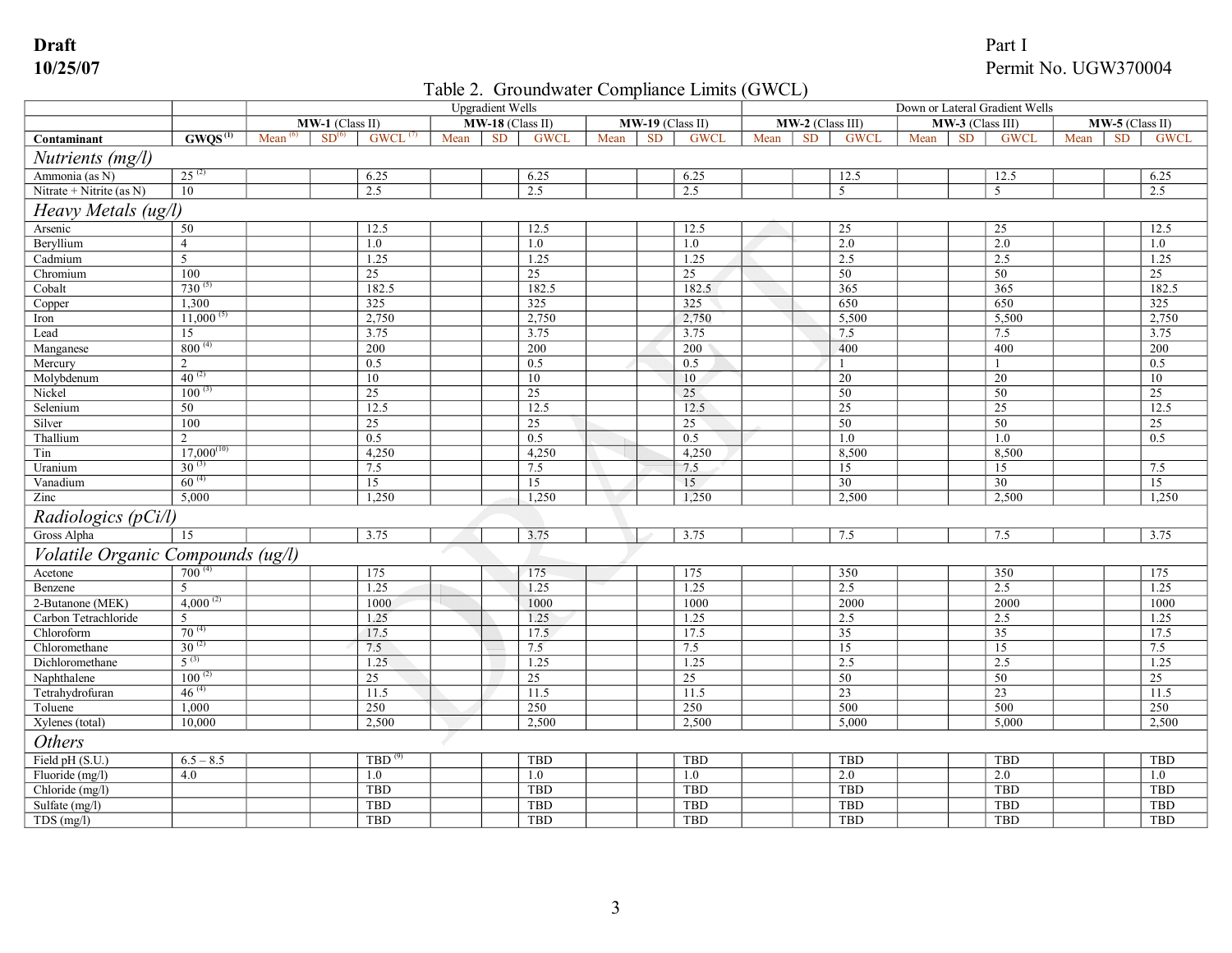Draft
10/25/07

Part I
Permit No. UGW370004

Table 2. Groundwater Compliance Limits (GWCL)

| | | Upgradient Wells | | | | | | | | | Down or Lateral Gradient Wells | | | | | | | | |
|---|---|---|---|---|---|---|---|---|---|---|---|---|---|---|---|---|---|---|---|
| | | **MW-1** (Class II) | | | **MW-18** (Class II) | | | **MW-19** (Class II) | | | **MW-2** (Class III) | | | **MW-3** (Class III) | | | **MW-5** (Class II) | | |
| **Contaminant** | **GWQS** [1] | Mean [6] | SD[6] | GWCL [7] | Mean | SD | GWCL | Mean | SD | GWCL | Mean | SD | GWCL | Mean | SD | GWCL | Mean | SD | GWCL |
| ***Nutrients (mg/l)*** | | | | | | | | | | | | | | | | | | | |
| Ammonia (as N) | 25 [2] | | | 6.25 | | | 6.25 | | | 6.25 | | | 12.5 | | | 12.5 | | | 6.25 |
| Nitrate + Nitrite (as N) | 10 | | | 2.5 | | | 2.5 | | | 2.5 | | | 5 | | | 5 | | | 2.5 |
| ***Heavy Metals (ug/l)*** | | | | | | | | | | | | | | | | | | | |
| Arsenic | 50 | | | 12.5 | | | 12.5 | | | 12.5 | | | 25 | | | 25 | | | 12.5 |
| Beryllium | 4 | | | 1.0 | | | 1.0 | | | 1.0 | | | 2.0 | | | 2.0 | | | 1.0 |
| Cadmium | 5 | | | 1.25 | | | 1.25 | | | 1.25 | | | 2.5 | | | 2.5 | | | 1.25 |
| Chromium | 100 | | | 25 | | | 25 | | | 25 | | | 50 | | | 50 | | | 25 |
| Cobalt | 730 [5] | | | 182.5 | | | 182.5 | | | 182.5 | | | 365 | | | 365 | | | 182.5 |
| Copper | 1,300 | | | 325 | | | 325 | | | 325 | | | 650 | | | 650 | | | 325 |
| Iron | 11,000 [5] | | | 2,750 | | | 2,750 | | | 2,750 | | | 5,500 | | | 5,500 | | | 2,750 |
| Lead | 15 | | | 3.75 | | | 3.75 | | | 3.75 | | | 7.5 | | | 7.5 | | | 3.75 |
| Manganese | 800 [4] | | | 200 | | | 200 | | | 200 | | | 400 | | | 400 | | | 200 |
| Mercury | 2 | | | 0.5 | | | 0.5 | | | 0.5 | | | 1 | | | 1 | | | 0.5 |
| Molybdenum | 40 [2] | | | 10 | | | 10 | | | 10 | | | 20 | | | 20 | | | 10 |
| Nickel | 100 [3] | | | 25 | | | 25 | | | 25 | | | 50 | | | 50 | | | 25 |
| Selenium | 50 | | | 12.5 | | | 12.5 | | | 12.5 | | | 25 | | | 25 | | | 12.5 |
| Silver | 100 | | | 25 | | | 25 | | | 25 | | | 50 | | | 50 | | | 25 |
| Thallium | 2 | | | 0.5 | | | 0.5 | | | 0.5 | | | 1.0 | | | 1.0 | | | 0.5 |
| Tin | 17,000[10] | | | 4,250 | | | 4,250 | | | 4,250 | | | 8,500 | | | 8,500 | | | |
| Uranium | 30 [3] | | | 7.5 | | | 7.5 | | | 7.5 | | | 15 | | | 15 | | | 7.5 |
| Vanadium | 60 [4] | | | 15 | | | 15 | | | 15 | | | 30 | | | 30 | | | 15 |
| Zinc | 5,000 | | | 1,250 | | | 1,250 | | | 1,250 | | | 2,500 | | | 2,500 | | | 1,250 |
| ***Radiologics (pCi/l)*** | | | | | | | | | | | | | | | | | | | |
| Gross Alpha | 15 | | | 3.75 | | | 3.75 | | | 3.75 | | | 7.5 | | | 7.5 | | | 3.75 |
| ***Volatile Organic Compounds (ug/l)*** | | | | | | | | | | | | | | | | | | | |
| Acetone | 700 [4] | | | 175 | | | 175 | | | 175 | | | 350 | | | 350 | | | 175 |
| Benzene | 5 | | | 1.25 | | | 1.25 | | | 1.25 | | | 2.5 | | | 2.5 | | | 1.25 |
| 2-Butanone (MEK) | 4,000 [2] | | | 1000 | | | 1000 | | | 1000 | | | 2000 | | | 2000 | | | 1000 |
| Carbon Tetrachloride | 5 | | | 1.25 | | | 1.25 | | | 1.25 | | | 2.5 | | | 2.5 | | | 1.25 |
| Chloroform | 70 [4] | | | 17.5 | | | 17.5 | | | 17.5 | | | 35 | | | 35 | | | 17.5 |
| Chloromethane | 30 [2] | | | 7.5 | | | 7.5 | | | 7.5 | | | 15 | | | 15 | | | 7.5 |
| Dichloromethane | 5 [3] | | | 1.25 | | | 1.25 | | | 1.25 | | | 2.5 | | | 2.5 | | | 1.25 |
| Naphthalene | 100 [2] | | | 25 | | | 25 | | | 25 | | | 50 | | | 50 | | | 25 |
| Tetrahydrofuran | 46 [4] | | | 11.5 | | | 11.5 | | | 11.5 | | | 23 | | | 23 | | | 11.5 |
| Toluene | 1,000 | | | 250 | | | 250 | | | 250 | | | 500 | | | 500 | | | 250 |
| Xylenes (total) | 10,000 | | | 2,500 | | | 2,500 | | | 2,500 | | | 5,000 | | | 5,000 | | | 2,500 |
| ***Others*** | | | | | | | | | | | | | | | | | | | |
| Field pH (S.U.) | 6.5 – 8.5 | | | TBD [9] | | | TBD | | | TBD | | | TBD | | | TBD | | | TBD |
| Fluoride (mg/l) | 4.0 | | | 1.0 | | | 1.0 | | | 1.0 | | | 2.0 | | | 2.0 | | | 1.0 |
| Chloride (mg/l) | | | | TBD | | | TBD | | | TBD | | | TBD | | | TBD | | | TBD |
| Sulfate (mg/l) | | | | TBD | | | TBD | | | TBD | | | TBD | | | TBD | | | TBD |
| TDS (mg/l) | | | | TBD | | | TBD | | | TBD | | | TBD | | | TBD | | | TBD |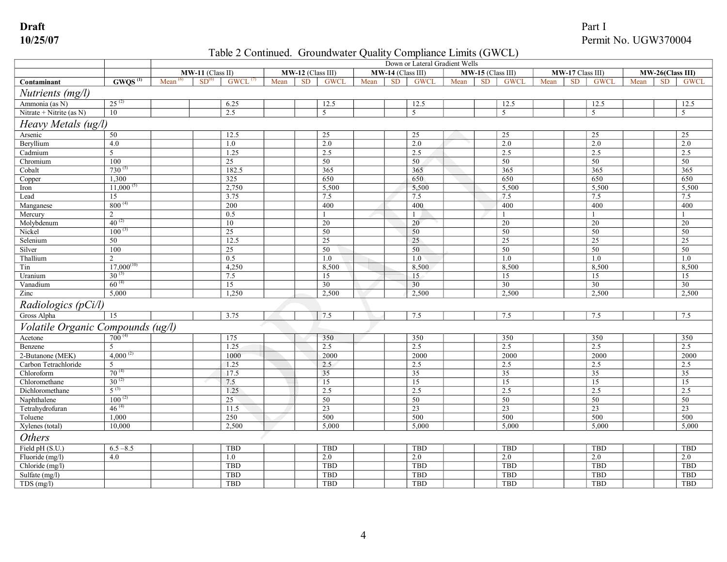**Draft**
**10/25/07**

Part I
Permit No. UGW370004

Table 2 Continued. Groundwater Quality Compliance Limits (GWCL)

| | | Down or Lateral Gradient Wells | | | | | | | | | | | | | | | | | |
|---|---|---|---|---|---|---|---|---|---|---|---|---|---|---|---|---|---|---|---|
| | | **MW-11** (Class II) | | | **MW-12** (Class III) | | | **MW-14** (Class III) | | | **MW-15** (Class III) | | | **MW-17** Class III) | | | **MW-26(Class III)** | | |
| **Contaminant** | **GWQS [1]** | Mean [6] | SD[6] | GWCL [7] | Mean | SD | GWCL | Mean | SD | GWCL | Mean | SD | GWCL | Mean | SD | GWCL | Mean | SD | GWCL |
| ***Nutrients (mg/l)*** | | | | | | | | | | | | | | | | | | | |
| Ammonia (as N) | 25 [2] | | | 6.25 | | | 12.5 | | | 12.5 | | | 12.5 | | | 12.5 | | | 12.5 |
| Nitrate + Nitrite (as N) | 10 | | | 2.5 | | | 5 | | | 5 | | | 5 | | | 5 | | | 5 |
| ***Heavy Metals (ug/l)*** | | | | | | | | | | | | | | | | | | | |
| Arsenic | 50 | | | 12.5 | | | 25 | | | 25 | | | 25 | | | 25 | | | 25 |
| Beryllium | 4.0 | | | 1.0 | | | 2.0 | | | 2.0 | | | 2.0 | | | 2.0 | | | 2.0 |
| Cadmium | 5 | | | 1.25 | | | 2.5 | | | 2.5 | | | 2.5 | | | 2.5 | | | 2.5 |
| Chromium | 100 | | | 25 | | | 50 | | | 50 | | | 50 | | | 50 | | | 50 |
| Cobalt | 730 [5] | | | 182.5 | | | 365 | | | 365 | | | 365 | | | 365 | | | 365 |
| Copper | 1,300 | | | 325 | | | 650 | | | 650 | | | 650 | | | 650 | | | 650 |
| Iron | 11,000 [5] | | | 2,750 | | | 5,500 | | | 5,500 | | | 5,500 | | | 5,500 | | | 5,500 |
| Lead | 15 | | | 3.75 | | | 7.5 | | | 7.5 | | | 7.5 | | | 7.5 | | | 7.5 |
| Manganese | 800 [4] | | | 200 | | | 400 | | | 400 | | | 400 | | | 400 | | | 400 |
| Mercury | 2 | | | 0.5 | | | 1 | | | 1 | | | 1 | | | 1 | | | 1 |
| Molybdenum | 40 [2] | | | 10 | | | 20 | | | 20 | | | 20 | | | 20 | | | 20 |
| Nickel | 100 [3] | | | 25 | | | 50 | | | 50 | | | 50 | | | 50 | | | 50 |
| Selenium | 50 | | | 12.5 | | | 25 | | | 25 | | | 25 | | | 25 | | | 25 |
| Silver | 100 | | | 25 | | | 50 | | | 50 | | | 50 | | | 50 | | | 50 |
| Thallium | 2 | | | 0.5 | | | 1.0 | | | 1.0 | | | 1.0 | | | 1.0 | | | 1.0 |
| Tin | 17,000[10] | | | 4,250 | | | 8,500 | | | 8,500 | | | 8,500 | | | 8,500 | | | 8,500 |
| Uranium | 30 [3] | | | 7.5 | | | 15 | | | 15 | | | 15 | | | 15 | | | 15 |
| Vanadium | 60 [4] | | | 15 | | | 30 | | | 30 | | | 30 | | | 30 | | | 30 |
| Zinc | 5,000 | | | 1,250 | | | 2,500 | | | 2,500 | | | 2,500 | | | 2,500 | | | 2,500 |
| ***Radiologics (pCi/l)*** | | | | | | | | | | | | | | | | | | | |
| Gross Alpha | 15 | | | 3.75 | | | 7.5 | | | 7.5 | | | 7.5 | | | 7.5 | | | 7.5 |
| ***Volatile Organic Compounds (ug/l)*** | | | | | | | | | | | | | | | | | | | |
| Acetone | 700 [4] | | | 175 | | | 350 | | | 350 | | | 350 | | | 350 | | | 350 |
| Benzene | 5 | | | 1.25 | | | 2.5 | | | 2.5 | | | 2.5 | | | 2.5 | | | 2.5 |
| 2-Butanone (MEK) | 4,000 [2] | | | 1000 | | | 2000 | | | 2000 | | | 2000 | | | 2000 | | | 2000 |
| Carbon Tetrachloride | 5 | | | 1.25 | | | 2.5 | | | 2.5 | | | 2.5 | | | 2.5 | | | 2.5 |
| Chloroform | 70 [4] | | | 17.5 | | | 35 | | | 35 | | | 35 | | | 35 | | | 35 |
| Chloromethane | 30 [2] | | | 7.5 | | | 15 | | | 15 | | | 15 | | | 15 | | | 15 |
| Dichloromethane | 5 [3] | | | 1.25 | | | 2.5 | | | 2.5 | | | 2.5 | | | 2.5 | | | 2.5 |
| Naphthalene | 100 [2] | | | 25 | | | 50 | | | 50 | | | 50 | | | 50 | | | 50 |
| Tetrahydrofuran | 46 [4] | | | 11.5 | | | 23 | | | 23 | | | 23 | | | 23 | | | 23 |
| Toluene | 1,000 | | | 250 | | | 500 | | | 500 | | | 500 | | | 500 | | | 500 |
| Xylenes (total) | 10,000 | | | 2,500 | | | 5,000 | | | 5,000 | | | 5,000 | | | 5,000 | | | 5,000 |
| ***Others*** | | | | | | | | | | | | | | | | | | | |
| Field pH (S.U.) | 6.5 –8.5 | | | TBD | | | TBD | | | TBD | | | TBD | | | TBD | | | TBD |
| Fluoride (mg/l) | 4.0 | | | 1.0 | | | 2.0 | | | 2.0 | | | 2.0 | | | 2.0 | | | 2.0 |
| Chloride (mg/l) | | | | TBD | | | TBD | | | TBD | | | TBD | | | TBD | | | TBD |
| Sulfate (mg/l) | | | | TBD | | | TBD | | | TBD | | | TBD | | | TBD | | | TBD |
| TDS (mg/l) | | | | TBD | | | TBD | | | TBD | | | TBD | | | TBD | | | TBD |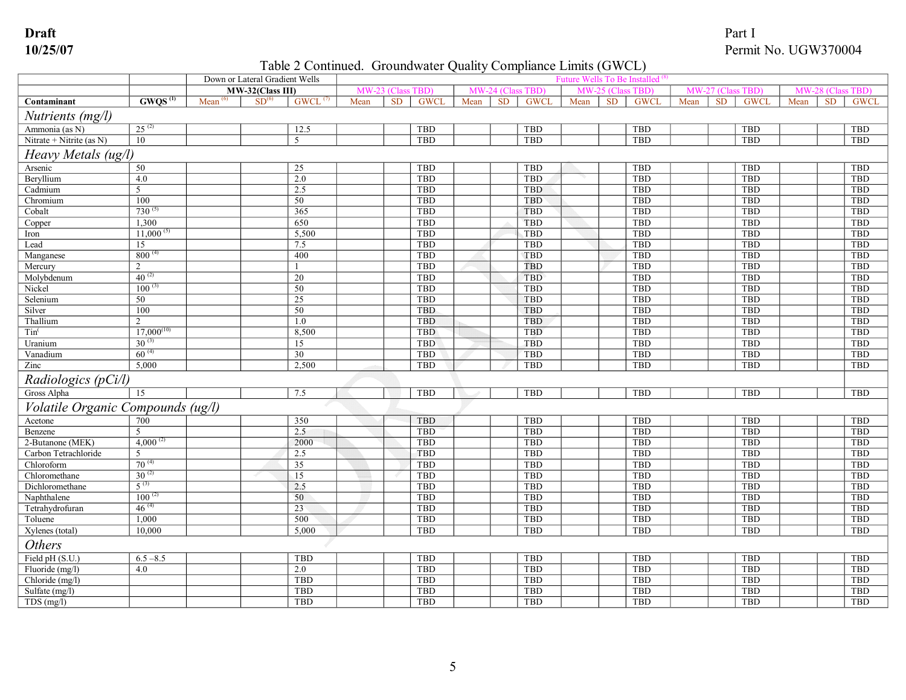Draft
10/25/07

Part I
Permit No. UGW370004

Table 2 Continued. Groundwater Quality Compliance Limits (GWCL)

| | | Down or Lateral Gradient Wells | | | Future Wells To Be Installed [8] | | | | | | | | | | | | | | |
|---|---|---|---|---|---|---|---|---|---|---|---|---|---|---|---|---|---|---|---|
| | | **MW-32(Class III)** | | | MW-23 (Class TBD) | | | MW-24 (Class TBD) | | | MW-25 (Class TBD) | | | MW-27 (Class TBD) | | | MW-28 (Class TBD) | | |
| **Contaminant** | **GWQS [1]** | Mean [6] | SD[6] | GWCL [7] | Mean | SD | GWCL | Mean | SD | GWCL | Mean | SD | GWCL | Mean | SD | GWCL | Mean | SD | GWCL |
| *Nutrients (mg/l)* | | | | | | | | | | | | | | | | | | | |
| Ammonia (as N) | 25 [2] | | | 12.5 | | | TBD | | | TBD | | | TBD | | | TBD | | | TBD |
| Nitrate + Nitrite (as N) | 10 | | | 5 | | | TBD | | | TBD | | | TBD | | | TBD | | | TBD |
| *Heavy Metals (ug/l)* | | | | | | | | | | | | | | | | | | | |
| Arsenic | 50 | | | 25 | | | TBD | | | TBD | | | TBD | | | TBD | | | TBD |
| Beryllium | 4.0 | | | 2.0 | | | TBD | | | TBD | | | TBD | | | TBD | | | TBD |
| Cadmium | 5 | | | 2.5 | | | TBD | | | TBD | | | TBD | | | TBD | | | TBD |
| Chromium | 100 | | | 50 | | | TBD | | | TBD | | | TBD | | | TBD | | | TBD |
| Cobalt | 730 [5] | | | 365 | | | TBD | | | TBD | | | TBD | | | TBD | | | TBD |
| Copper | 1,300 | | | 650 | | | TBD | | | TBD | | | TBD | | | TBD | | | TBD |
| Iron | 11,000 [5] | | | 5,500 | | | TBD | | | TBD | | | TBD | | | TBD | | | TBD |
| Lead | 15 | | | 7.5 | | | TBD | | | TBD | | | TBD | | | TBD | | | TBD |
| Manganese | 800 [4] | | | 400 | | | TBD | | | TBD | | | TBD | | | TBD | | | TBD |
| Mercury | 2 | | | 1 | | | TBD | | | TBD | | | TBD | | | TBD | | | TBD |
| Molybdenum | 40 [2] | | | 20 | | | TBD | | | TBD | | | TBD | | | TBD | | | TBD |
| Nickel | 100 [3] | | | 50 | | | TBD | | | TBD | | | TBD | | | TBD | | | TBD |
| Selenium | 50 | | | 25 | | | TBD | | | TBD | | | TBD | | | TBD | | | TBD |
| Silver | 100 | | | 50 | | | TBD | | | TBD | | | TBD | | | TBD | | | TBD |
| Thallium | 2 | | | 1.0 | | | TBD | | | TBD | | | TBD | | | TBD | | | TBD |
| Tin( | 17,000[10] | | | 8,500 | | | TBD | | | TBD | | | TBD | | | TBD | | | TBD |
| Uranium | 30 [3] | | | 15 | | | TBD | | | TBD | | | TBD | | | TBD | | | TBD |
| Vanadium | 60 [4] | | | 30 | | | TBD | | | TBD | | | TBD | | | TBD | | | TBD |
| Zinc | 5,000 | | | 2,500 | | | TBD | | | TBD | | | TBD | | | TBD | | | TBD |
| *Radiologics (pCi/l)* | | | | | | | | | | | | | | | | | | | |
| Gross Alpha | 15 | | | 7.5 | | | TBD | | | TBD | | | TBD | | | TBD | | | TBD |
| *Volatile Organic Compounds (ug/l)* | | | | | | | | | | | | | | | | | | | |
| Acetone | 700 | | | 350 | | | TBD | | | TBD | | | TBD | | | TBD | | | TBD |
| Benzene | 5 | | | 2.5 | | | TBD | | | TBD | | | TBD | | | TBD | | | TBD |
| 2-Butanone (MEK) | 4,000 [2] | | | 2000 | | | TBD | | | TBD | | | TBD | | | TBD | | | TBD |
| Carbon Tetrachloride | 5 | | | 2.5 | | | TBD | | | TBD | | | TBD | | | TBD | | | TBD |
| Chloroform | 70 [4] | | | 35 | | | TBD | | | TBD | | | TBD | | | TBD | | | TBD |
| Chloromethane | 30 [2] | | | 15 | | | TBD | | | TBD | | | TBD | | | TBD | | | TBD |
| Dichloromethane | 5 [3] | | | 2.5 | | | TBD | | | TBD | | | TBD | | | TBD | | | TBD |
| Naphthalene | 100 [2] | | | 50 | | | TBD | | | TBD | | | TBD | | | TBD | | | TBD |
| Tetrahydrofuran | 46 [4] | | | 23 | | | TBD | | | TBD | | | TBD | | | TBD | | | TBD |
| Toluene | 1,000 | | | 500 | | | TBD | | | TBD | | | TBD | | | TBD | | | TBD |
| Xylenes (total) | 10,000 | | | 5,000 | | | TBD | | | TBD | | | TBD | | | TBD | | | TBD |
| *Others* | | | | | | | | | | | | | | | | | | | |
| Field pH (S.U.) | 6.5 –8.5 | | | TBD | | | TBD | | | TBD | | | TBD | | | TBD | | | TBD |
| Fluoride (mg/l) | 4.0 | | | 2.0 | | | TBD | | | TBD | | | TBD | | | TBD | | | TBD |
| Chloride (mg/l) | | | | TBD | | | TBD | | | TBD | | | TBD | | | TBD | | | TBD |
| Sulfate (mg/l) | | | | TBD | | | TBD | | | TBD | | | TBD | | | TBD | | | TBD |
| TDS (mg/l) | | | | TBD | | | TBD | | | TBD | | | TBD | | | TBD | | | TBD |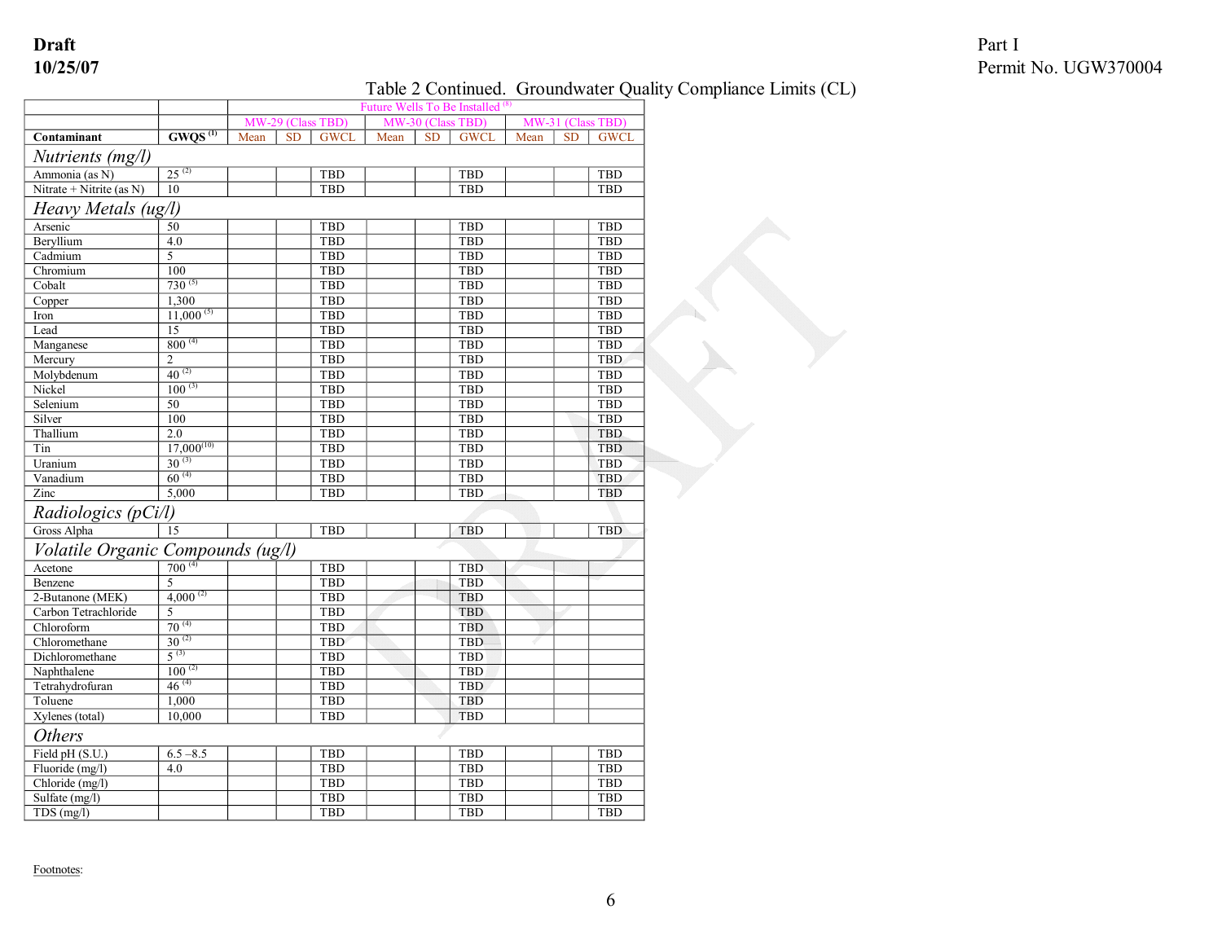Draft
10/25/07

Part I
Permit No. UGW370004

Table 2 Continued. Groundwater Quality Compliance Limits (CL)

| | | Future Wells To Be Installed [8] | | | | | | | | |
|---|---|---|---|---|---|---|---|---|---|---|
| | | MW-29 (Class TBD) | | | MW-30 (Class TBD) | | | MW-31 (Class TBD) | | |
| **Contaminant** | **GWQS [1]** | Mean | SD | GWCL | Mean | SD | GWCL | Mean | SD | GWCL |
| ***Nutrients (mg/l)*** | | | | | | | | | | |
| Ammonia (as N) | 25 [2] | | | TBD | | | TBD | | | TBD |
| Nitrate + Nitrite (as N) | 10 | | | TBD | | | TBD | | | TBD |
| ***Heavy Metals (ug/l)*** | | | | | | | | | | |
| Arsenic | 50 | | | TBD | | | TBD | | | TBD |
| Beryllium | 4.0 | | | TBD | | | TBD | | | TBD |
| Cadmium | 5 | | | TBD | | | TBD | | | TBD |
| Chromium | 100 | | | TBD | | | TBD | | | TBD |
| Cobalt | 730 [5] | | | TBD | | | TBD | | | TBD |
| Copper | 1,300 | | | TBD | | | TBD | | | TBD |
| Iron | 11,000 [5] | | | TBD | | | TBD | | | TBD |
| Lead | 15 | | | TBD | | | TBD | | | TBD |
| Manganese | 800 [4] | | | TBD | | | TBD | | | TBD |
| Mercury | 2 | | | TBD | | | TBD | | | TBD |
| Molybdenum | 40 [2] | | | TBD | | | TBD | | | TBD |
| Nickel | 100 [3] | | | TBD | | | TBD | | | TBD |
| Selenium | 50 | | | TBD | | | TBD | | | TBD |
| Silver | 100 | | | TBD | | | TBD | | | TBD |
| Thallium | 2.0 | | | TBD | | | TBD | | | TBD |
| Tin | 17,000 [10] | | | TBD | | | TBD | | | TBD |
| Uranium | 30 [3] | | | TBD | | | TBD | | | TBD |
| Vanadium | 60 [4] | | | TBD | | | TBD | | | TBD |
| Zinc | 5,000 | | | TBD | | | TBD | | | TBD |
| ***Radiologics (pCi/l)*** | | | | | | | | | | |
| Gross Alpha | 15 | | | TBD | | | TBD | | | TBD |
| ***Volatile Organic Compounds (ug/l)*** | | | | | | | | | | |
| Acetone | 700 [4] | | | TBD | | | TBD | | | |
| Benzene | 5 | | | TBD | | | TBD | | | |
| 2-Butanone (MEK) | 4,000 [2] | | | TBD | | | TBD | | | |
| Carbon Tetrachloride | 5 | | | TBD | | | TBD | | | |
| Chloroform | 70 [4] | | | TBD | | | TBD | | | |
| Chloromethane | 30 [2] | | | TBD | | | TBD | | | |
| Dichloromethane | 5 [3] | | | TBD | | | TBD | | | |
| Naphthalene | 100 [2] | | | TBD | | | TBD | | | |
| Tetrahydrofuran | 46 [4] | | | TBD | | | TBD | | | |
| Toluene | 1,000 | | | TBD | | | TBD | | | |
| Xylenes (total) | 10,000 | | | TBD | | | TBD | | | |
| ***Others*** | | | | | | | | | | |
| Field pH (S.U.) | 6.5 – 8.5 | | | TBD | | | TBD | | | TBD |
| Fluoride (mg/l) | 4.0 | | | TBD | | | TBD | | | TBD |
| Chloride (mg/l) | | | | TBD | | | TBD | | | TBD |
| Sulfate (mg/l) | | | | TBD | | | TBD | | | TBD |
| TDS (mg/l) | | | | TBD | | | TBD | | | TBD |

Footnotes: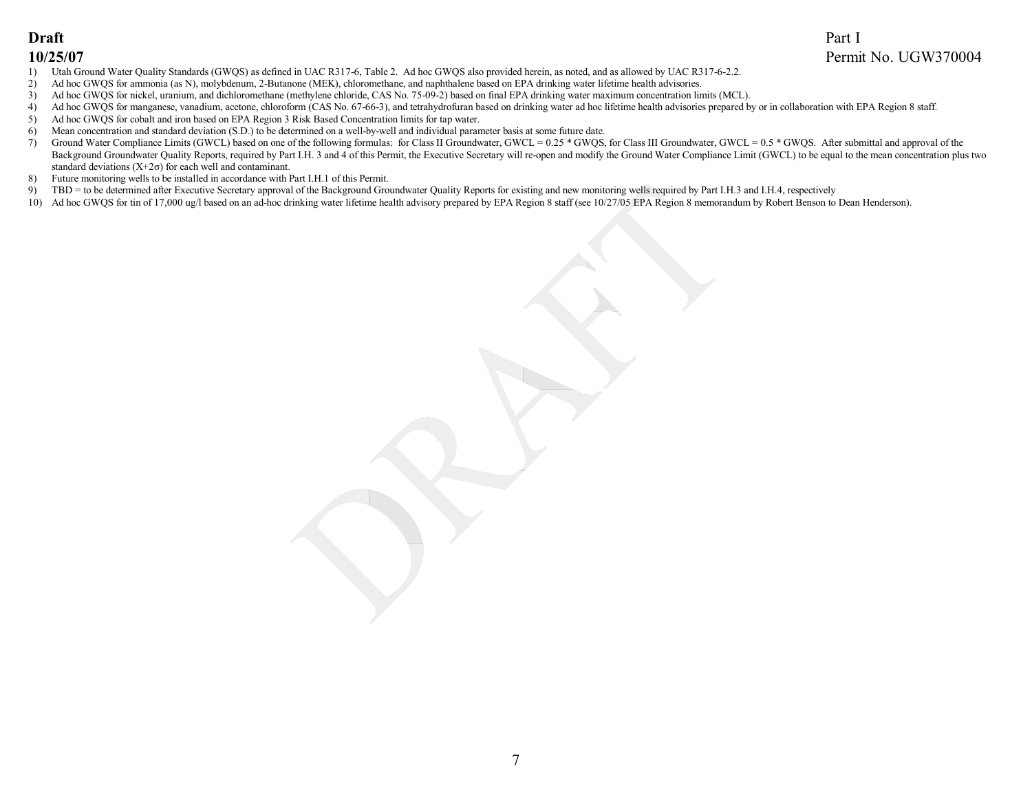1) Utah Ground Water Quality Standards (GWQS) as defined in UAC R317-6, Table 2. Ad hoc GWQS also provided herein, as noted, and as allowed by UAC R317-6-2.2.
2) Ad hoc GWQS for ammonia (as N), molybdenum, 2-Butanone (MEK), chloromethane, and naphthalene based on EPA drinking water lifetime health advisories.
3) Ad hoc GWQS for nickel, uranium, and dichloromethane (methylene chloride, CAS No. 75-09-2) based on final EPA drinking water maximum concentration limits (MCL).
4) Ad hoc GWQS for manganese, vanadium, acetone, chloroform (CAS No. 67-66-3), and tetrahydrofuran based on drinking water ad hoc lifetime health advisories prepared by or in collaboration with EPA Region 8 staff.
5) Ad hoc GWQS for cobalt and iron based on EPA Region 3 Risk Based Concentration limits for tap water.
6) Mean concentration and standard deviation (S.D.) to be determined on a well-by-well and individual parameter basis at some future date.
7) Ground Water Compliance Limits (GWCL) based on one of the following formulas: for Class II Groundwater, GWCL = 0.25 * GWQS, for Class III Groundwater, GWCL = 0.5 * GWQS. After submittal and approval of the Background Groundwater Quality Reports, required by Part I.H. 3 and 4 of this Permit, the Executive Secretary will re-open and modify the Ground Water Compliance Limit (GWCL) to be equal to the mean concentration plus two standard deviations ($X+2\sigma$) for each well and contaminant.
8) Future monitoring wells to be installed in accordance with Part I.H.1 of this Permit.
9) TBD = to be determined after Executive Secretary approval of the Background Groundwater Quality Reports for existing and new monitoring wells required by Part I.H.3 and I.H.4, respectively
10) Ad hoc GWQS for tin of 17,000 ug/l based on an ad-hoc drinking water lifetime health advisory prepared by EPA Region 8 staff (see 10/27/05 EPA Region 8 memorandum by Robert Benson to Dean Henderson).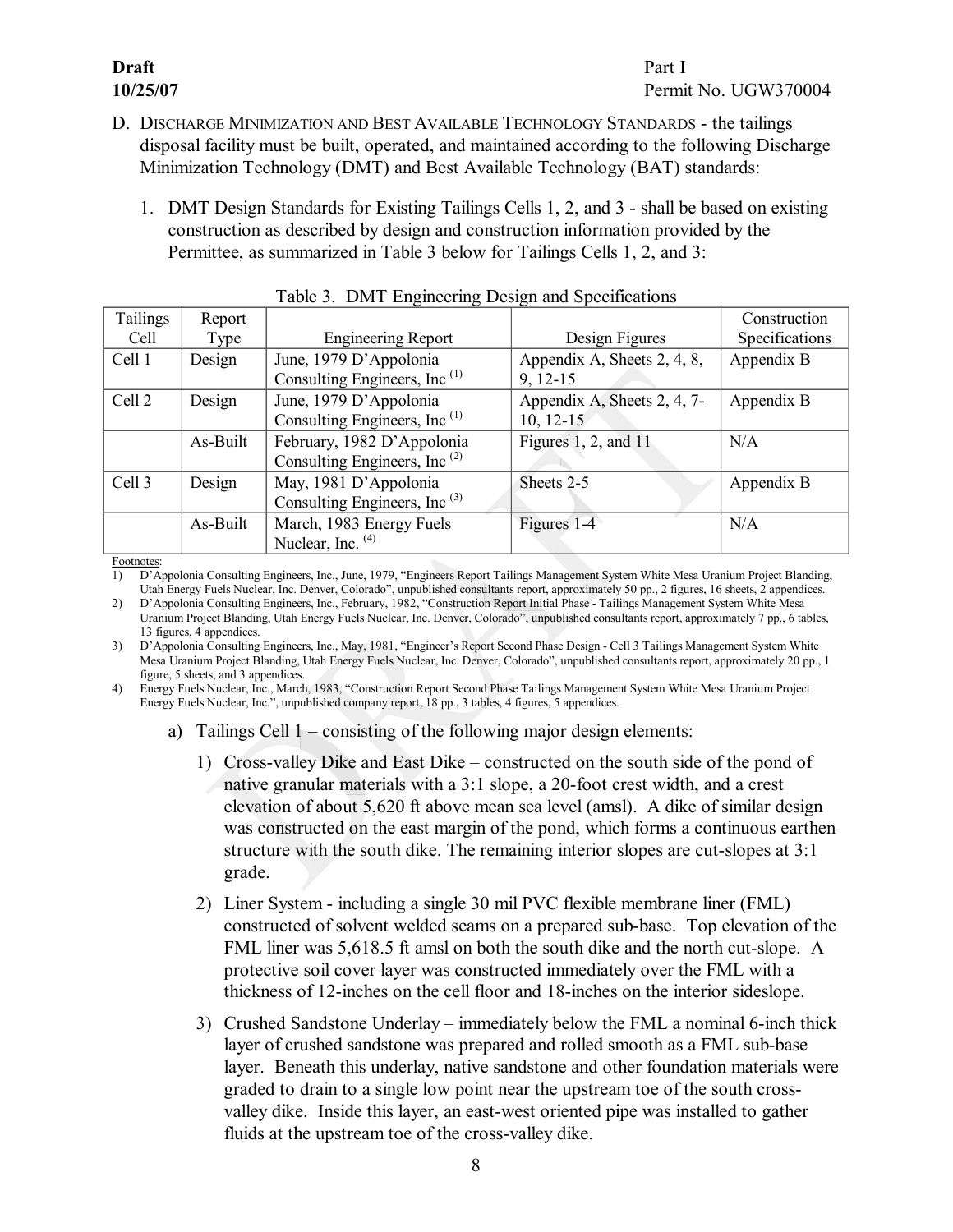D. DISCHARGE MINIMIZATION AND BEST AVAILABLE TECHNOLOGY STANDARDS - the tailings disposal facility must be built, operated, and maintained according to the following Discharge Minimization Technology (DMT) and Best Available Technology (BAT) standards:

1. DMT Design Standards for Existing Tailings Cells 1, 2, and 3 - shall be based on existing construction as described by design and construction information provided by the Permittee, as summarized in Table 3 below for Tailings Cells 1, 2, and 3:

Table 3. DMT Engineering Design and Specifications

| Tailings Cell | Report Type | Engineering Report | Design Figures | Construction Specifications |
|---|---|---|---|---|
| Cell 1 | Design | June, 1979 D'Appolonia Consulting Engineers, Inc [1] | Appendix A, Sheets 2, 4, 8, 9, 12-15 | Appendix B |
| Cell 2 | Design | June, 1979 D'Appolonia Consulting Engineers, Inc [1] | Appendix A, Sheets 2, 4, 7-10, 12-15 | Appendix B |
| | As-Built | February, 1982 D'Appolonia Consulting Engineers, Inc [2] | Figures 1, 2, and 11 | N/A |
| Cell 3 | Design | May, 1981 D'Appolonia Consulting Engineers, Inc [3] | Sheets 2-5 | Appendix B |
| | As-Built | March, 1983 Energy Fuels Nuclear, Inc. [4] | Figures 1-4 | N/A |

Footnotes:
1) D'Appolonia Consulting Engineers, Inc., June, 1979, "Engineers Report Tailings Management System White Mesa Uranium Project Blanding, Utah Energy Fuels Nuclear, Inc. Denver, Colorado", unpublished consultants report, approximately 50 pp., 2 figures, 16 sheets, 2 appendices.
2) D'Appolonia Consulting Engineers, Inc., February, 1982, "Construction Report Initial Phase - Tailings Management System White Mesa Uranium Project Blanding, Utah Energy Fuels Nuclear, Inc. Denver, Colorado", unpublished consultants report, approximately 7 pp., 6 tables, 13 figures, 4 appendices.
3) D'Appolonia Consulting Engineers, Inc., May, 1981, "Engineer's Report Second Phase Design - Cell 3 Tailings Management System White Mesa Uranium Project Blanding, Utah Energy Fuels Nuclear, Inc. Denver, Colorado", unpublished consultants report, approximately 20 pp., 1 figure, 5 sheets, and 3 appendices.
4) Energy Fuels Nuclear, Inc., March, 1983, "Construction Report Second Phase Tailings Management System White Mesa Uranium Project Energy Fuels Nuclear, Inc.", unpublished company report, 18 pp., 3 tables, 4 figures, 5 appendices.

a) Tailings Cell 1 – consisting of the following major design elements:

1) Cross-valley Dike and East Dike – constructed on the south side of the pond of native granular materials with a 3:1 slope, a 20-foot crest width, and a crest elevation of about 5,620 ft above mean sea level (amsl). A dike of similar design was constructed on the east margin of the pond, which forms a continuous earthen structure with the south dike. The remaining interior slopes are cut-slopes at 3:1 grade.

2) Liner System - including a single 30 mil PVC flexible membrane liner (FML) constructed of solvent welded seams on a prepared sub-base. Top elevation of the FML liner was 5,618.5 ft amsl on both the south dike and the north cut-slope. A protective soil cover layer was constructed immediately over the FML with a thickness of 12-inches on the cell floor and 18-inches on the interior sideslope.

3) Crushed Sandstone Underlay – immediately below the FML a nominal 6-inch thick layer of crushed sandstone was prepared and rolled smooth as a FML sub-base layer. Beneath this underlay, native sandstone and other foundation materials were graded to drain to a single low point near the upstream toe of the south cross-valley dike. Inside this layer, an east-west oriented pipe was installed to gather fluids at the upstream toe of the cross-valley dike.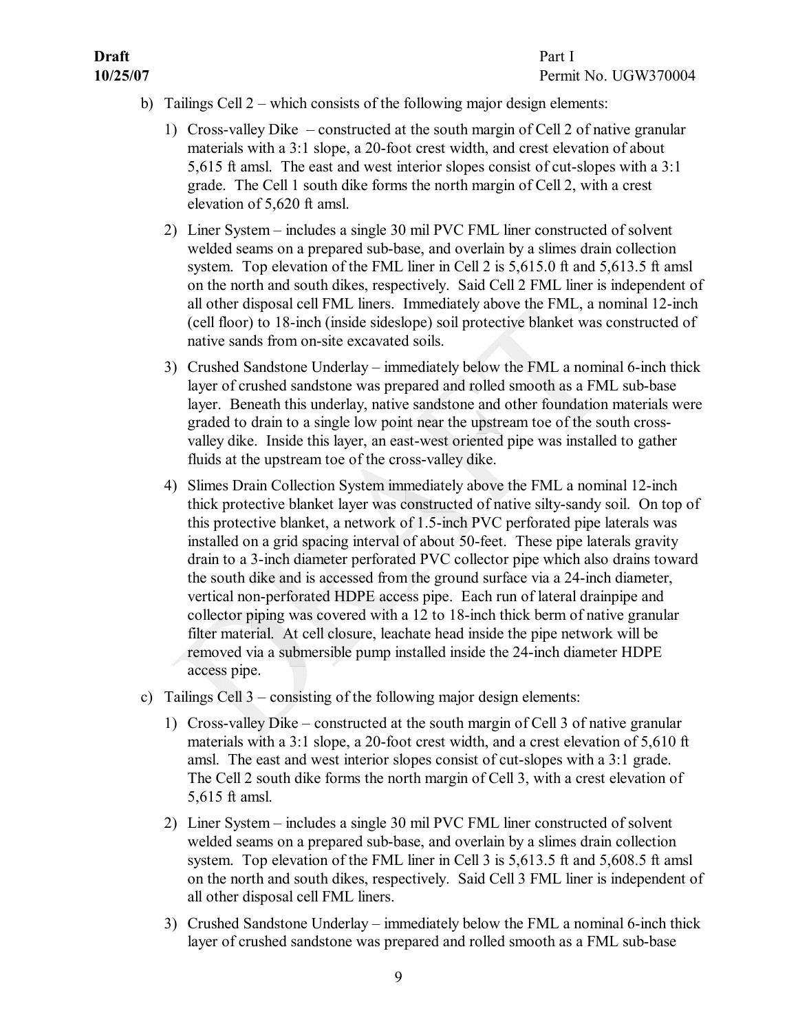b) Tailings Cell 2 – which consists of the following major design elements:

   1) Cross-valley Dike – constructed at the south margin of Cell 2 of native granular materials with a 3:1 slope, a 20-foot crest width, and crest elevation of about 5,615 ft amsl. The east and west interior slopes consist of cut-slopes with a 3:1 grade. The Cell 1 south dike forms the north margin of Cell 2, with a crest elevation of 5,620 ft amsl.

   2) Liner System – includes a single 30 mil PVC FML liner constructed of solvent welded seams on a prepared sub-base, and overlain by a slimes drain collection system. Top elevation of the FML liner in Cell 2 is 5,615.0 ft and 5,613.5 ft amsl on the north and south dikes, respectively. Said Cell 2 FML liner is independent of all other disposal cell FML liners. Immediately above the FML, a nominal 12-inch (cell floor) to 18-inch (inside sideslope) soil protective blanket was constructed of native sands from on-site excavated soils.

   3) Crushed Sandstone Underlay – immediately below the FML a nominal 6-inch thick layer of crushed sandstone was prepared and rolled smooth as a FML sub-base layer. Beneath this underlay, native sandstone and other foundation materials were graded to drain to a single low point near the upstream toe of the south cross-valley dike. Inside this layer, an east-west oriented pipe was installed to gather fluids at the upstream toe of the cross-valley dike.

   4) Slimes Drain Collection System immediately above the FML a nominal 12-inch thick protective blanket layer was constructed of native silty-sandy soil. On top of this protective blanket, a network of 1.5-inch PVC perforated pipe laterals was installed on a grid spacing interval of about 50-feet. These pipe laterals gravity drain to a 3-inch diameter perforated PVC collector pipe which also drains toward the south dike and is accessed from the ground surface via a 24-inch diameter, vertical non-perforated HDPE access pipe. Each run of lateral drainpipe and collector piping was covered with a 12 to 18-inch thick berm of native granular filter material. At cell closure, leachate head inside the pipe network will be removed via a submersible pump installed inside the 24-inch diameter HDPE access pipe.

c) Tailings Cell 3 – consisting of the following major design elements:

   1) Cross-valley Dike – constructed at the south margin of Cell 3 of native granular materials with a 3:1 slope, a 20-foot crest width, and a crest elevation of 5,610 ft amsl. The east and west interior slopes consist of cut-slopes with a 3:1 grade. The Cell 2 south dike forms the north margin of Cell 3, with a crest elevation of 5,615 ft amsl.

   2) Liner System – includes a single 30 mil PVC FML liner constructed of solvent welded seams on a prepared sub-base, and overlain by a slimes drain collection system. Top elevation of the FML liner in Cell 3 is 5,613.5 ft and 5,608.5 ft amsl on the north and south dikes, respectively. Said Cell 3 FML liner is independent of all other disposal cell FML liners.

   3) Crushed Sandstone Underlay – immediately below the FML a nominal 6-inch thick layer of crushed sandstone was prepared and rolled smooth as a FML sub-base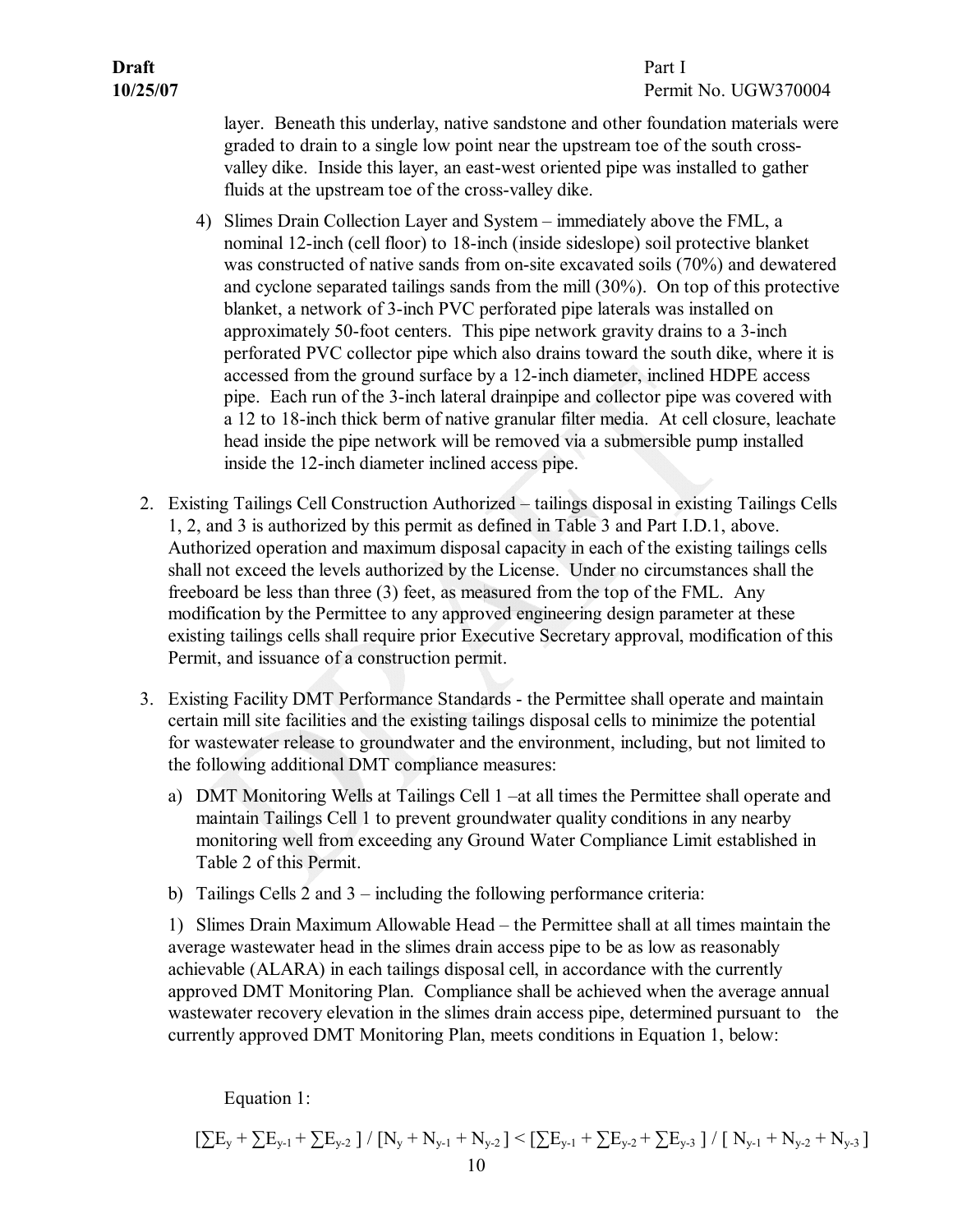layer. Beneath this underlay, native sandstone and other foundation materials were graded to drain to a single low point near the upstream toe of the south cross-valley dike. Inside this layer, an east-west oriented pipe was installed to gather fluids at the upstream toe of the cross-valley dike.

4) Slimes Drain Collection Layer and System – immediately above the FML, a nominal 12-inch (cell floor) to 18-inch (inside sideslope) soil protective blanket was constructed of native sands from on-site excavated soils (70%) and dewatered and cyclone separated tailings sands from the mill (30%). On top of this protective blanket, a network of 3-inch PVC perforated pipe laterals was installed on approximately 50-foot centers. This pipe network gravity drains to a 3-inch perforated PVC collector pipe which also drains toward the south dike, where it is accessed from the ground surface by a 12-inch diameter, inclined HDPE access pipe. Each run of the 3-inch lateral drainpipe and collector pipe was covered with a 12 to 18-inch thick berm of native granular filter media. At cell closure, leachate head inside the pipe network will be removed via a submersible pump installed inside the 12-inch diameter inclined access pipe.

2. Existing Tailings Cell Construction Authorized – tailings disposal in existing Tailings Cells 1, 2, and 3 is authorized by this permit as defined in Table 3 and Part I.D.1, above. Authorized operation and maximum disposal capacity in each of the existing tailings cells shall not exceed the levels authorized by the License. Under no circumstances shall the freeboard be less than three (3) feet, as measured from the top of the FML. Any modification by the Permittee to any approved engineering design parameter at these existing tailings cells shall require prior Executive Secretary approval, modification of this Permit, and issuance of a construction permit.

3. Existing Facility DMT Performance Standards - the Permittee shall operate and maintain certain mill site facilities and the existing tailings disposal cells to minimize the potential for wastewater release to groundwater and the environment, including, but not limited to the following additional DMT compliance measures:

   a) DMT Monitoring Wells at Tailings Cell 1 –at all times the Permittee shall operate and maintain Tailings Cell 1 to prevent groundwater quality conditions in any nearby monitoring well from exceeding any Ground Water Compliance Limit established in Table 2 of this Permit.

   b) Tailings Cells 2 and 3 – including the following performance criteria:

   1) Slimes Drain Maximum Allowable Head – the Permittee shall at all times maintain the average wastewater head in the slimes drain access pipe to be as low as reasonably achievable (ALARA) in each tailings disposal cell, in accordance with the currently approved DMT Monitoring Plan. Compliance shall be achieved when the average annual wastewater recovery elevation in the slimes drain access pipe, determined pursuant to the currently approved DMT Monitoring Plan, meets conditions in Equation 1, below:

Equation 1:

$$[\sum E_y + \sum E_{y-1} + \sum E_{y-2}] / [N_y + N_{y-1} + N_{y-2}] < [\sum E_{y-1} + \sum E_{y-2} + \sum E_{y-3}] / [N_{y-1} + N_{y-2} + N_{y-3}]$$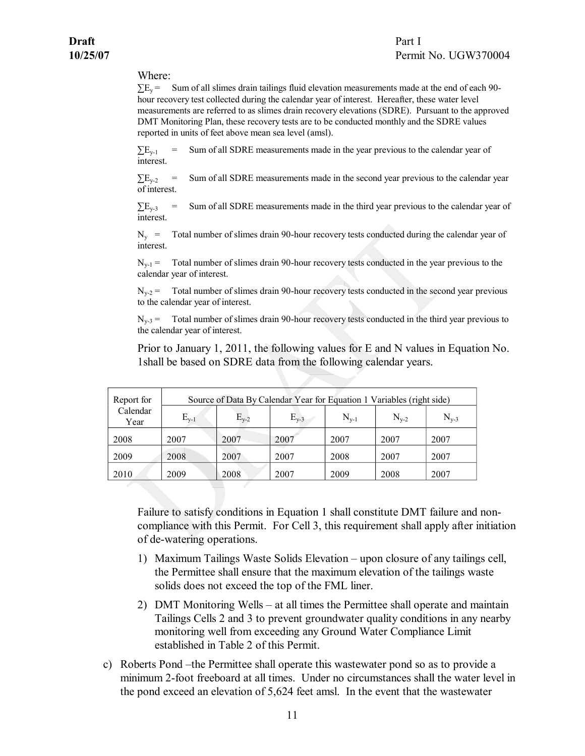Where:

$\sum E_y$ = Sum of all slimes drain tailings fluid elevation measurements made at the end of each 90-hour recovery test collected during the calendar year of interest. Hereafter, these water level measurements are referred to as slimes drain recovery elevations (SDRE). Pursuant to the approved DMT Monitoring Plan, these recovery tests are to be conducted monthly and the SDRE values reported in units of feet above mean sea level (amsl).

$\sum E_{y-1}$ = Sum of all SDRE measurements made in the year previous to the calendar year of interest.

$\sum E_{y-2}$ = Sum of all SDRE measurements made in the second year previous to the calendar year of interest.

$\sum E_{y-3}$ = Sum of all SDRE measurements made in the third year previous to the calendar year of interest.

$N_y$ = Total number of slimes drain 90-hour recovery tests conducted during the calendar year of interest.

$N_{y-1}$ = Total number of slimes drain 90-hour recovery tests conducted in the year previous to the calendar year of interest.

$N_{y-2}$ = Total number of slimes drain 90-hour recovery tests conducted in the second year previous to the calendar year of interest.

$N_{y-3}$ = Total number of slimes drain 90-hour recovery tests conducted in the third year previous to the calendar year of interest.

Prior to January 1, 2011, the following values for E and N values in Equation No. 1shall be based on SDRE data from the following calendar years.

| Report for Calendar Year | Source of Data By Calendar Year for Equation 1 Variables (right side) | | | | | |
|---|---|---|---|---|---|---|
| | $E_{y-1}$ | $E_{y-2}$ | $E_{y-3}$ | $N_{y-1}$ | $N_{y-2}$ | $N_{y-3}$ |
| 2008 | 2007 | 2007 | 2007 | 2007 | 2007 | 2007 |
| 2009 | 2008 | 2007 | 2007 | 2008 | 2007 | 2007 |
| 2010 | 2009 | 2008 | 2007 | 2009 | 2008 | 2007 |

Failure to satisfy conditions in Equation 1 shall constitute DMT failure and non-compliance with this Permit. For Cell 3, this requirement shall apply after initiation of de-watering operations.

1) Maximum Tailings Waste Solids Elevation – upon closure of any tailings cell, the Permittee shall ensure that the maximum elevation of the tailings waste solids does not exceed the top of the FML liner.
2) DMT Monitoring Wells – at all times the Permittee shall operate and maintain Tailings Cells 2 and 3 to prevent groundwater quality conditions in any nearby monitoring well from exceeding any Ground Water Compliance Limit established in Table 2 of this Permit.

c) Roberts Pond –the Permittee shall operate this wastewater pond so as to provide a minimum 2-foot freeboard at all times. Under no circumstances shall the water level in the pond exceed an elevation of 5,624 feet amsl. In the event that the wastewater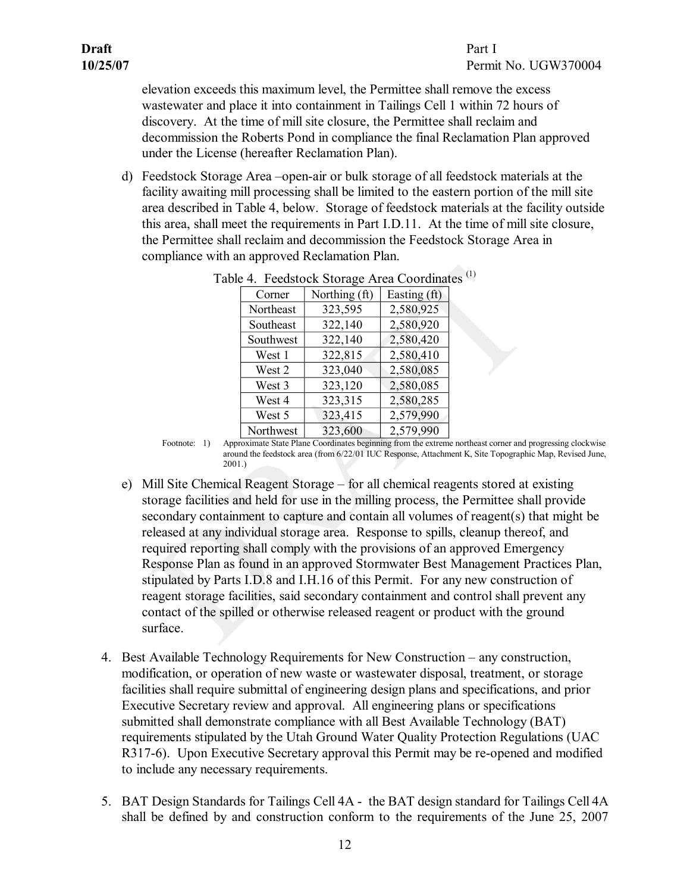elevation exceeds this maximum level, the Permittee shall remove the excess wastewater and place it into containment in Tailings Cell 1 within 72 hours of discovery. At the time of mill site closure, the Permittee shall reclaim and decommission the Roberts Pond in compliance the final Reclamation Plan approved under the License (hereafter Reclamation Plan).

d) Feedstock Storage Area –open-air or bulk storage of all feedstock materials at the facility awaiting mill processing shall be limited to the eastern portion of the mill site area described in Table 4, below. Storage of feedstock materials at the facility outside this area, shall meet the requirements in Part I.D.11. At the time of mill site closure, the Permittee shall reclaim and decommission the Feedstock Storage Area in compliance with an approved Reclamation Plan.

Table 4. Feedstock Storage Area Coordinates (1)

| Corner | Northing (ft) | Easting (ft) |
|---|---|---|
| Northeast | 323,595 | 2,580,925 |
| Southeast | 322,140 | 2,580,920 |
| Southwest | 322,140 | 2,580,420 |
| West 1 | 322,815 | 2,580,410 |
| West 2 | 323,040 | 2,580,085 |
| West 3 | 323,120 | 2,580,085 |
| West 4 | 323,315 | 2,580,285 |
| West 5 | 323,415 | 2,579,990 |
| Northwest | 323,600 | 2,579,990 |

Footnote: 1) Approximate State Plane Coordinates beginning from the extreme northeast corner and progressing clockwise around the feedstock area (from 6/22/01 IUC Response, Attachment K, Site Topographic Map, Revised June, 2001.)

e) Mill Site Chemical Reagent Storage – for all chemical reagents stored at existing storage facilities and held for use in the milling process, the Permittee shall provide secondary containment to capture and contain all volumes of reagent(s) that might be released at any individual storage area. Response to spills, cleanup thereof, and required reporting shall comply with the provisions of an approved Emergency Response Plan as found in an approved Stormwater Best Management Practices Plan, stipulated by Parts I.D.8 and I.H.16 of this Permit. For any new construction of reagent storage facilities, said secondary containment and control shall prevent any contact of the spilled or otherwise released reagent or product with the ground surface.

4. Best Available Technology Requirements for New Construction – any construction, modification, or operation of new waste or wastewater disposal, treatment, or storage facilities shall require submittal of engineering design plans and specifications, and prior Executive Secretary review and approval. All engineering plans or specifications submitted shall demonstrate compliance with all Best Available Technology (BAT) requirements stipulated by the Utah Ground Water Quality Protection Regulations (UAC R317-6). Upon Executive Secretary approval this Permit may be re-opened and modified to include any necessary requirements.

5. BAT Design Standards for Tailings Cell 4A - the BAT design standard for Tailings Cell 4A shall be defined by and construction conform to the requirements of the June 25, 2007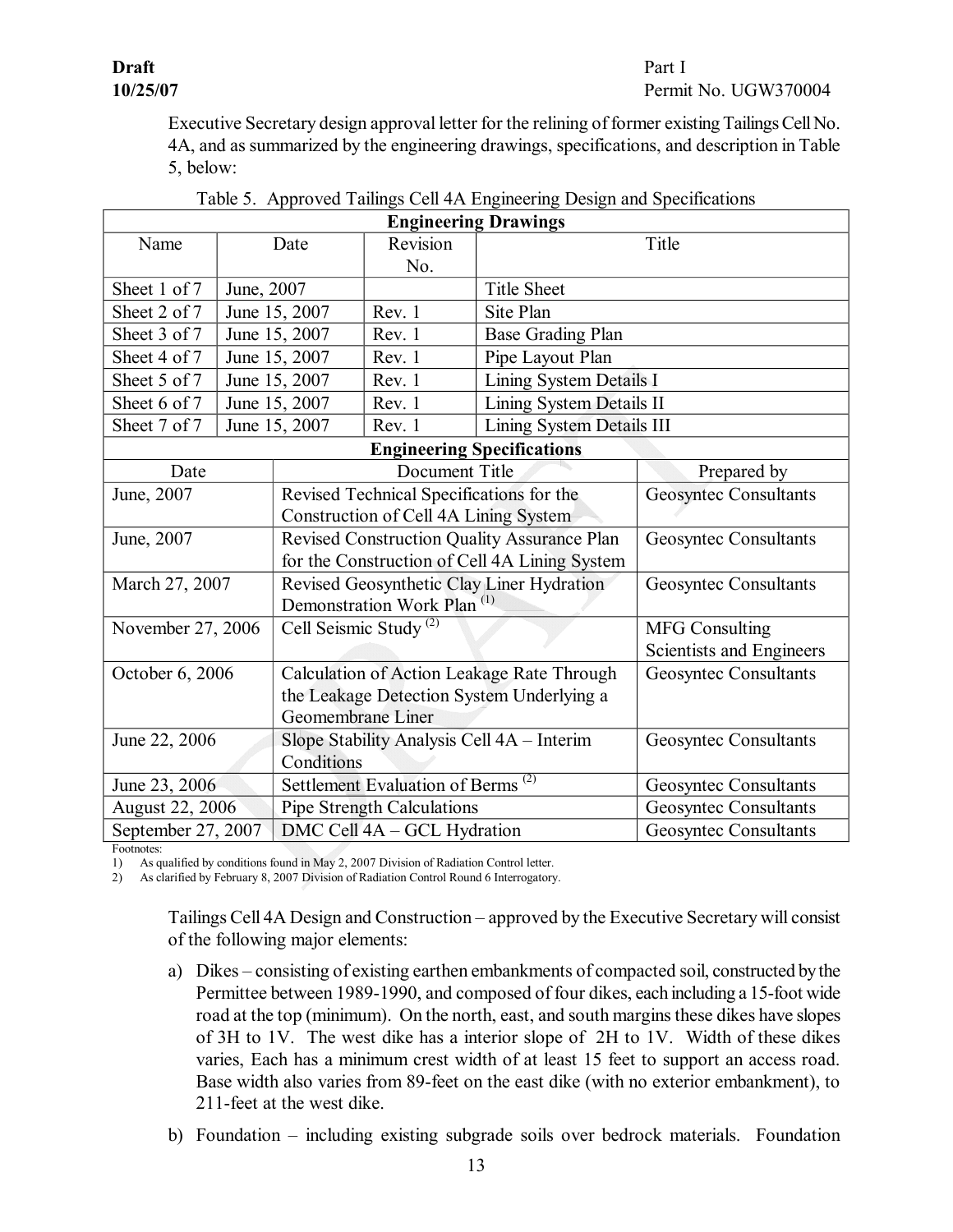Executive Secretary design approval letter for the relining of former existing Tailings Cell No. 4A, and as summarized by the engineering drawings, specifications, and description in Table 5, below:

Table 5. Approved Tailings Cell 4A Engineering Design and Specifications

| **Engineering Drawings** | | | |
|---|---|---|---|
| Name | Date | Revision No. | Title |
| Sheet 1 of 7 | June, 2007 | | Title Sheet |
| Sheet 2 of 7 | June 15, 2007 | Rev. 1 | Site Plan |
| Sheet 3 of 7 | June 15, 2007 | Rev. 1 | Base Grading Plan |
| Sheet 4 of 7 | June 15, 2007 | Rev. 1 | Pipe Layout Plan |
| Sheet 5 of 7 | June 15, 2007 | Rev. 1 | Lining System Details I |
| Sheet 6 of 7 | June 15, 2007 | Rev. 1 | Lining System Details II |
| Sheet 7 of 7 | June 15, 2007 | Rev. 1 | Lining System Details III |

| **Engineering Specifications** | | |
|---|---|---|
| Date | Document Title | Prepared by |
| June, 2007 | Revised Technical Specifications for the Construction of Cell 4A Lining System | Geosyntec Consultants |
| June, 2007 | Revised Construction Quality Assurance Plan for the Construction of Cell 4A Lining System | Geosyntec Consultants |
| March 27, 2007 | Revised Geosynthetic Clay Liner Hydration Demonstration Work Plan (1) | Geosyntec Consultants |
| November 27, 2006 | Cell Seismic Study (2) | MFG Consulting Scientists and Engineers |
| October 6, 2006 | Calculation of Action Leakage Rate Through the Leakage Detection System Underlying a Geomembrane Liner | Geosyntec Consultants |
| June 22, 2006 | Slope Stability Analysis Cell 4A – Interim Conditions | Geosyntec Consultants |
| June 23, 2006 | Settlement Evaluation of Berms (2) | Geosyntec Consultants |
| August 22, 2006 | Pipe Strength Calculations | Geosyntec Consultants |
| September 27, 2007 | DMC Cell 4A – GCL Hydration | Geosyntec Consultants |

Footnotes:
1) As qualified by conditions found in May 2, 2007 Division of Radiation Control letter.
2) As clarified by February 8, 2007 Division of Radiation Control Round 6 Interrogatory.

Tailings Cell 4A Design and Construction – approved by the Executive Secretary will consist of the following major elements:

a) Dikes – consisting of existing earthen embankments of compacted soil, constructed by the Permittee between 1989-1990, and composed of four dikes, each including a 15-foot wide road at the top (minimum). On the north, east, and south margins these dikes have slopes of 3H to 1V. The west dike has a interior slope of 2H to 1V. Width of these dikes varies, Each has a minimum crest width of at least 15 feet to support an access road. Base width also varies from 89-feet on the east dike (with no exterior embankment), to 211-feet at the west dike.

b) Foundation – including existing subgrade soils over bedrock materials. Foundation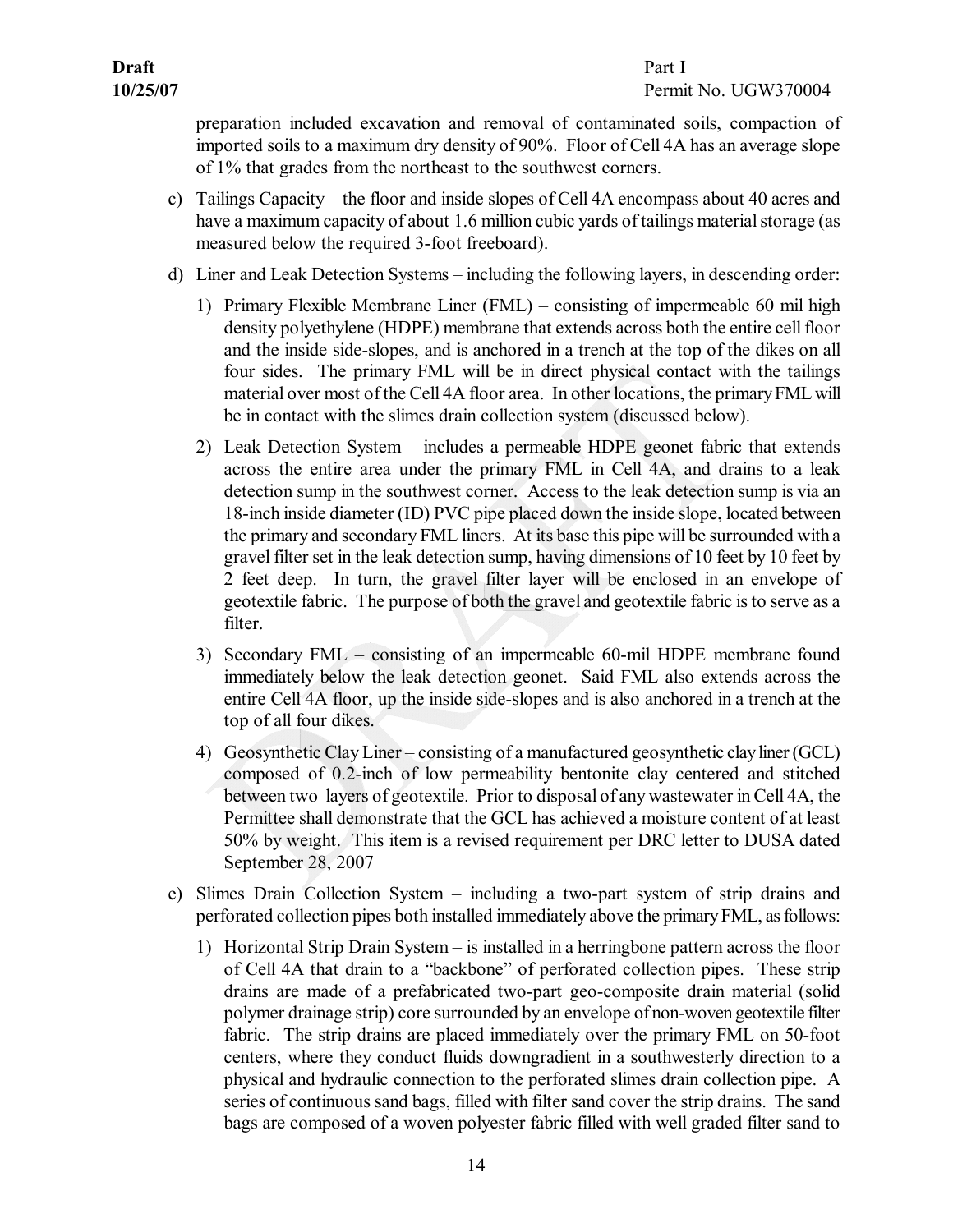preparation included excavation and removal of contaminated soils, compaction of imported soils to a maximum dry density of 90%. Floor of Cell 4A has an average slope of 1% that grades from the northeast to the southwest corners.

c) Tailings Capacity – the floor and inside slopes of Cell 4A encompass about 40 acres and have a maximum capacity of about 1.6 million cubic yards of tailings material storage (as measured below the required 3-foot freeboard).

d) Liner and Leak Detection Systems – including the following layers, in descending order:

   1) Primary Flexible Membrane Liner (FML) – consisting of impermeable 60 mil high density polyethylene (HDPE) membrane that extends across both the entire cell floor and the inside side-slopes, and is anchored in a trench at the top of the dikes on all four sides. The primary FML will be in direct physical contact with the tailings material over most of the Cell 4A floor area. In other locations, the primary FML will be in contact with the slimes drain collection system (discussed below).

   2) Leak Detection System – includes a permeable HDPE geonet fabric that extends across the entire area under the primary FML in Cell 4A, and drains to a leak detection sump in the southwest corner. Access to the leak detection sump is via an 18-inch inside diameter (ID) PVC pipe placed down the inside slope, located between the primary and secondary FML liners. At its base this pipe will be surrounded with a gravel filter set in the leak detection sump, having dimensions of 10 feet by 10 feet by 2 feet deep. In turn, the gravel filter layer will be enclosed in an envelope of geotextile fabric. The purpose of both the gravel and geotextile fabric is to serve as a filter.

   3) Secondary FML – consisting of an impermeable 60-mil HDPE membrane found immediately below the leak detection geonet. Said FML also extends across the entire Cell 4A floor, up the inside side-slopes and is also anchored in a trench at the top of all four dikes.

   4) Geosynthetic Clay Liner – consisting of a manufactured geosynthetic clay liner (GCL) composed of 0.2-inch of low permeability bentonite clay centered and stitched between two layers of geotextile. Prior to disposal of any wastewater in Cell 4A, the Permittee shall demonstrate that the GCL has achieved a moisture content of at least 50% by weight. This item is a revised requirement per DRC letter to DUSA dated September 28, 2007

e) Slimes Drain Collection System – including a two-part system of strip drains and perforated collection pipes both installed immediately above the primary FML, as follows:

   1) Horizontal Strip Drain System – is installed in a herringbone pattern across the floor of Cell 4A that drain to a "backbone" of perforated collection pipes. These strip drains are made of a prefabricated two-part geo-composite drain material (solid polymer drainage strip) core surrounded by an envelope of non-woven geotextile filter fabric. The strip drains are placed immediately over the primary FML on 50-foot centers, where they conduct fluids downgradient in a southwesterly direction to a physical and hydraulic connection to the perforated slimes drain collection pipe. A series of continuous sand bags, filled with filter sand cover the strip drains. The sand bags are composed of a woven polyester fabric filled with well graded filter sand to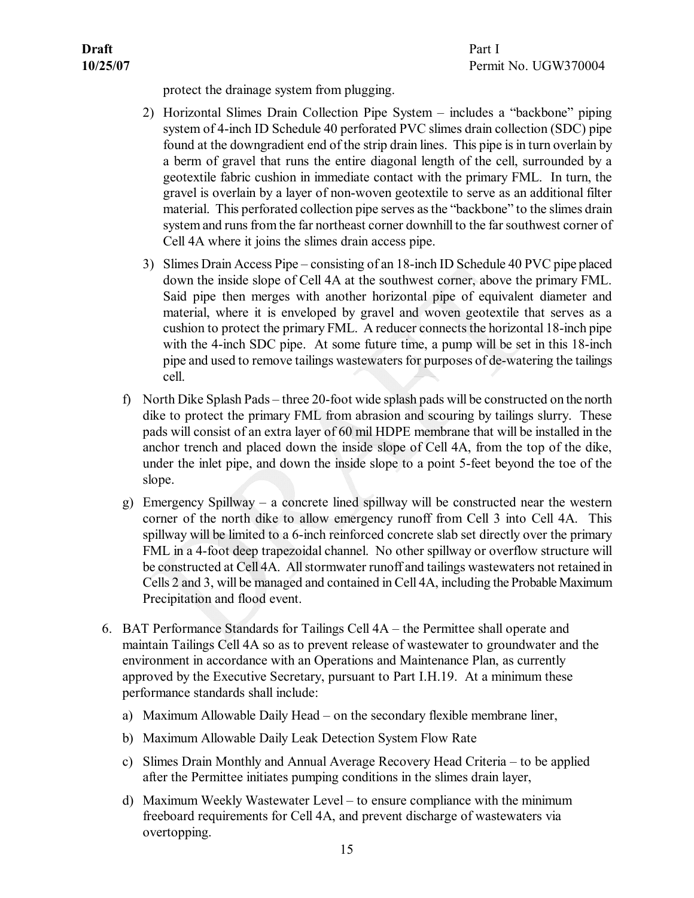protect the drainage system from plugging.

2) Horizontal Slimes Drain Collection Pipe System – includes a "backbone" piping system of 4-inch ID Schedule 40 perforated PVC slimes drain collection (SDC) pipe found at the downgradient end of the strip drain lines. This pipe is in turn overlain by a berm of gravel that runs the entire diagonal length of the cell, surrounded by a geotextile fabric cushion in immediate contact with the primary FML. In turn, the gravel is overlain by a layer of non-woven geotextile to serve as an additional filter material. This perforated collection pipe serves as the "backbone" to the slimes drain system and runs from the far northeast corner downhill to the far southwest corner of Cell 4A where it joins the slimes drain access pipe.

3) Slimes Drain Access Pipe – consisting of an 18-inch ID Schedule 40 PVC pipe placed down the inside slope of Cell 4A at the southwest corner, above the primary FML. Said pipe then merges with another horizontal pipe of equivalent diameter and material, where it is enveloped by gravel and woven geotextile that serves as a cushion to protect the primary FML. A reducer connects the horizontal 18-inch pipe with the 4-inch SDC pipe. At some future time, a pump will be set in this 18-inch pipe and used to remove tailings wastewaters for purposes of de-watering the tailings cell.

f) North Dike Splash Pads – three 20-foot wide splash pads will be constructed on the north dike to protect the primary FML from abrasion and scouring by tailings slurry. These pads will consist of an extra layer of 60 mil HDPE membrane that will be installed in the anchor trench and placed down the inside slope of Cell 4A, from the top of the dike, under the inlet pipe, and down the inside slope to a point 5-feet beyond the toe of the slope.

g) Emergency Spillway – a concrete lined spillway will be constructed near the western corner of the north dike to allow emergency runoff from Cell 3 into Cell 4A. This spillway will be limited to a 6-inch reinforced concrete slab set directly over the primary FML in a 4-foot deep trapezoidal channel. No other spillway or overflow structure will be constructed at Cell 4A. All stormwater runoff and tailings wastewaters not retained in Cells 2 and 3, will be managed and contained in Cell 4A, including the Probable Maximum Precipitation and flood event.

6. BAT Performance Standards for Tailings Cell 4A – the Permittee shall operate and maintain Tailings Cell 4A so as to prevent release of wastewater to groundwater and the environment in accordance with an Operations and Maintenance Plan, as currently approved by the Executive Secretary, pursuant to Part I.H.19. At a minimum these performance standards shall include:

   a) Maximum Allowable Daily Head – on the secondary flexible membrane liner,

   b) Maximum Allowable Daily Leak Detection System Flow Rate

   c) Slimes Drain Monthly and Annual Average Recovery Head Criteria – to be applied after the Permittee initiates pumping conditions in the slimes drain layer,

   d) Maximum Weekly Wastewater Level – to ensure compliance with the minimum freeboard requirements for Cell 4A, and prevent discharge of wastewaters via overtopping.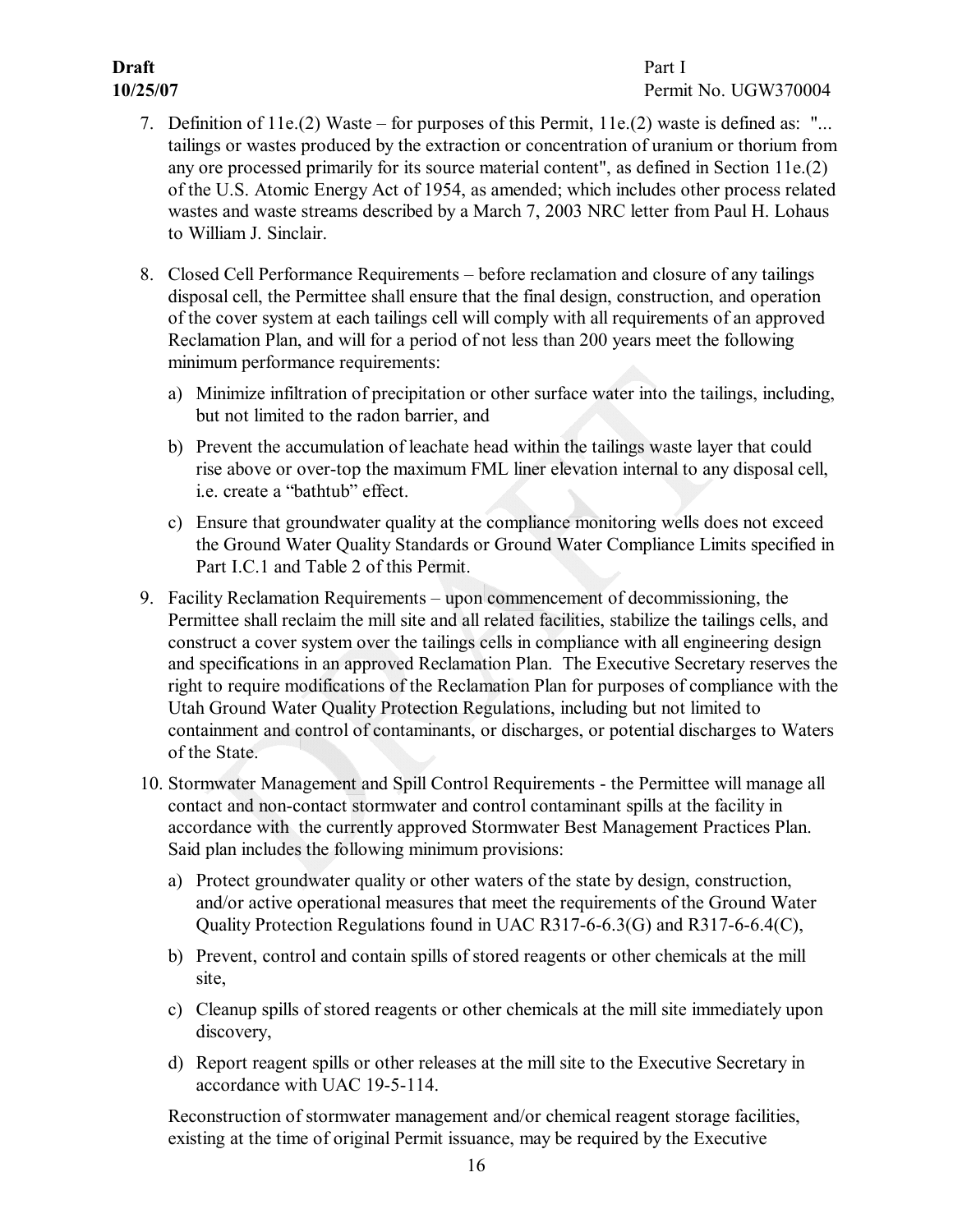7. Definition of 11e.(2) Waste – for purposes of this Permit, 11e.(2) waste is defined as: "... tailings or wastes produced by the extraction or concentration of uranium or thorium from any ore processed primarily for its source material content", as defined in Section 11e.(2) of the U.S. Atomic Energy Act of 1954, as amended; which includes other process related wastes and waste streams described by a March 7, 2003 NRC letter from Paul H. Lohaus to William J. Sinclair.

8. Closed Cell Performance Requirements – before reclamation and closure of any tailings disposal cell, the Permittee shall ensure that the final design, construction, and operation of the cover system at each tailings cell will comply with all requirements of an approved Reclamation Plan, and will for a period of not less than 200 years meet the following minimum performance requirements:

   a) Minimize infiltration of precipitation or other surface water into the tailings, including, but not limited to the radon barrier, and

   b) Prevent the accumulation of leachate head within the tailings waste layer that could rise above or over-top the maximum FML liner elevation internal to any disposal cell, i.e. create a "bathtub" effect.

   c) Ensure that groundwater quality at the compliance monitoring wells does not exceed the Ground Water Quality Standards or Ground Water Compliance Limits specified in Part I.C.1 and Table 2 of this Permit.

9. Facility Reclamation Requirements – upon commencement of decommissioning, the Permittee shall reclaim the mill site and all related facilities, stabilize the tailings cells, and construct a cover system over the tailings cells in compliance with all engineering design and specifications in an approved Reclamation Plan. The Executive Secretary reserves the right to require modifications of the Reclamation Plan for purposes of compliance with the Utah Ground Water Quality Protection Regulations, including but not limited to containment and control of contaminants, or discharges, or potential discharges to Waters of the State.

10. Stormwater Management and Spill Control Requirements - the Permittee will manage all contact and non-contact stormwater and control contaminant spills at the facility in accordance with the currently approved Stormwater Best Management Practices Plan. Said plan includes the following minimum provisions:

    a) Protect groundwater quality or other waters of the state by design, construction, and/or active operational measures that meet the requirements of the Ground Water Quality Protection Regulations found in UAC R317-6-6.3(G) and R317-6-6.4(C),

    b) Prevent, control and contain spills of stored reagents or other chemicals at the mill site,

    c) Cleanup spills of stored reagents or other chemicals at the mill site immediately upon discovery,

    d) Report reagent spills or other releases at the mill site to the Executive Secretary in accordance with UAC 19-5-114.

    Reconstruction of stormwater management and/or chemical reagent storage facilities, existing at the time of original Permit issuance, may be required by the Executive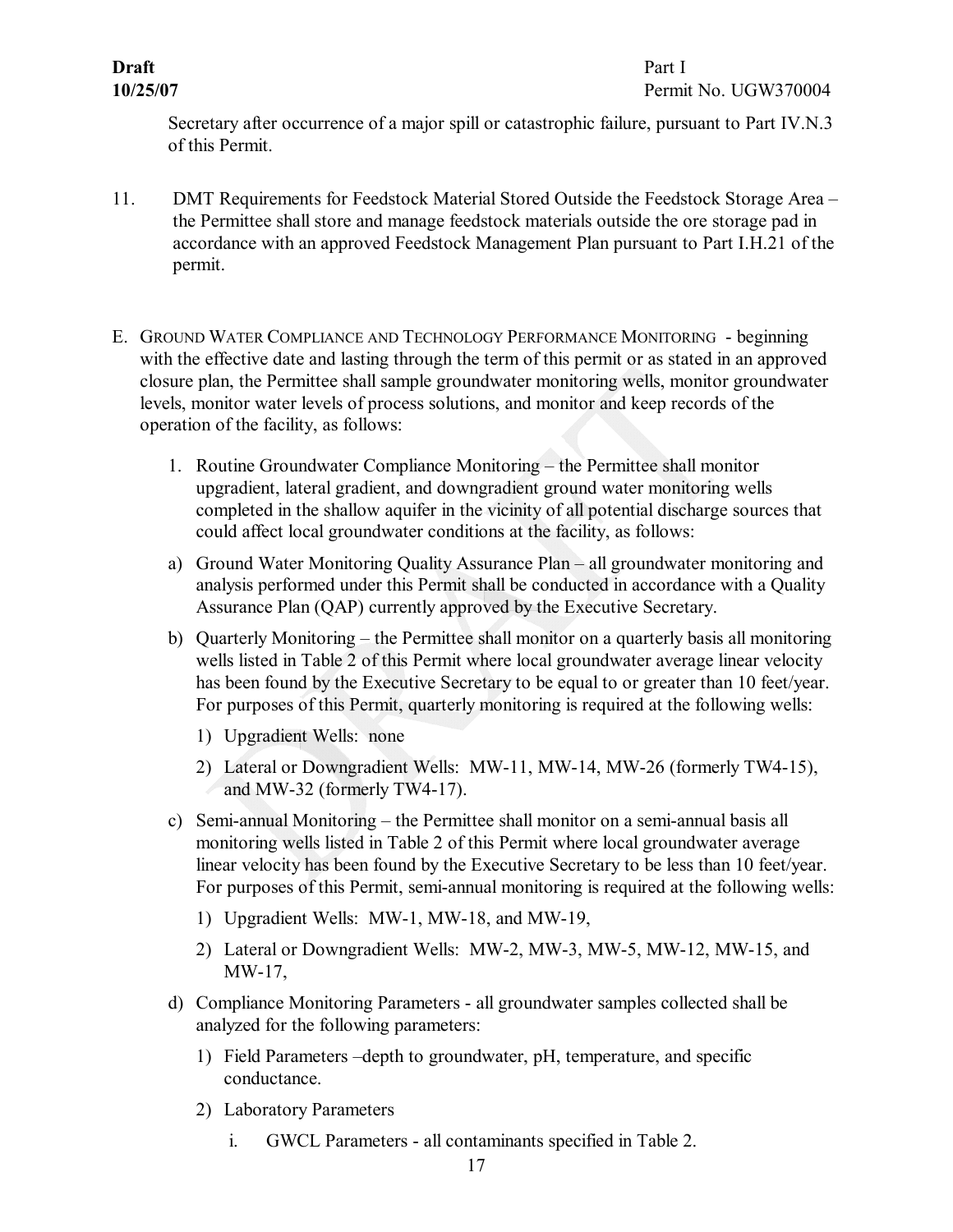Secretary after occurrence of a major spill or catastrophic failure, pursuant to Part IV.N.3 of this Permit.

11. DMT Requirements for Feedstock Material Stored Outside the Feedstock Storage Area – the Permittee shall store and manage feedstock materials outside the ore storage pad in accordance with an approved Feedstock Management Plan pursuant to Part I.H.21 of the permit.

E. GROUND WATER COMPLIANCE AND TECHNOLOGY PERFORMANCE MONITORING - beginning with the effective date and lasting through the term of this permit or as stated in an approved closure plan, the Permittee shall sample groundwater monitoring wells, monitor groundwater levels, monitor water levels of process solutions, and monitor and keep records of the operation of the facility, as follows:

1. Routine Groundwater Compliance Monitoring – the Permittee shall monitor upgradient, lateral gradient, and downgradient ground water monitoring wells completed in the shallow aquifer in the vicinity of all potential discharge sources that could affect local groundwater conditions at the facility, as follows:

a) Ground Water Monitoring Quality Assurance Plan – all groundwater monitoring and analysis performed under this Permit shall be conducted in accordance with a Quality Assurance Plan (QAP) currently approved by the Executive Secretary.

b) Quarterly Monitoring – the Permittee shall monitor on a quarterly basis all monitoring wells listed in Table 2 of this Permit where local groundwater average linear velocity has been found by the Executive Secretary to be equal to or greater than 10 feet/year. For purposes of this Permit, quarterly monitoring is required at the following wells:

   1) Upgradient Wells: none
   2) Lateral or Downgradient Wells: MW-11, MW-14, MW-26 (formerly TW4-15), and MW-32 (formerly TW4-17).

c) Semi-annual Monitoring – the Permittee shall monitor on a semi-annual basis all monitoring wells listed in Table 2 of this Permit where local groundwater average linear velocity has been found by the Executive Secretary to be less than 10 feet/year. For purposes of this Permit, semi-annual monitoring is required at the following wells:

   1) Upgradient Wells: MW-1, MW-18, and MW-19,
   2) Lateral or Downgradient Wells: MW-2, MW-3, MW-5, MW-12, MW-15, and MW-17,

d) Compliance Monitoring Parameters - all groundwater samples collected shall be analyzed for the following parameters:

   1) Field Parameters –depth to groundwater, pH, temperature, and specific conductance.
   2) Laboratory Parameters
      i. GWCL Parameters - all contaminants specified in Table 2.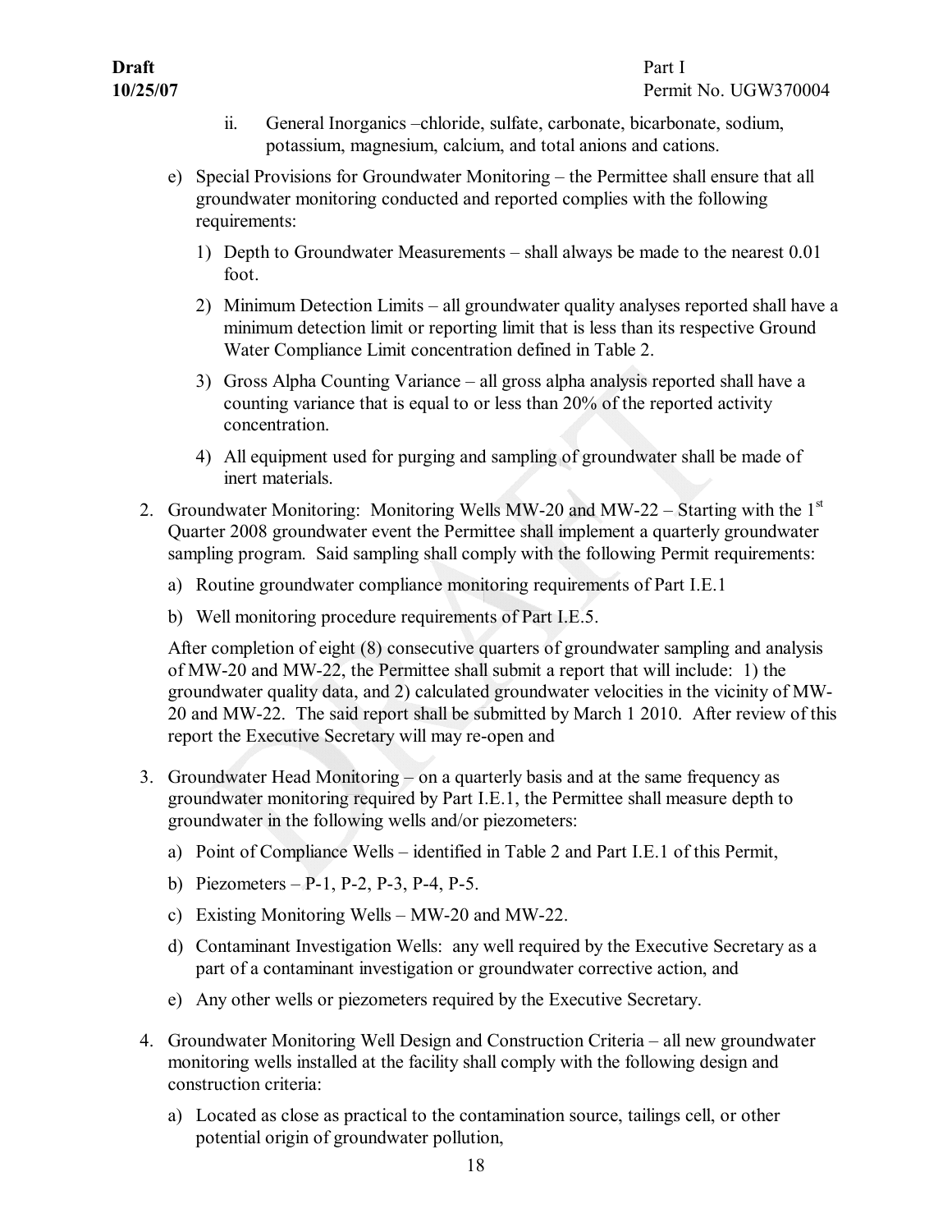ii. General Inorganics –chloride, sulfate, carbonate, bicarbonate, sodium, potassium, magnesium, calcium, and total anions and cations.

e) Special Provisions for Groundwater Monitoring – the Permittee shall ensure that all groundwater monitoring conducted and reported complies with the following requirements:

1) Depth to Groundwater Measurements – shall always be made to the nearest 0.01 foot.

2) Minimum Detection Limits – all groundwater quality analyses reported shall have a minimum detection limit or reporting limit that is less than its respective Ground Water Compliance Limit concentration defined in Table 2.

3) Gross Alpha Counting Variance – all gross alpha analysis reported shall have a counting variance that is equal to or less than 20% of the reported activity concentration.

4) All equipment used for purging and sampling of groundwater shall be made of inert materials.

2. Groundwater Monitoring: Monitoring Wells MW-20 and MW-22 – Starting with the 1st Quarter 2008 groundwater event the Permittee shall implement a quarterly groundwater sampling program. Said sampling shall comply with the following Permit requirements:

a) Routine groundwater compliance monitoring requirements of Part I.E.1

b) Well monitoring procedure requirements of Part I.E.5.

After completion of eight (8) consecutive quarters of groundwater sampling and analysis of MW-20 and MW-22, the Permittee shall submit a report that will include: 1) the groundwater quality data, and 2) calculated groundwater velocities in the vicinity of MW-20 and MW-22. The said report shall be submitted by March 1 2010. After review of this report the Executive Secretary will may re-open and

3. Groundwater Head Monitoring – on a quarterly basis and at the same frequency as groundwater monitoring required by Part I.E.1, the Permittee shall measure depth to groundwater in the following wells and/or piezometers:

a) Point of Compliance Wells – identified in Table 2 and Part I.E.1 of this Permit,

b) Piezometers – P-1, P-2, P-3, P-4, P-5.

c) Existing Monitoring Wells – MW-20 and MW-22.

d) Contaminant Investigation Wells: any well required by the Executive Secretary as a part of a contaminant investigation or groundwater corrective action, and

e) Any other wells or piezometers required by the Executive Secretary.

4. Groundwater Monitoring Well Design and Construction Criteria – all new groundwater monitoring wells installed at the facility shall comply with the following design and construction criteria:

a) Located as close as practical to the contamination source, tailings cell, or other potential origin of groundwater pollution,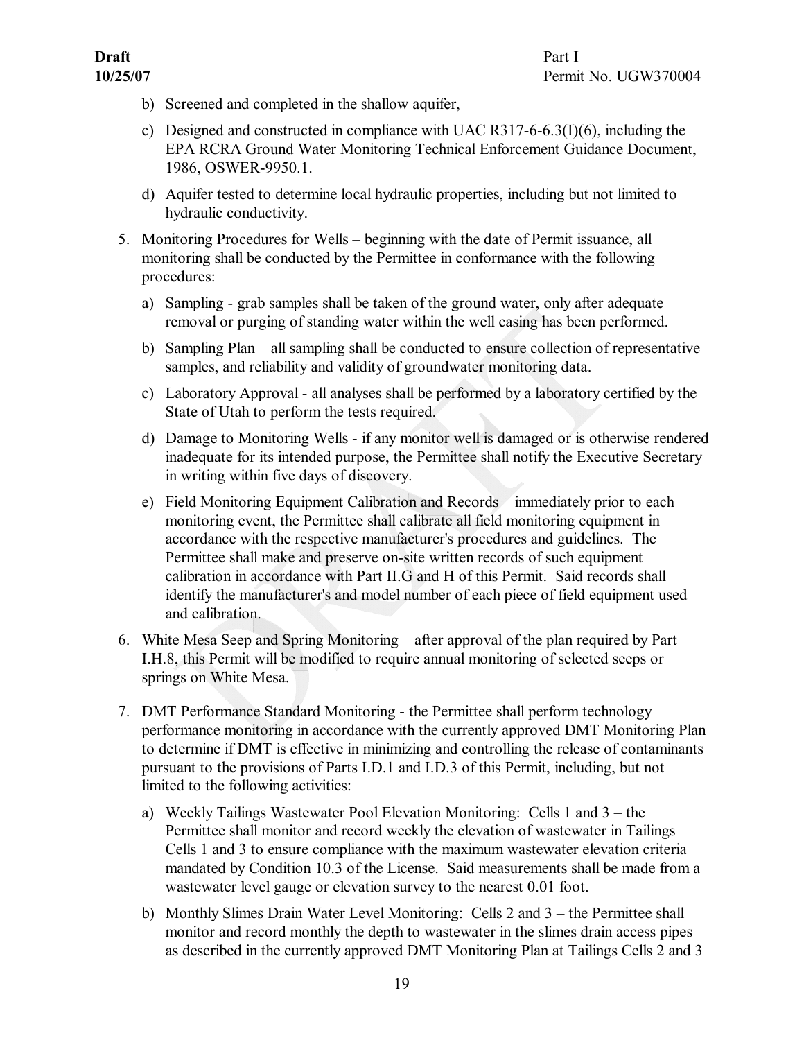b) Screened and completed in the shallow aquifer,

c) Designed and constructed in compliance with UAC R317-6-6.3(I)(6), including the EPA RCRA Ground Water Monitoring Technical Enforcement Guidance Document, 1986, OSWER-9950.1.

d) Aquifer tested to determine local hydraulic properties, including but not limited to hydraulic conductivity.

5. Monitoring Procedures for Wells – beginning with the date of Permit issuance, all monitoring shall be conducted by the Permittee in conformance with the following procedures:

   a) Sampling - grab samples shall be taken of the ground water, only after adequate removal or purging of standing water within the well casing has been performed.

   b) Sampling Plan – all sampling shall be conducted to ensure collection of representative samples, and reliability and validity of groundwater monitoring data.

   c) Laboratory Approval - all analyses shall be performed by a laboratory certified by the State of Utah to perform the tests required.

   d) Damage to Monitoring Wells - if any monitor well is damaged or is otherwise rendered inadequate for its intended purpose, the Permittee shall notify the Executive Secretary in writing within five days of discovery.

   e) Field Monitoring Equipment Calibration and Records – immediately prior to each monitoring event, the Permittee shall calibrate all field monitoring equipment in accordance with the respective manufacturer's procedures and guidelines. The Permittee shall make and preserve on-site written records of such equipment calibration in accordance with Part II.G and H of this Permit. Said records shall identify the manufacturer's and model number of each piece of field equipment used and calibration.

6. White Mesa Seep and Spring Monitoring – after approval of the plan required by Part I.H.8, this Permit will be modified to require annual monitoring of selected seeps or springs on White Mesa.

7. DMT Performance Standard Monitoring - the Permittee shall perform technology performance monitoring in accordance with the currently approved DMT Monitoring Plan to determine if DMT is effective in minimizing and controlling the release of contaminants pursuant to the provisions of Parts I.D.1 and I.D.3 of this Permit, including, but not limited to the following activities:

   a) Weekly Tailings Wastewater Pool Elevation Monitoring: Cells 1 and 3 – the Permittee shall monitor and record weekly the elevation of wastewater in Tailings Cells 1 and 3 to ensure compliance with the maximum wastewater elevation criteria mandated by Condition 10.3 of the License. Said measurements shall be made from a wastewater level gauge or elevation survey to the nearest 0.01 foot.

   b) Monthly Slimes Drain Water Level Monitoring: Cells 2 and 3 – the Permittee shall monitor and record monthly the depth to wastewater in the slimes drain access pipes as described in the currently approved DMT Monitoring Plan at Tailings Cells 2 and 3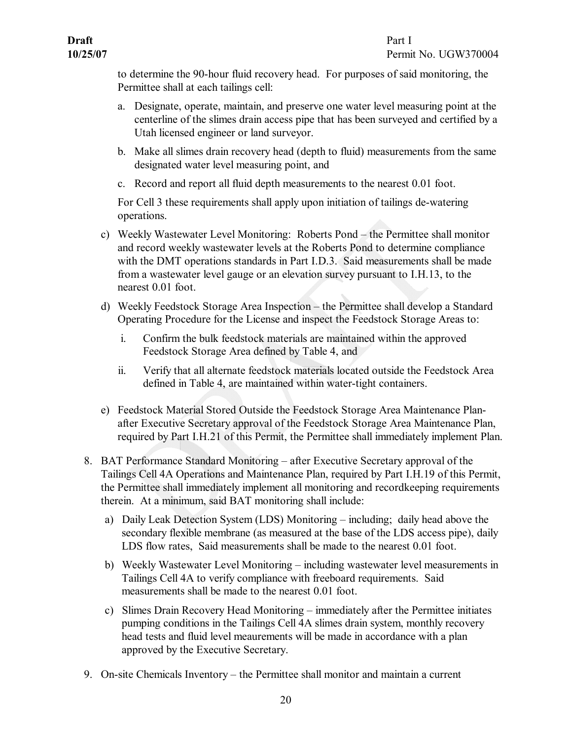to determine the 90-hour fluid recovery head. For purposes of said monitoring, the Permittee shall at each tailings cell:

a. Designate, operate, maintain, and preserve one water level measuring point at the centerline of the slimes drain access pipe that has been surveyed and certified by a Utah licensed engineer or land surveyor.

b. Make all slimes drain recovery head (depth to fluid) measurements from the same designated water level measuring point, and

c. Record and report all fluid depth measurements to the nearest 0.01 foot.

For Cell 3 these requirements shall apply upon initiation of tailings de-watering operations.

c) Weekly Wastewater Level Monitoring: Roberts Pond – the Permittee shall monitor and record weekly wastewater levels at the Roberts Pond to determine compliance with the DMT operations standards in Part I.D.3. Said measurements shall be made from a wastewater level gauge or an elevation survey pursuant to I.H.13, to the nearest 0.01 foot.

d) Weekly Feedstock Storage Area Inspection – the Permittee shall develop a Standard Operating Procedure for the License and inspect the Feedstock Storage Areas to:

   i. Confirm the bulk feedstock materials are maintained within the approved Feedstock Storage Area defined by Table 4, and

   ii. Verify that all alternate feedstock materials located outside the Feedstock Area defined in Table 4, are maintained within water-tight containers.

e) Feedstock Material Stored Outside the Feedstock Storage Area Maintenance Plan- after Executive Secretary approval of the Feedstock Storage Area Maintenance Plan, required by Part I.H.21 of this Permit, the Permittee shall immediately implement Plan.

8. BAT Performance Standard Monitoring – after Executive Secretary approval of the Tailings Cell 4A Operations and Maintenance Plan, required by Part I.H.19 of this Permit, the Permittee shall immediately implement all monitoring and recordkeeping requirements therein. At a minimum, said BAT monitoring shall include:

   a) Daily Leak Detection System (LDS) Monitoring – including; daily head above the secondary flexible membrane (as measured at the base of the LDS access pipe), daily LDS flow rates, Said measurements shall be made to the nearest 0.01 foot.

   b) Weekly Wastewater Level Monitoring – including wastewater level measurements in Tailings Cell 4A to verify compliance with freeboard requirements. Said measurements shall be made to the nearest 0.01 foot.

   c) Slimes Drain Recovery Head Monitoring – immediately after the Permittee initiates pumping conditions in the Tailings Cell 4A slimes drain system, monthly recovery head tests and fluid level meaurements will be made in accordance with a plan approved by the Executive Secretary.

9. On-site Chemicals Inventory – the Permittee shall monitor and maintain a current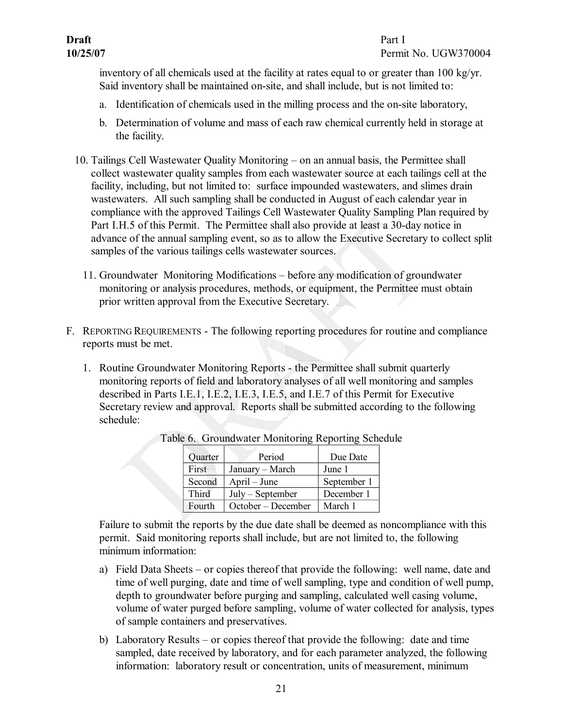inventory of all chemicals used at the facility at rates equal to or greater than 100 kg/yr. Said inventory shall be maintained on-site, and shall include, but is not limited to:

a. Identification of chemicals used in the milling process and the on-site laboratory,

b. Determination of volume and mass of each raw chemical currently held in storage at the facility.

10. Tailings Cell Wastewater Quality Monitoring – on an annual basis, the Permittee shall collect wastewater quality samples from each wastewater source at each tailings cell at the facility, including, but not limited to: surface impounded wastewaters, and slimes drain wastewaters. All such sampling shall be conducted in August of each calendar year in compliance with the approved Tailings Cell Wastewater Quality Sampling Plan required by Part I.H.5 of this Permit. The Permittee shall also provide at least a 30-day notice in advance of the annual sampling event, so as to allow the Executive Secretary to collect split samples of the various tailings cells wastewater sources.

11. Groundwater Monitoring Modifications – before any modification of groundwater monitoring or analysis procedures, methods, or equipment, the Permittee must obtain prior written approval from the Executive Secretary.

F. REPORTING REQUIREMENTS - The following reporting procedures for routine and compliance reports must be met.

1. Routine Groundwater Monitoring Reports - the Permittee shall submit quarterly monitoring reports of field and laboratory analyses of all well monitoring and samples described in Parts I.E.1, I.E.2, I.E.3, I.E.5, and I.E.7 of this Permit for Executive Secretary review and approval. Reports shall be submitted according to the following schedule:

Table 6. Groundwater Monitoring Reporting Schedule

| Quarter | Period | Due Date |
|---|---|---|
| First | January – March | June 1 |
| Second | April – June | September 1 |
| Third | July – September | December 1 |
| Fourth | October – December | March 1 |

Failure to submit the reports by the due date shall be deemed as noncompliance with this permit. Said monitoring reports shall include, but are not limited to, the following minimum information:

a) Field Data Sheets – or copies thereof that provide the following: well name, date and time of well purging, date and time of well sampling, type and condition of well pump, depth to groundwater before purging and sampling, calculated well casing volume, volume of water purged before sampling, volume of water collected for analysis, types of sample containers and preservatives.

b) Laboratory Results – or copies thereof that provide the following: date and time sampled, date received by laboratory, and for each parameter analyzed, the following information: laboratory result or concentration, units of measurement, minimum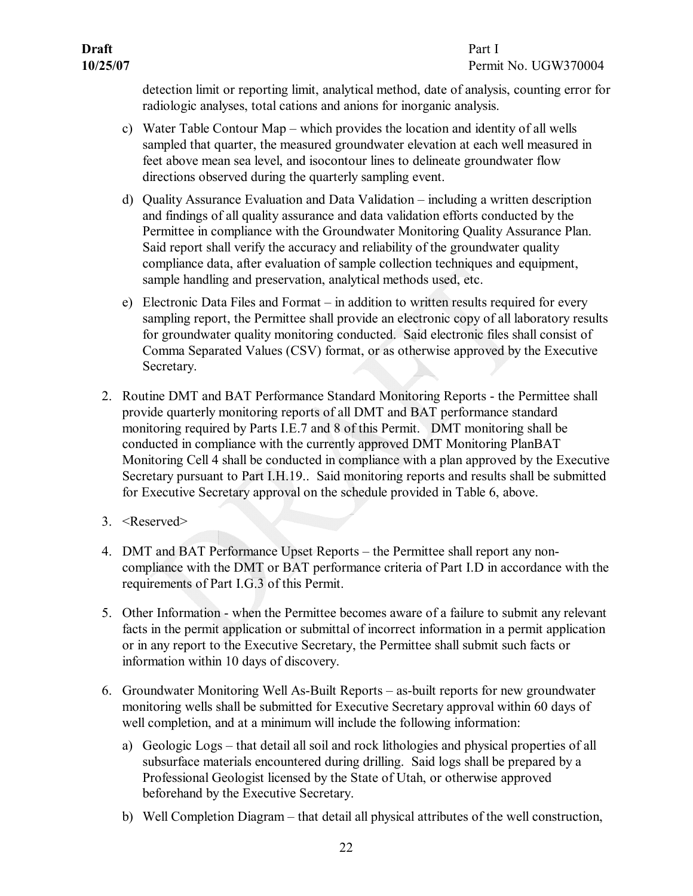detection limit or reporting limit, analytical method, date of analysis, counting error for radiologic analyses, total cations and anions for inorganic analysis.

c) Water Table Contour Map – which provides the location and identity of all wells sampled that quarter, the measured groundwater elevation at each well measured in feet above mean sea level, and isocontour lines to delineate groundwater flow directions observed during the quarterly sampling event.

d) Quality Assurance Evaluation and Data Validation – including a written description and findings of all quality assurance and data validation efforts conducted by the Permittee in compliance with the Groundwater Monitoring Quality Assurance Plan. Said report shall verify the accuracy and reliability of the groundwater quality compliance data, after evaluation of sample collection techniques and equipment, sample handling and preservation, analytical methods used, etc.

e) Electronic Data Files and Format – in addition to written results required for every sampling report, the Permittee shall provide an electronic copy of all laboratory results for groundwater quality monitoring conducted. Said electronic files shall consist of Comma Separated Values (CSV) format, or as otherwise approved by the Executive Secretary.

2. Routine DMT and BAT Performance Standard Monitoring Reports - the Permittee shall provide quarterly monitoring reports of all DMT and BAT performance standard monitoring required by Parts I.E.7 and 8 of this Permit. DMT monitoring shall be conducted in compliance with the currently approved DMT Monitoring PlanBAT Monitoring Cell 4 shall be conducted in compliance with a plan approved by the Executive Secretary pursuant to Part I.H.19.. Said monitoring reports and results shall be submitted for Executive Secretary approval on the schedule provided in Table 6, above.

3. <Reserved>

4. DMT and BAT Performance Upset Reports – the Permittee shall report any non-compliance with the DMT or BAT performance criteria of Part I.D in accordance with the requirements of Part I.G.3 of this Permit.

5. Other Information - when the Permittee becomes aware of a failure to submit any relevant facts in the permit application or submittal of incorrect information in a permit application or in any report to the Executive Secretary, the Permittee shall submit such facts or information within 10 days of discovery.

6. Groundwater Monitoring Well As-Built Reports – as-built reports for new groundwater monitoring wells shall be submitted for Executive Secretary approval within 60 days of well completion, and at a minimum will include the following information:

   a) Geologic Logs – that detail all soil and rock lithologies and physical properties of all subsurface materials encountered during drilling. Said logs shall be prepared by a Professional Geologist licensed by the State of Utah, or otherwise approved beforehand by the Executive Secretary.

   b) Well Completion Diagram – that detail all physical attributes of the well construction,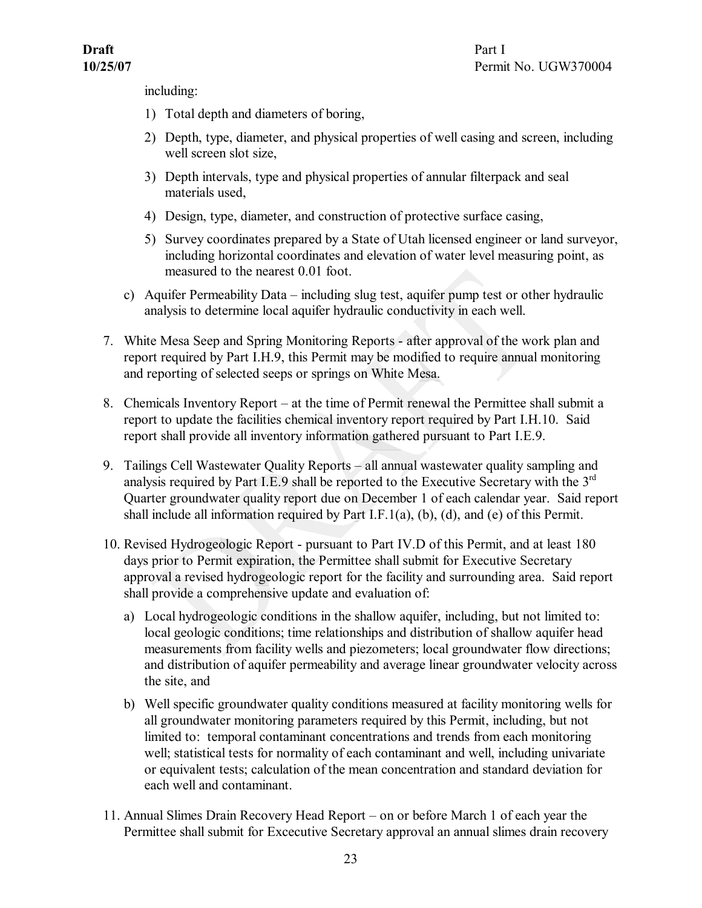including:

1) Total depth and diameters of boring,
2) Depth, type, diameter, and physical properties of well casing and screen, including well screen slot size,
3) Depth intervals, type and physical properties of annular filterpack and seal materials used,
4) Design, type, diameter, and construction of protective surface casing,
5) Survey coordinates prepared by a State of Utah licensed engineer or land surveyor, including horizontal coordinates and elevation of water level measuring point, as measured to the nearest 0.01 foot.

c) Aquifer Permeability Data – including slug test, aquifer pump test or other hydraulic analysis to determine local aquifer hydraulic conductivity in each well.

7. White Mesa Seep and Spring Monitoring Reports - after approval of the work plan and report required by Part I.H.9, this Permit may be modified to require annual monitoring and reporting of selected seeps or springs on White Mesa.

8. Chemicals Inventory Report – at the time of Permit renewal the Permittee shall submit a report to update the facilities chemical inventory report required by Part I.H.10. Said report shall provide all inventory information gathered pursuant to Part I.E.9.

9. Tailings Cell Wastewater Quality Reports – all annual wastewater quality sampling and analysis required by Part I.E.9 shall be reported to the Executive Secretary with the 3rd Quarter groundwater quality report due on December 1 of each calendar year. Said report shall include all information required by Part I.F.1(a), (b), (d), and (e) of this Permit.

10. Revised Hydrogeologic Report - pursuant to Part IV.D of this Permit, and at least 180 days prior to Permit expiration, the Permittee shall submit for Executive Secretary approval a revised hydrogeologic report for the facility and surrounding area. Said report shall provide a comprehensive update and evaluation of:

    a) Local hydrogeologic conditions in the shallow aquifer, including, but not limited to: local geologic conditions; time relationships and distribution of shallow aquifer head measurements from facility wells and piezometers; local groundwater flow directions; and distribution of aquifer permeability and average linear groundwater velocity across the site, and

    b) Well specific groundwater quality conditions measured at facility monitoring wells for all groundwater monitoring parameters required by this Permit, including, but not limited to: temporal contaminant concentrations and trends from each monitoring well; statistical tests for normality of each contaminant and well, including univariate or equivalent tests; calculation of the mean concentration and standard deviation for each well and contaminant.

11. Annual Slimes Drain Recovery Head Report – on or before March 1 of each year the Permittee shall submit for Excecutive Secretary approval an annual slimes drain recovery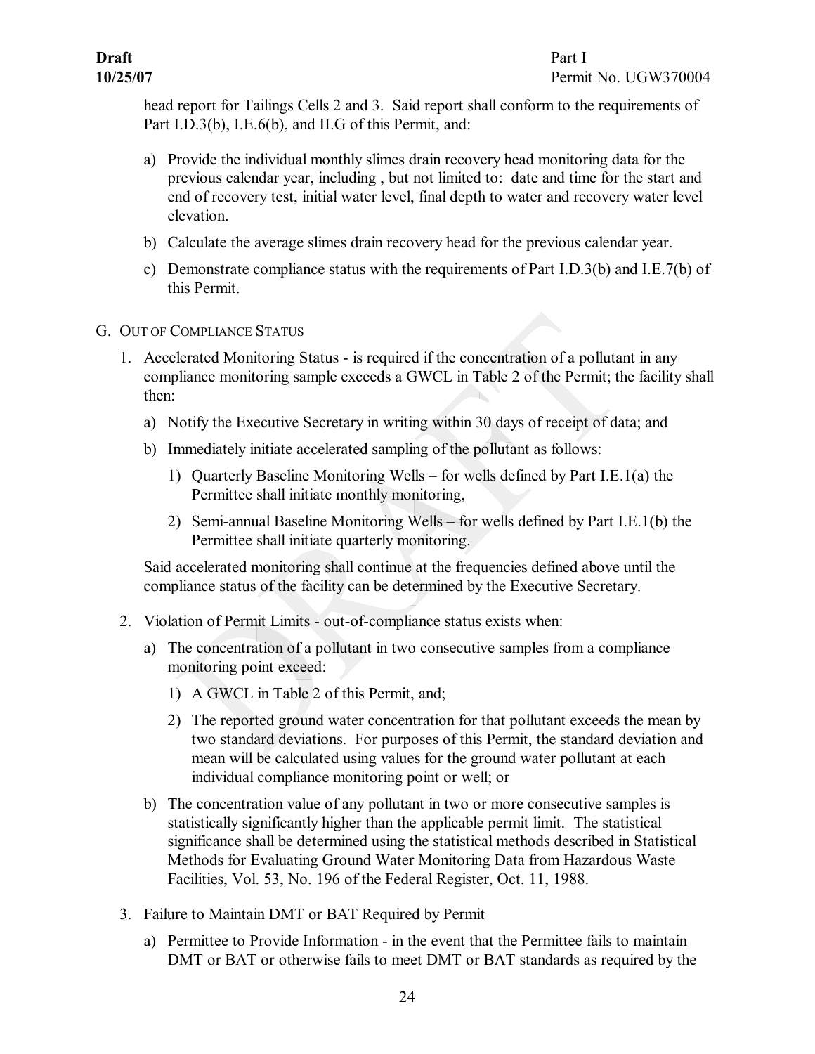head report for Tailings Cells 2 and 3. Said report shall conform to the requirements of Part I.D.3(b), I.E.6(b), and II.G of this Permit, and:

a) Provide the individual monthly slimes drain recovery head monitoring data for the previous calendar year, including , but not limited to: date and time for the start and end of recovery test, initial water level, final depth to water and recovery water level elevation.

b) Calculate the average slimes drain recovery head for the previous calendar year.

c) Demonstrate compliance status with the requirements of Part I.D.3(b) and I.E.7(b) of this Permit.

## G. Out of Compliance Status

1. Accelerated Monitoring Status - is required if the concentration of a pollutant in any compliance monitoring sample exceeds a GWCL in Table 2 of the Permit; the facility shall then:

   a) Notify the Executive Secretary in writing within 30 days of receipt of data; and

   b) Immediately initiate accelerated sampling of the pollutant as follows:

      1) Quarterly Baseline Monitoring Wells – for wells defined by Part I.E.1(a) the Permittee shall initiate monthly monitoring,

      2) Semi-annual Baseline Monitoring Wells – for wells defined by Part I.E.1(b) the Permittee shall initiate quarterly monitoring.

   Said accelerated monitoring shall continue at the frequencies defined above until the compliance status of the facility can be determined by the Executive Secretary.

2. Violation of Permit Limits - out-of-compliance status exists when:

   a) The concentration of a pollutant in two consecutive samples from a compliance monitoring point exceed:

      1) A GWCL in Table 2 of this Permit, and;

      2) The reported ground water concentration for that pollutant exceeds the mean by two standard deviations. For purposes of this Permit, the standard deviation and mean will be calculated using values for the ground water pollutant at each individual compliance monitoring point or well; or

   b) The concentration value of any pollutant in two or more consecutive samples is statistically significantly higher than the applicable permit limit. The statistical significance shall be determined using the statistical methods described in Statistical Methods for Evaluating Ground Water Monitoring Data from Hazardous Waste Facilities, Vol. 53, No. 196 of the Federal Register, Oct. 11, 1988.

3. Failure to Maintain DMT or BAT Required by Permit

   a) Permittee to Provide Information - in the event that the Permittee fails to maintain DMT or BAT or otherwise fails to meet DMT or BAT standards as required by the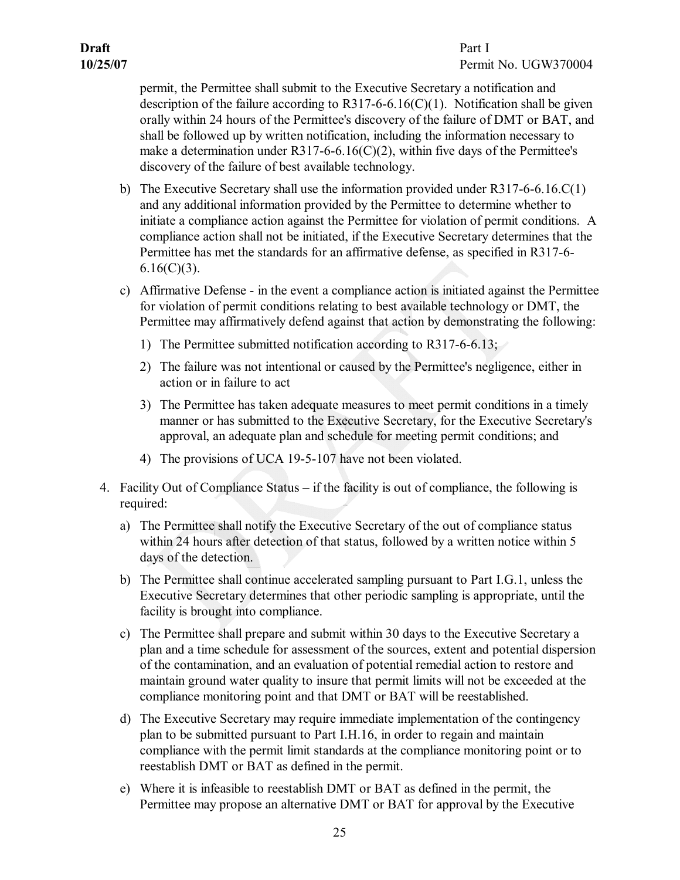permit, the Permittee shall submit to the Executive Secretary a notification and description of the failure according to R317-6-6.16(C)(1). Notification shall be given orally within 24 hours of the Permittee's discovery of the failure of DMT or BAT, and shall be followed up by written notification, including the information necessary to make a determination under R317-6-6.16(C)(2), within five days of the Permittee's discovery of the failure of best available technology.

b) The Executive Secretary shall use the information provided under R317-6-6.16.C(1) and any additional information provided by the Permittee to determine whether to initiate a compliance action against the Permittee for violation of permit conditions. A compliance action shall not be initiated, if the Executive Secretary determines that the Permittee has met the standards for an affirmative defense, as specified in R317-6-6.16(C)(3).

c) Affirmative Defense - in the event a compliance action is initiated against the Permittee for violation of permit conditions relating to best available technology or DMT, the Permittee may affirmatively defend against that action by demonstrating the following:

   1) The Permittee submitted notification according to R317-6-6.13;

   2) The failure was not intentional or caused by the Permittee's negligence, either in action or in failure to act

   3) The Permittee has taken adequate measures to meet permit conditions in a timely manner or has submitted to the Executive Secretary, for the Executive Secretary's approval, an adequate plan and schedule for meeting permit conditions; and

   4) The provisions of UCA 19-5-107 have not been violated.

4. Facility Out of Compliance Status – if the facility is out of compliance, the following is required:

   a) The Permittee shall notify the Executive Secretary of the out of compliance status within 24 hours after detection of that status, followed by a written notice within 5 days of the detection.

   b) The Permittee shall continue accelerated sampling pursuant to Part I.G.1, unless the Executive Secretary determines that other periodic sampling is appropriate, until the facility is brought into compliance.

   c) The Permittee shall prepare and submit within 30 days to the Executive Secretary a plan and a time schedule for assessment of the sources, extent and potential dispersion of the contamination, and an evaluation of potential remedial action to restore and maintain ground water quality to insure that permit limits will not be exceeded at the compliance monitoring point and that DMT or BAT will be reestablished.

   d) The Executive Secretary may require immediate implementation of the contingency plan to be submitted pursuant to Part I.H.16, in order to regain and maintain compliance with the permit limit standards at the compliance monitoring point or to reestablish DMT or BAT as defined in the permit.

   e) Where it is infeasible to reestablish DMT or BAT as defined in the permit, the Permittee may propose an alternative DMT or BAT for approval by the Executive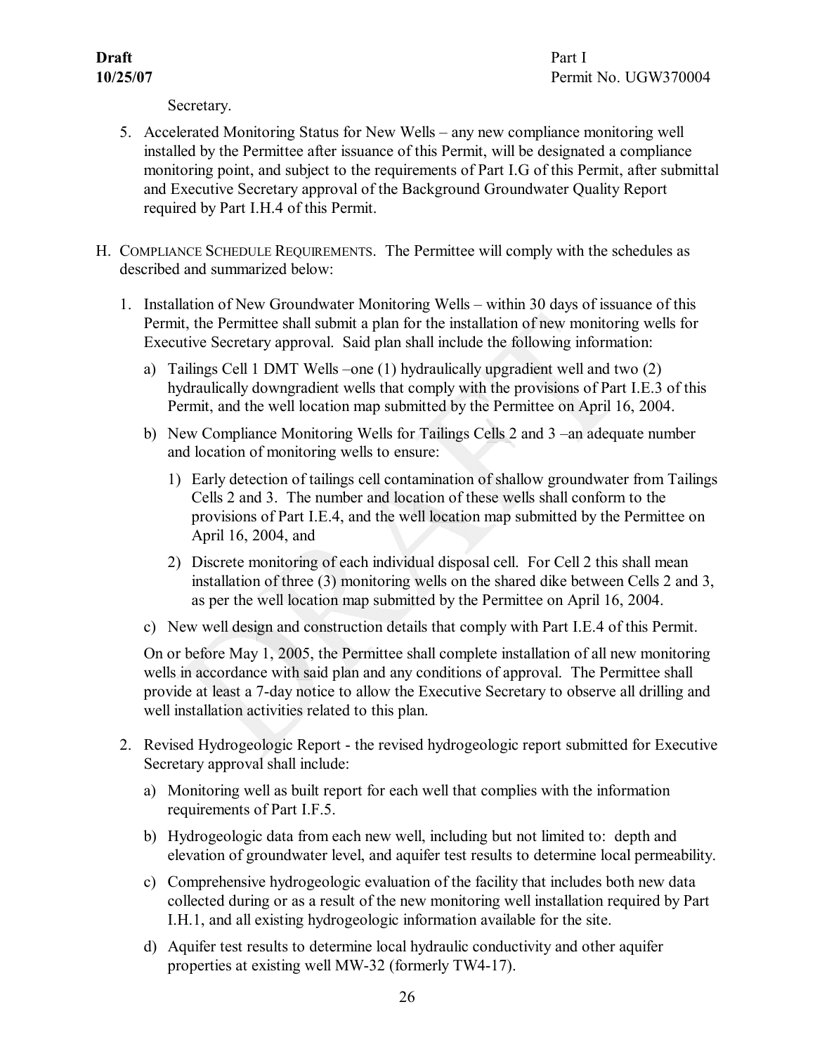Secretary.

5. Accelerated Monitoring Status for New Wells – any new compliance monitoring well installed by the Permittee after issuance of this Permit, will be designated a compliance monitoring point, and subject to the requirements of Part I.G of this Permit, after submittal and Executive Secretary approval of the Background Groundwater Quality Report required by Part I.H.4 of this Permit.

H. COMPLIANCE SCHEDULE REQUIREMENTS. The Permittee will comply with the schedules as described and summarized below:

1. Installation of New Groundwater Monitoring Wells – within 30 days of issuance of this Permit, the Permittee shall submit a plan for the installation of new monitoring wells for Executive Secretary approval. Said plan shall include the following information:

   a) Tailings Cell 1 DMT Wells –one (1) hydraulically upgradient well and two (2) hydraulically downgradient wells that comply with the provisions of Part I.E.3 of this Permit, and the well location map submitted by the Permittee on April 16, 2004.

   b) New Compliance Monitoring Wells for Tailings Cells 2 and 3 –an adequate number and location of monitoring wells to ensure:

      1) Early detection of tailings cell contamination of shallow groundwater from Tailings Cells 2 and 3. The number and location of these wells shall conform to the provisions of Part I.E.4, and the well location map submitted by the Permittee on April 16, 2004, and

      2) Discrete monitoring of each individual disposal cell. For Cell 2 this shall mean installation of three (3) monitoring wells on the shared dike between Cells 2 and 3, as per the well location map submitted by the Permittee on April 16, 2004.

   c) New well design and construction details that comply with Part I.E.4 of this Permit.

   On or before May 1, 2005, the Permittee shall complete installation of all new monitoring wells in accordance with said plan and any conditions of approval. The Permittee shall provide at least a 7-day notice to allow the Executive Secretary to observe all drilling and well installation activities related to this plan.

2. Revised Hydrogeologic Report - the revised hydrogeologic report submitted for Executive Secretary approval shall include:

   a) Monitoring well as built report for each well that complies with the information requirements of Part I.F.5.

   b) Hydrogeologic data from each new well, including but not limited to: depth and elevation of groundwater level, and aquifer test results to determine local permeability.

   c) Comprehensive hydrogeologic evaluation of the facility that includes both new data collected during or as a result of the new monitoring well installation required by Part I.H.1, and all existing hydrogeologic information available for the site.

   d) Aquifer test results to determine local hydraulic conductivity and other aquifer properties at existing well MW-32 (formerly TW4-17).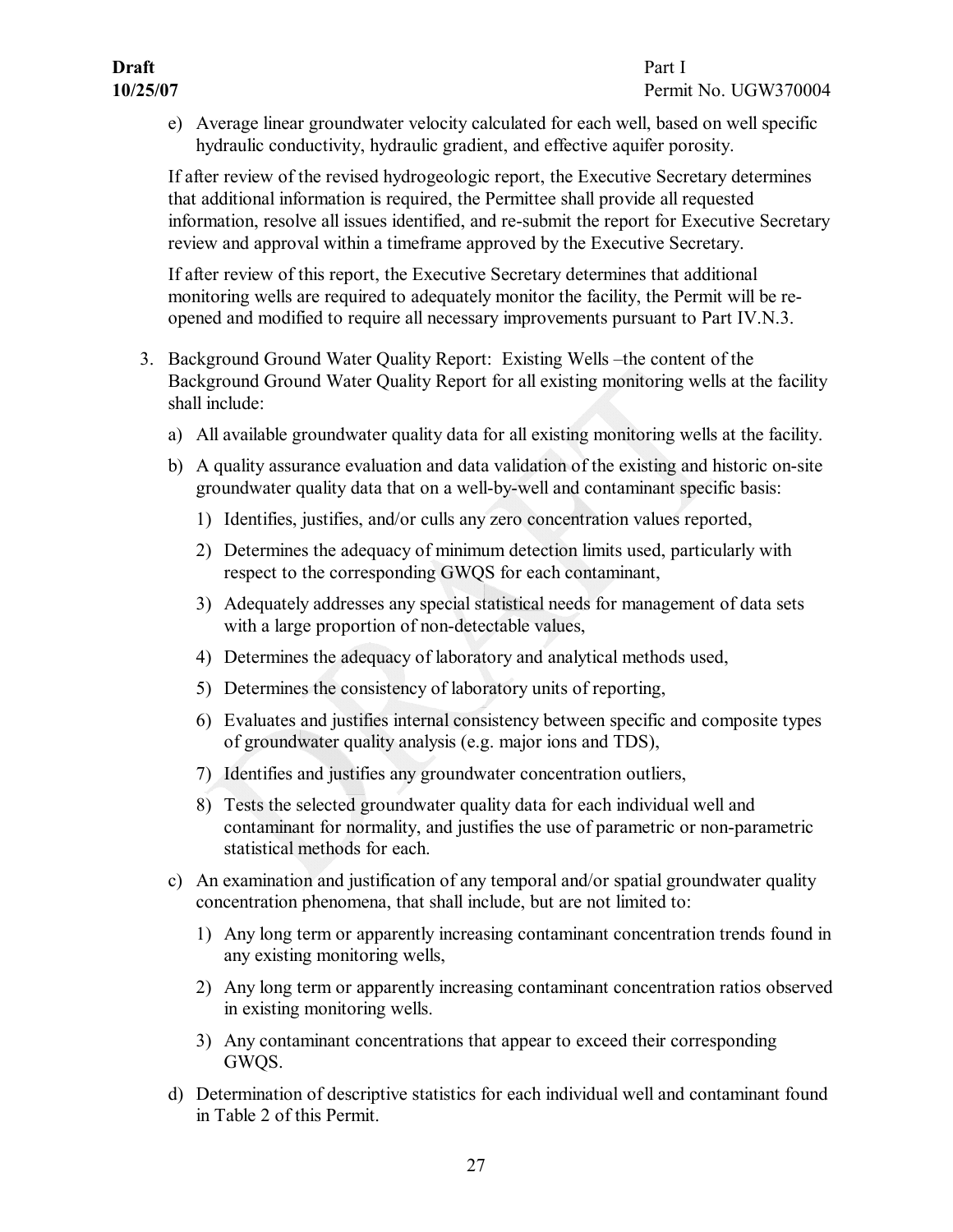e) Average linear groundwater velocity calculated for each well, based on well specific hydraulic conductivity, hydraulic gradient, and effective aquifer porosity.

If after review of the revised hydrogeologic report, the Executive Secretary determines that additional information is required, the Permittee shall provide all requested information, resolve all issues identified, and re-submit the report for Executive Secretary review and approval within a timeframe approved by the Executive Secretary.

If after review of this report, the Executive Secretary determines that additional monitoring wells are required to adequately monitor the facility, the Permit will be re-opened and modified to require all necessary improvements pursuant to Part IV.N.3.

3. Background Ground Water Quality Report: Existing Wells –the content of the Background Ground Water Quality Report for all existing monitoring wells at the facility shall include:

   a) All available groundwater quality data for all existing monitoring wells at the facility.

   b) A quality assurance evaluation and data validation of the existing and historic on-site groundwater quality data that on a well-by-well and contaminant specific basis:

      1) Identifies, justifies, and/or culls any zero concentration values reported,

      2) Determines the adequacy of minimum detection limits used, particularly with respect to the corresponding GWQS for each contaminant,

      3) Adequately addresses any special statistical needs for management of data sets with a large proportion of non-detectable values,

      4) Determines the adequacy of laboratory and analytical methods used,

      5) Determines the consistency of laboratory units of reporting,

      6) Evaluates and justifies internal consistency between specific and composite types of groundwater quality analysis (e.g. major ions and TDS),

      7) Identifies and justifies any groundwater concentration outliers,

      8) Tests the selected groundwater quality data for each individual well and contaminant for normality, and justifies the use of parametric or non-parametric statistical methods for each.

   c) An examination and justification of any temporal and/or spatial groundwater quality concentration phenomena, that shall include, but are not limited to:

      1) Any long term or apparently increasing contaminant concentration trends found in any existing monitoring wells,

      2) Any long term or apparently increasing contaminant concentration ratios observed in existing monitoring wells.

      3) Any contaminant concentrations that appear to exceed their corresponding GWQS.

   d) Determination of descriptive statistics for each individual well and contaminant found in Table 2 of this Permit.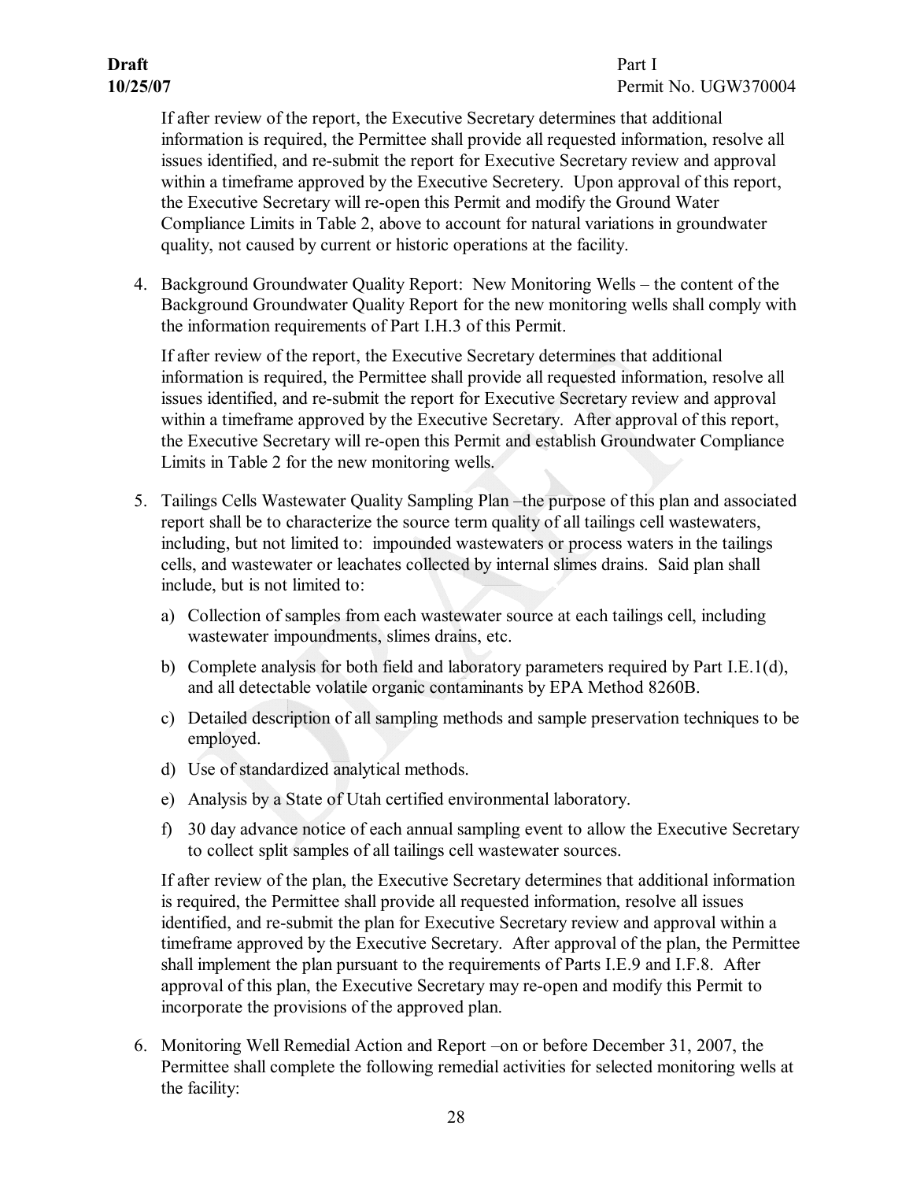If after review of the report, the Executive Secretary determines that additional information is required, the Permittee shall provide all requested information, resolve all issues identified, and re-submit the report for Executive Secretary review and approval within a timeframe approved by the Executive Secretery. Upon approval of this report, the Executive Secretary will re-open this Permit and modify the Ground Water Compliance Limits in Table 2, above to account for natural variations in groundwater quality, not caused by current or historic operations at the facility.

4. Background Groundwater Quality Report: New Monitoring Wells – the content of the Background Groundwater Quality Report for the new monitoring wells shall comply with the information requirements of Part I.H.3 of this Permit.

   If after review of the report, the Executive Secretary determines that additional information is required, the Permittee shall provide all requested information, resolve all issues identified, and re-submit the report for Executive Secretary review and approval within a timeframe approved by the Executive Secretary. After approval of this report, the Executive Secretary will re-open this Permit and establish Groundwater Compliance Limits in Table 2 for the new monitoring wells.

5. Tailings Cells Wastewater Quality Sampling Plan –the purpose of this plan and associated report shall be to characterize the source term quality of all tailings cell wastewaters, including, but not limited to: impounded wastewaters or process waters in the tailings cells, and wastewater or leachates collected by internal slimes drains. Said plan shall include, but is not limited to:

   a) Collection of samples from each wastewater source at each tailings cell, including wastewater impoundments, slimes drains, etc.
   b) Complete analysis for both field and laboratory parameters required by Part I.E.1(d), and all detectable volatile organic contaminants by EPA Method 8260B.
   c) Detailed description of all sampling methods and sample preservation techniques to be employed.
   d) Use of standardized analytical methods.
   e) Analysis by a State of Utah certified environmental laboratory.
   f) 30 day advance notice of each annual sampling event to allow the Executive Secretary to collect split samples of all tailings cell wastewater sources.

   If after review of the plan, the Executive Secretary determines that additional information is required, the Permittee shall provide all requested information, resolve all issues identified, and re-submit the plan for Executive Secretary review and approval within a timeframe approved by the Executive Secretary. After approval of the plan, the Permittee shall implement the plan pursuant to the requirements of Parts I.E.9 and I.F.8. After approval of this plan, the Executive Secretary may re-open and modify this Permit to incorporate the provisions of the approved plan.

6. Monitoring Well Remedial Action and Report –on or before December 31, 2007, the Permittee shall complete the following remedial activities for selected monitoring wells at the facility: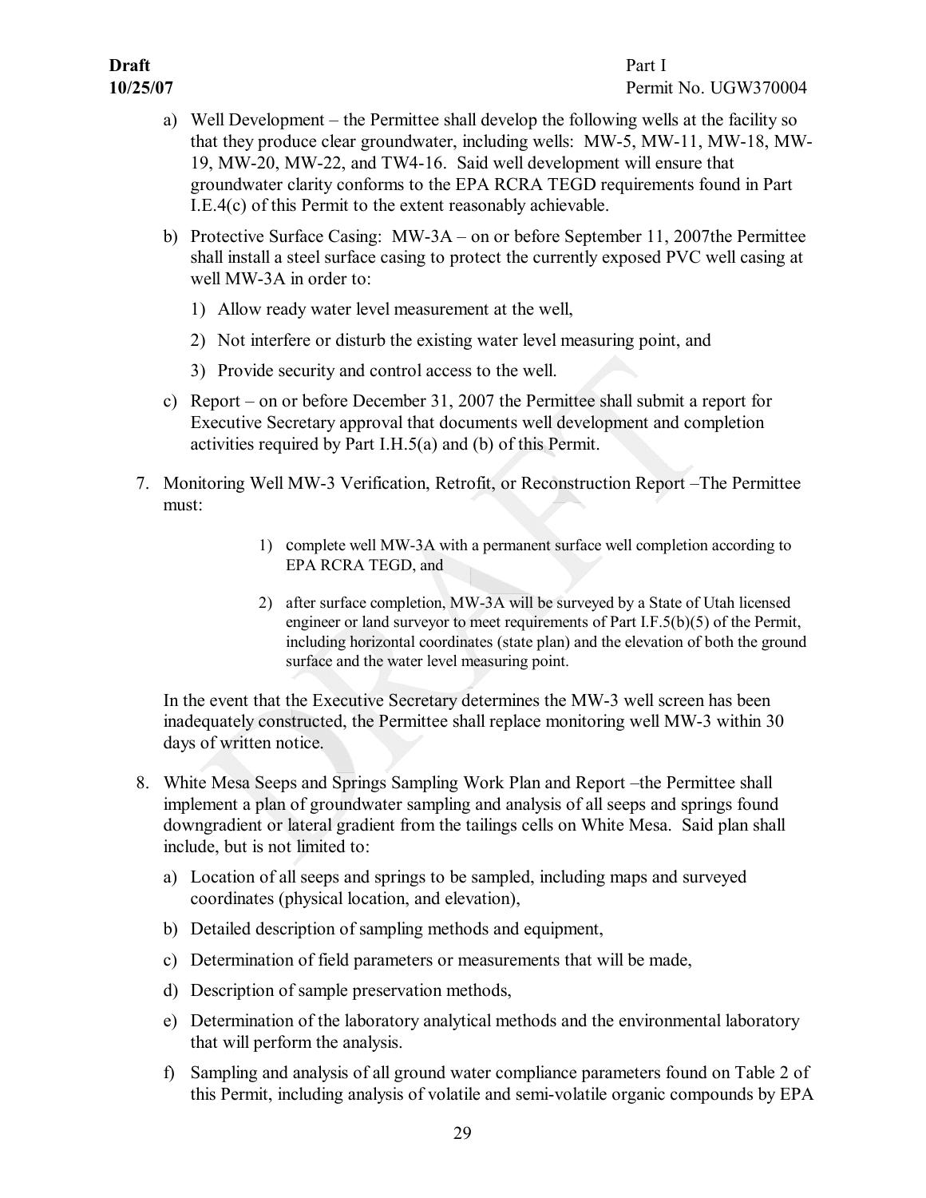a) Well Development – the Permittee shall develop the following wells at the facility so that they produce clear groundwater, including wells: MW-5, MW-11, MW-18, MW-19, MW-20, MW-22, and TW4-16. Said well development will ensure that groundwater clarity conforms to the EPA RCRA TEGD requirements found in Part I.E.4(c) of this Permit to the extent reasonably achievable.

b) Protective Surface Casing: MW-3A – on or before September 11, 2007the Permittee shall install a steel surface casing to protect the currently exposed PVC well casing at well MW-3A in order to:

   1) Allow ready water level measurement at the well,

   2) Not interfere or disturb the existing water level measuring point, and

   3) Provide security and control access to the well.

c) Report – on or before December 31, 2007 the Permittee shall submit a report for Executive Secretary approval that documents well development and completion activities required by Part I.H.5(a) and (b) of this Permit.

7. Monitoring Well MW-3 Verification, Retrofit, or Reconstruction Report –The Permittee must:

   1) complete well MW-3A with a permanent surface well completion according to EPA RCRA TEGD, and

   2) after surface completion, MW-3A will be surveyed by a State of Utah licensed engineer or land surveyor to meet requirements of Part I.F.5(b)(5) of the Permit, including horizontal coordinates (state plan) and the elevation of both the ground surface and the water level measuring point.

   In the event that the Executive Secretary determines the MW-3 well screen has been inadequately constructed, the Permittee shall replace monitoring well MW-3 within 30 days of written notice.

8. White Mesa Seeps and Springs Sampling Work Plan and Report –the Permittee shall implement a plan of groundwater sampling and analysis of all seeps and springs found downgradient or lateral gradient from the tailings cells on White Mesa. Said plan shall include, but is not limited to:

   a) Location of all seeps and springs to be sampled, including maps and surveyed coordinates (physical location, and elevation),

   b) Detailed description of sampling methods and equipment,

   c) Determination of field parameters or measurements that will be made,

   d) Description of sample preservation methods,

   e) Determination of the laboratory analytical methods and the environmental laboratory that will perform the analysis.

   f) Sampling and analysis of all ground water compliance parameters found on Table 2 of this Permit, including analysis of volatile and semi-volatile organic compounds by EPA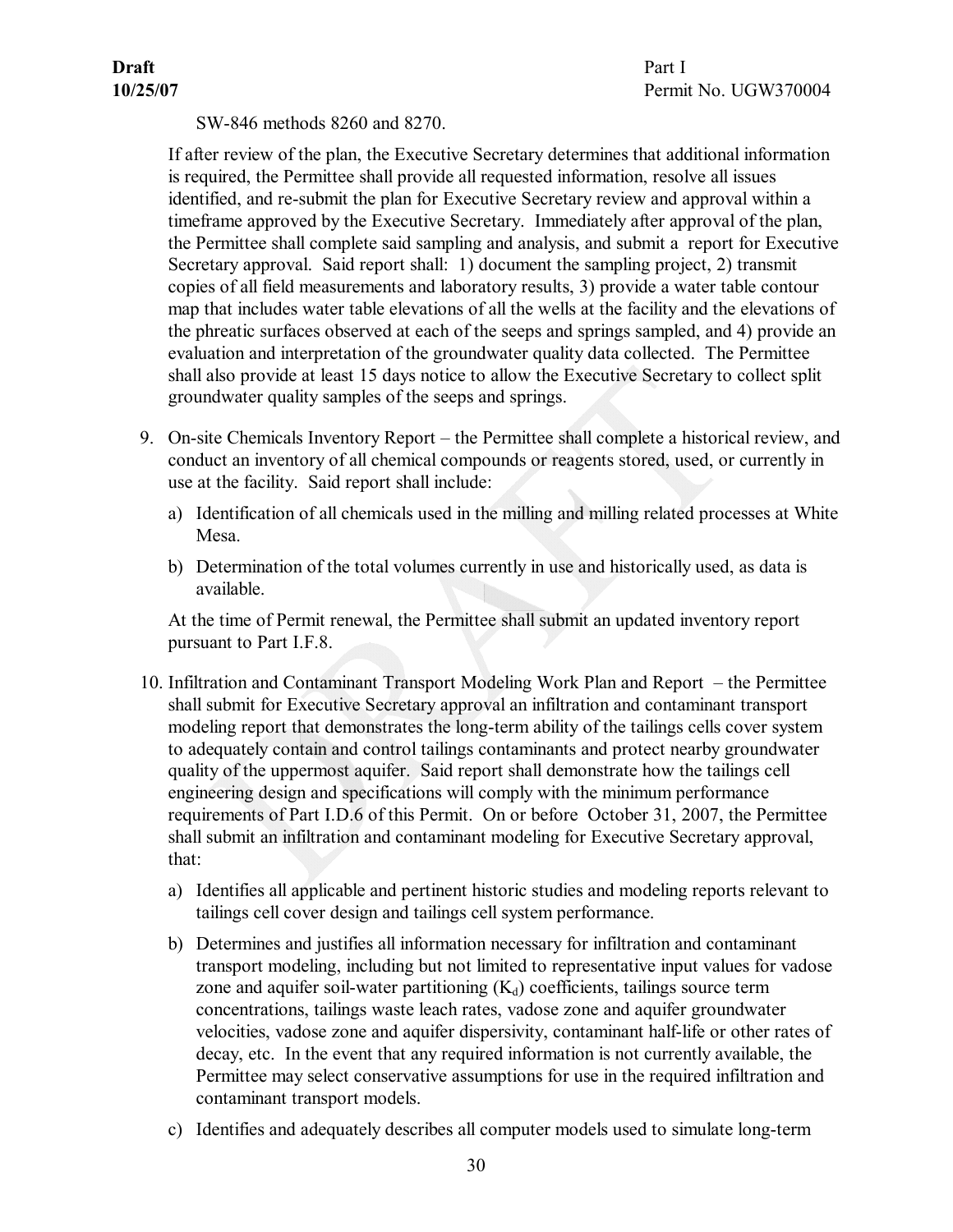SW-846 methods 8260 and 8270.

If after review of the plan, the Executive Secretary determines that additional information is required, the Permittee shall provide all requested information, resolve all issues identified, and re-submit the plan for Executive Secretary review and approval within a timeframe approved by the Executive Secretary. Immediately after approval of the plan, the Permittee shall complete said sampling and analysis, and submit a report for Executive Secretary approval. Said report shall: 1) document the sampling project, 2) transmit copies of all field measurements and laboratory results, 3) provide a water table contour map that includes water table elevations of all the wells at the facility and the elevations of the phreatic surfaces observed at each of the seeps and springs sampled, and 4) provide an evaluation and interpretation of the groundwater quality data collected. The Permittee shall also provide at least 15 days notice to allow the Executive Secretary to collect split groundwater quality samples of the seeps and springs.

9. On-site Chemicals Inventory Report – the Permittee shall complete a historical review, and conduct an inventory of all chemical compounds or reagents stored, used, or currently in use at the facility. Said report shall include:

   a) Identification of all chemicals used in the milling and milling related processes at White Mesa.

   b) Determination of the total volumes currently in use and historically used, as data is available.

   At the time of Permit renewal, the Permittee shall submit an updated inventory report pursuant to Part I.F.8.

10. Infiltration and Contaminant Transport Modeling Work Plan and Report – the Permittee shall submit for Executive Secretary approval an infiltration and contaminant transport modeling report that demonstrates the long-term ability of the tailings cells cover system to adequately contain and control tailings contaminants and protect nearby groundwater quality of the uppermost aquifer. Said report shall demonstrate how the tailings cell engineering design and specifications will comply with the minimum performance requirements of Part I.D.6 of this Permit. On or before October 31, 2007, the Permittee shall submit an infiltration and contaminant modeling for Executive Secretary approval, that:

    a) Identifies all applicable and pertinent historic studies and modeling reports relevant to tailings cell cover design and tailings cell system performance.

    b) Determines and justifies all information necessary for infiltration and contaminant transport modeling, including but not limited to representative input values for vadose zone and aquifer soil-water partitioning ($K_d$) coefficients, tailings source term concentrations, tailings waste leach rates, vadose zone and aquifer groundwater velocities, vadose zone and aquifer dispersivity, contaminant half-life or other rates of decay, etc. In the event that any required information is not currently available, the Permittee may select conservative assumptions for use in the required infiltration and contaminant transport models.

    c) Identifies and adequately describes all computer models used to simulate long-term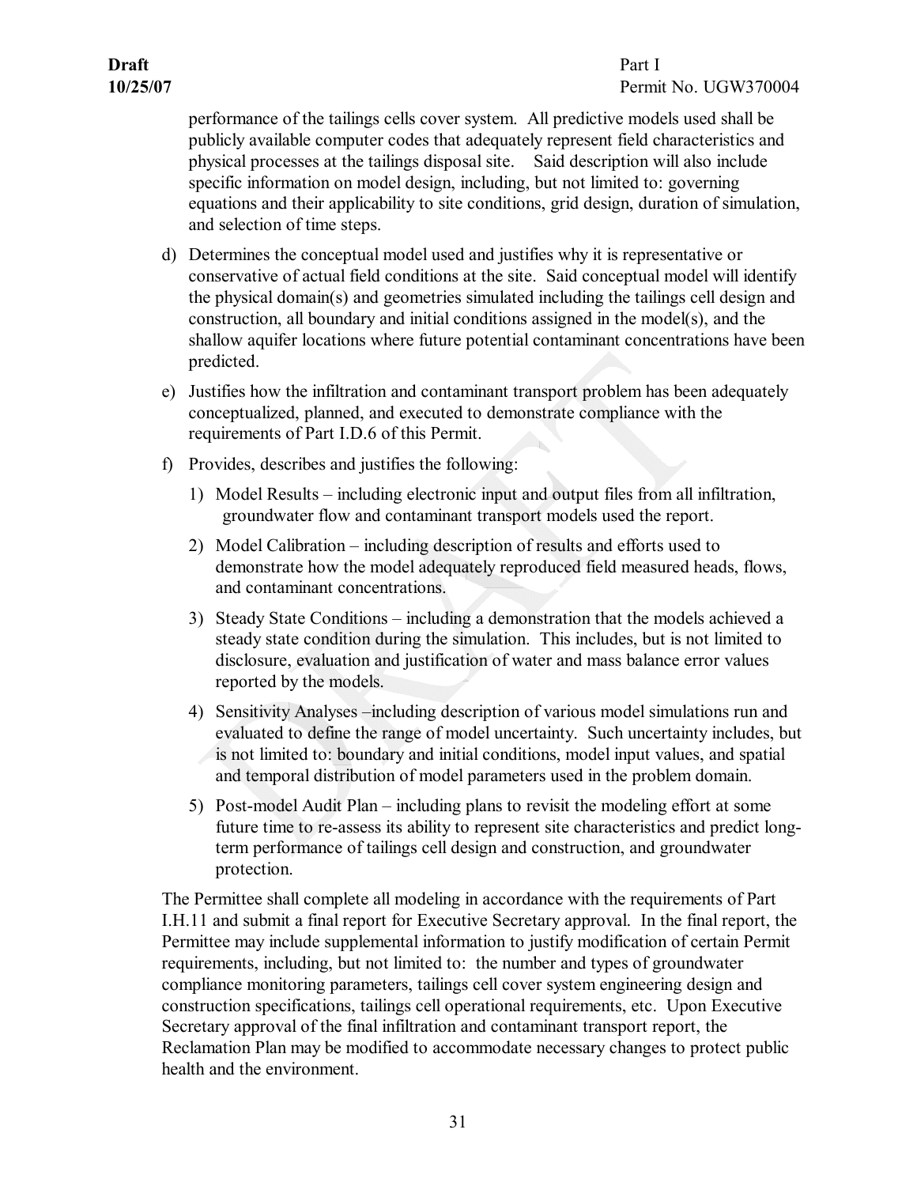performance of the tailings cells cover system. All predictive models used shall be publicly available computer codes that adequately represent field characteristics and physical processes at the tailings disposal site. Said description will also include specific information on model design, including, but not limited to: governing equations and their applicability to site conditions, grid design, duration of simulation, and selection of time steps.

d) Determines the conceptual model used and justifies why it is representative or conservative of actual field conditions at the site. Said conceptual model will identify the physical domain(s) and geometries simulated including the tailings cell design and construction, all boundary and initial conditions assigned in the model(s), and the shallow aquifer locations where future potential contaminant concentrations have been predicted.

e) Justifies how the infiltration and contaminant transport problem has been adequately conceptualized, planned, and executed to demonstrate compliance with the requirements of Part I.D.6 of this Permit.

f) Provides, describes and justifies the following:

   1) Model Results – including electronic input and output files from all infiltration, groundwater flow and contaminant transport models used the report.

   2) Model Calibration – including description of results and efforts used to demonstrate how the model adequately reproduced field measured heads, flows, and contaminant concentrations.

   3) Steady State Conditions – including a demonstration that the models achieved a steady state condition during the simulation. This includes, but is not limited to disclosure, evaluation and justification of water and mass balance error values reported by the models.

   4) Sensitivity Analyses –including description of various model simulations run and evaluated to define the range of model uncertainty. Such uncertainty includes, but is not limited to: boundary and initial conditions, model input values, and spatial and temporal distribution of model parameters used in the problem domain.

   5) Post-model Audit Plan – including plans to revisit the modeling effort at some future time to re-assess its ability to represent site characteristics and predict long-term performance of tailings cell design and construction, and groundwater protection.

The Permittee shall complete all modeling in accordance with the requirements of Part I.H.11 and submit a final report for Executive Secretary approval. In the final report, the Permittee may include supplemental information to justify modification of certain Permit requirements, including, but not limited to: the number and types of groundwater compliance monitoring parameters, tailings cell cover system engineering design and construction specifications, tailings cell operational requirements, etc. Upon Executive Secretary approval of the final infiltration and contaminant transport report, the Reclamation Plan may be modified to accommodate necessary changes to protect public health and the environment.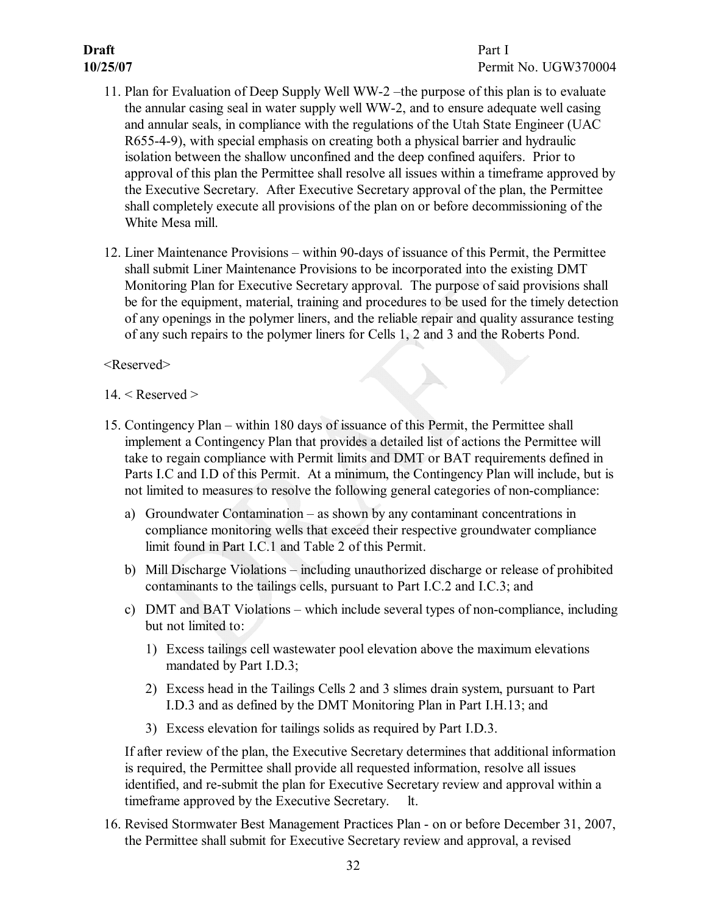11. Plan for Evaluation of Deep Supply Well WW-2 –the purpose of this plan is to evaluate the annular casing seal in water supply well WW-2, and to ensure adequate well casing and annular seals, in compliance with the regulations of the Utah State Engineer (UAC R655-4-9), with special emphasis on creating both a physical barrier and hydraulic isolation between the shallow unconfined and the deep confined aquifers. Prior to approval of this plan the Permittee shall resolve all issues within a timeframe approved by the Executive Secretary. After Executive Secretary approval of the plan, the Permittee shall completely execute all provisions of the plan on or before decommissioning of the White Mesa mill.

12. Liner Maintenance Provisions – within 90-days of issuance of this Permit, the Permittee shall submit Liner Maintenance Provisions to be incorporated into the existing DMT Monitoring Plan for Executive Secretary approval. The purpose of said provisions shall be for the equipment, material, training and procedures to be used for the timely detection of any openings in the polymer liners, and the reliable repair and quality assurance testing of any such repairs to the polymer liners for Cells 1, 2 and 3 and the Roberts Pond.

<Reserved>

14. < Reserved >

15. Contingency Plan – within 180 days of issuance of this Permit, the Permittee shall implement a Contingency Plan that provides a detailed list of actions the Permittee will take to regain compliance with Permit limits and DMT or BAT requirements defined in Parts I.C and I.D of this Permit. At a minimum, the Contingency Plan will include, but is not limited to measures to resolve the following general categories of non-compliance:

    a) Groundwater Contamination – as shown by any contaminant concentrations in compliance monitoring wells that exceed their respective groundwater compliance limit found in Part I.C.1 and Table 2 of this Permit.

    b) Mill Discharge Violations – including unauthorized discharge or release of prohibited contaminants to the tailings cells, pursuant to Part I.C.2 and I.C.3; and

    c) DMT and BAT Violations – which include several types of non-compliance, including but not limited to:

        1) Excess tailings cell wastewater pool elevation above the maximum elevations mandated by Part I.D.3;

        2) Excess head in the Tailings Cells 2 and 3 slimes drain system, pursuant to Part I.D.3 and as defined by the DMT Monitoring Plan in Part I.H.13; and

        3) Excess elevation for tailings solids as required by Part I.D.3.

    If after review of the plan, the Executive Secretary determines that additional information is required, the Permittee shall provide all requested information, resolve all issues identified, and re-submit the plan for Executive Secretary review and approval within a timeframe approved by the Executive Secretary. lt.

16. Revised Stormwater Best Management Practices Plan - on or before December 31, 2007, the Permittee shall submit for Executive Secretary review and approval, a revised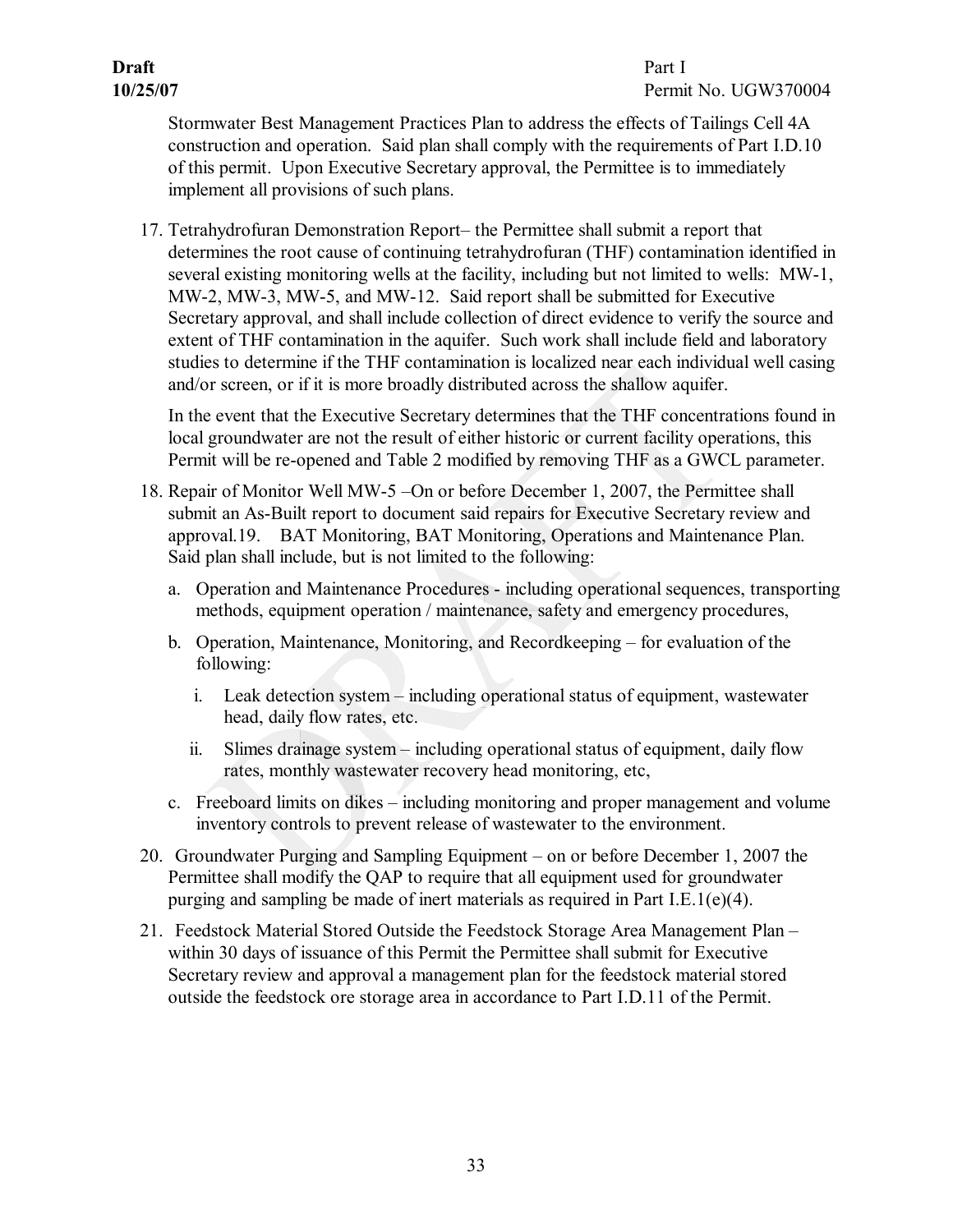Stormwater Best Management Practices Plan to address the effects of Tailings Cell 4A construction and operation. Said plan shall comply with the requirements of Part I.D.10 of this permit. Upon Executive Secretary approval, the Permittee is to immediately implement all provisions of such plans.

17. Tetrahydrofuran Demonstration Report– the Permittee shall submit a report that determines the root cause of continuing tetrahydrofuran (THF) contamination identified in several existing monitoring wells at the facility, including but not limited to wells: MW-1, MW-2, MW-3, MW-5, and MW-12. Said report shall be submitted for Executive Secretary approval, and shall include collection of direct evidence to verify the source and extent of THF contamination in the aquifer. Such work shall include field and laboratory studies to determine if the THF contamination is localized near each individual well casing and/or screen, or if it is more broadly distributed across the shallow aquifer.

    In the event that the Executive Secretary determines that the THF concentrations found in local groundwater are not the result of either historic or current facility operations, this Permit will be re-opened and Table 2 modified by removing THF as a GWCL parameter.

18. Repair of Monitor Well MW-5 –On or before December 1, 2007, the Permittee shall submit an As-Built report to document said repairs for Executive Secretary review and approval.19. BAT Monitoring, BAT Monitoring, Operations and Maintenance Plan. Said plan shall include, but is not limited to the following:

    a. Operation and Maintenance Procedures - including operational sequences, transporting methods, equipment operation / maintenance, safety and emergency procedures,

    b. Operation, Maintenance, Monitoring, and Recordkeeping – for evaluation of the following:

        i. Leak detection system – including operational status of equipment, wastewater head, daily flow rates, etc.

        ii. Slimes drainage system – including operational status of equipment, daily flow rates, monthly wastewater recovery head monitoring, etc,

    c. Freeboard limits on dikes – including monitoring and proper management and volume inventory controls to prevent release of wastewater to the environment.

20. Groundwater Purging and Sampling Equipment – on or before December 1, 2007 the Permittee shall modify the QAP to require that all equipment used for groundwater purging and sampling be made of inert materials as required in Part I.E.1(e)(4).

21. Feedstock Material Stored Outside the Feedstock Storage Area Management Plan – within 30 days of issuance of this Permit the Permittee shall submit for Executive Secretary review and approval a management plan for the feedstock material stored outside the feedstock ore storage area in accordance to Part I.D.11 of the Permit.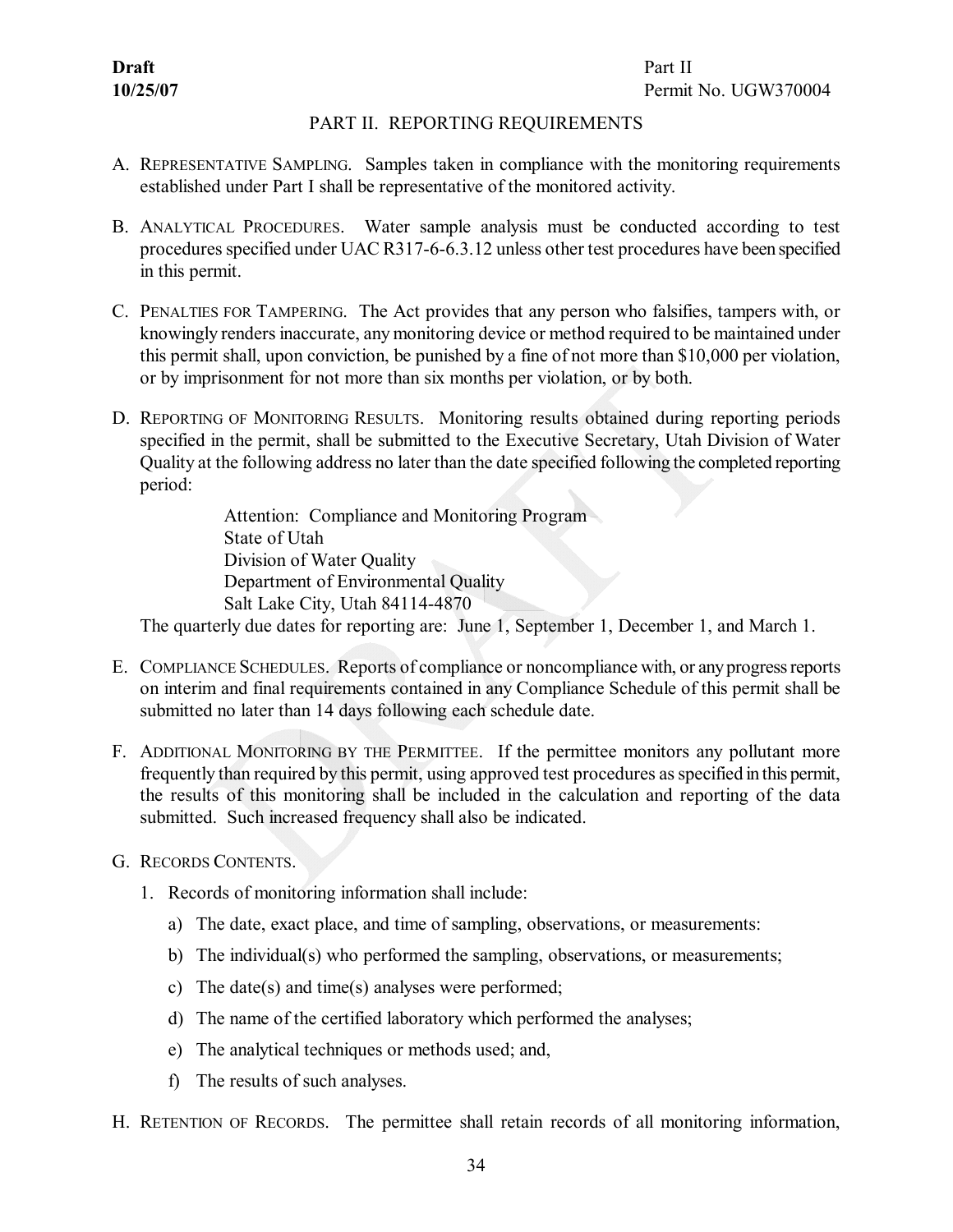## PART II. REPORTING REQUIREMENTS

A. REPRESENTATIVE SAMPLING. Samples taken in compliance with the monitoring requirements established under Part I shall be representative of the monitored activity.

B. ANALYTICAL PROCEDURES. Water sample analysis must be conducted according to test procedures specified under UAC R317-6-6.3.12 unless other test procedures have been specified in this permit.

C. PENALTIES FOR TAMPERING. The Act provides that any person who falsifies, tampers with, or knowingly renders inaccurate, any monitoring device or method required to be maintained under this permit shall, upon conviction, be punished by a fine of not more than $10,000 per violation, or by imprisonment for not more than six months per violation, or by both.

D. REPORTING OF MONITORING RESULTS. Monitoring results obtained during reporting periods specified in the permit, shall be submitted to the Executive Secretary, Utah Division of Water Quality at the following address no later than the date specified following the completed reporting period:

   Attention: Compliance and Monitoring Program
   State of Utah
   Division of Water Quality
   Department of Environmental Quality
   Salt Lake City, Utah 84114-4870

   The quarterly due dates for reporting are: June 1, September 1, December 1, and March 1.

E. COMPLIANCE SCHEDULES. Reports of compliance or noncompliance with, or any progress reports on interim and final requirements contained in any Compliance Schedule of this permit shall be submitted no later than 14 days following each schedule date.

F. ADDITIONAL MONITORING BY THE PERMITTEE. If the permittee monitors any pollutant more frequently than required by this permit, using approved test procedures as specified in this permit, the results of this monitoring shall be included in the calculation and reporting of the data submitted. Such increased frequency shall also be indicated.

G. RECORDS CONTENTS.

   1. Records of monitoring information shall include:

      a) The date, exact place, and time of sampling, observations, or measurements:

      b) The individual(s) who performed the sampling, observations, or measurements;

      c) The date(s) and time(s) analyses were performed;

      d) The name of the certified laboratory which performed the analyses;

      e) The analytical techniques or methods used; and,

      f) The results of such analyses.

H. RETENTION OF RECORDS. The permittee shall retain records of all monitoring information,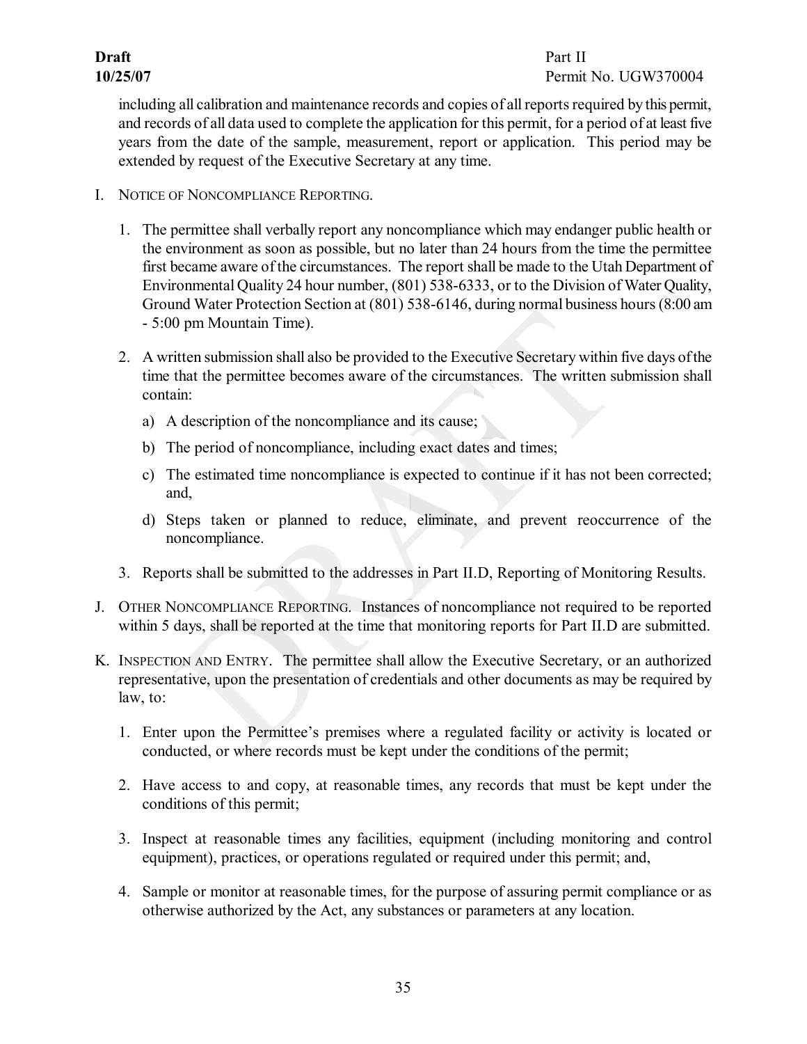including all calibration and maintenance records and copies of all reports required by this permit, and records of all data used to complete the application for this permit, for a period of at least five years from the date of the sample, measurement, report or application. This period may be extended by request of the Executive Secretary at any time.

I. NOTICE OF NONCOMPLIANCE REPORTING.

1. The permittee shall verbally report any noncompliance which may endanger public health or the environment as soon as possible, but no later than 24 hours from the time the permittee first became aware of the circumstances. The report shall be made to the Utah Department of Environmental Quality 24 hour number, (801) 538-6333, or to the Division of Water Quality, Ground Water Protection Section at (801) 538-6146, during normal business hours (8:00 am - 5:00 pm Mountain Time).

2. A written submission shall also be provided to the Executive Secretary within five days of the time that the permittee becomes aware of the circumstances. The written submission shall contain:

   a) A description of the noncompliance and its cause;

   b) The period of noncompliance, including exact dates and times;

   c) The estimated time noncompliance is expected to continue if it has not been corrected; and,

   d) Steps taken or planned to reduce, eliminate, and prevent reoccurrence of the noncompliance.

3. Reports shall be submitted to the addresses in Part II.D, Reporting of Monitoring Results.

J. OTHER NONCOMPLIANCE REPORTING. Instances of noncompliance not required to be reported within 5 days, shall be reported at the time that monitoring reports for Part II.D are submitted.

K. INSPECTION AND ENTRY. The permittee shall allow the Executive Secretary, or an authorized representative, upon the presentation of credentials and other documents as may be required by law, to:

1. Enter upon the Permittee's premises where a regulated facility or activity is located or conducted, or where records must be kept under the conditions of the permit;

2. Have access to and copy, at reasonable times, any records that must be kept under the conditions of this permit;

3. Inspect at reasonable times any facilities, equipment (including monitoring and control equipment), practices, or operations regulated or required under this permit; and,

4. Sample or monitor at reasonable times, for the purpose of assuring permit compliance or as otherwise authorized by the Act, any substances or parameters at any location.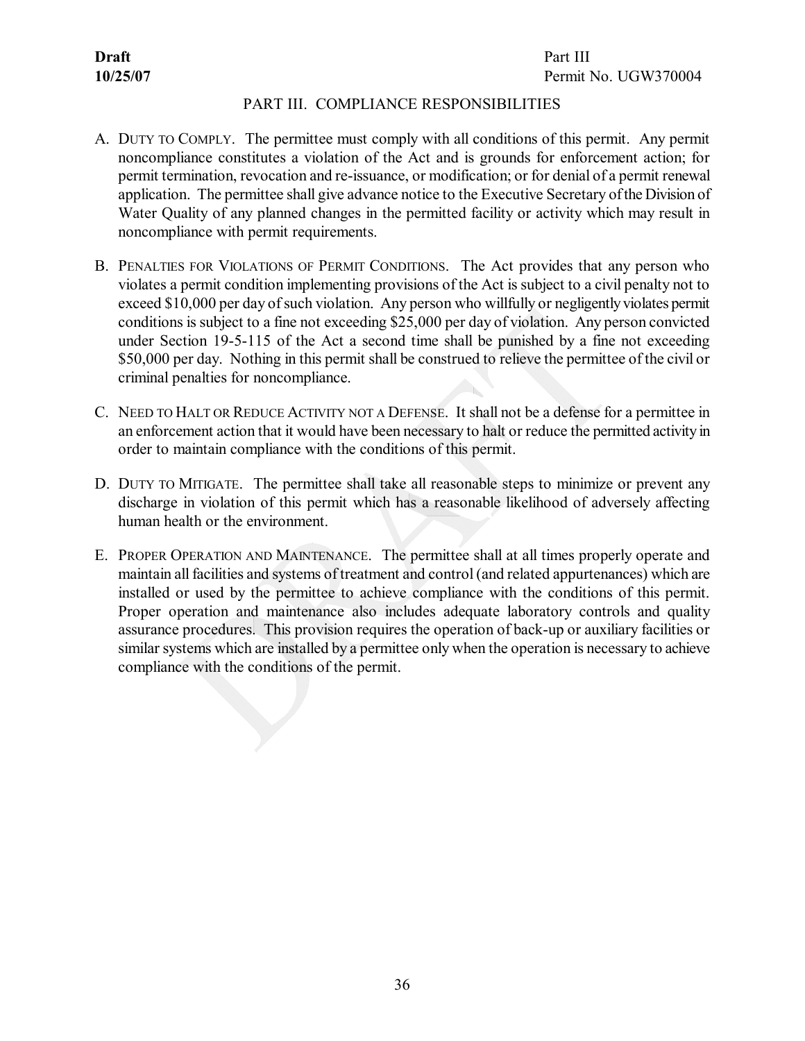## PART III. COMPLIANCE RESPONSIBILITIES

A. DUTY TO COMPLY. The permittee must comply with all conditions of this permit. Any permit noncompliance constitutes a violation of the Act and is grounds for enforcement action; for permit termination, revocation and re-issuance, or modification; or for denial of a permit renewal application. The permittee shall give advance notice to the Executive Secretary of the Division of Water Quality of any planned changes in the permitted facility or activity which may result in noncompliance with permit requirements.

B. PENALTIES FOR VIOLATIONS OF PERMIT CONDITIONS. The Act provides that any person who violates a permit condition implementing provisions of the Act is subject to a civil penalty not to exceed $10,000 per day of such violation. Any person who willfully or negligently violates permit conditions is subject to a fine not exceeding $25,000 per day of violation. Any person convicted under Section 19-5-115 of the Act a second time shall be punished by a fine not exceeding $50,000 per day. Nothing in this permit shall be construed to relieve the permittee of the civil or criminal penalties for noncompliance.

C. NEED TO HALT OR REDUCE ACTIVITY NOT A DEFENSE. It shall not be a defense for a permittee in an enforcement action that it would have been necessary to halt or reduce the permitted activity in order to maintain compliance with the conditions of this permit.

D. DUTY TO MITIGATE. The permittee shall take all reasonable steps to minimize or prevent any discharge in violation of this permit which has a reasonable likelihood of adversely affecting human health or the environment.

E. PROPER OPERATION AND MAINTENANCE. The permittee shall at all times properly operate and maintain all facilities and systems of treatment and control (and related appurtenances) which are installed or used by the permittee to achieve compliance with the conditions of this permit. Proper operation and maintenance also includes adequate laboratory controls and quality assurance procedures. This provision requires the operation of back-up or auxiliary facilities or similar systems which are installed by a permittee only when the operation is necessary to achieve compliance with the conditions of the permit.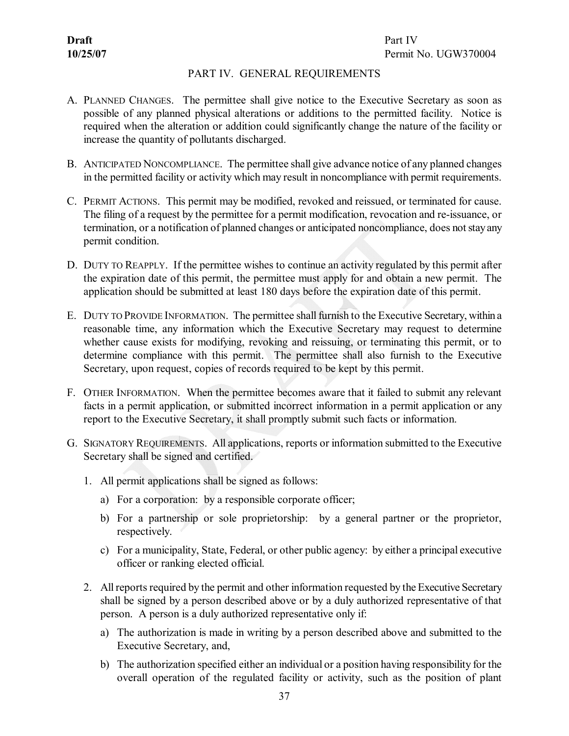# PART IV. GENERAL REQUIREMENTS

A. PLANNED CHANGES. The permittee shall give notice to the Executive Secretary as soon as possible of any planned physical alterations or additions to the permitted facility. Notice is required when the alteration or addition could significantly change the nature of the facility or increase the quantity of pollutants discharged.

B. ANTICIPATED NONCOMPLIANCE. The permittee shall give advance notice of any planned changes in the permitted facility or activity which may result in noncompliance with permit requirements.

C. PERMIT ACTIONS. This permit may be modified, revoked and reissued, or terminated for cause. The filing of a request by the permittee for a permit modification, revocation and re-issuance, or termination, or a notification of planned changes or anticipated noncompliance, does not stay any permit condition.

D. DUTY TO REAPPLY. If the permittee wishes to continue an activity regulated by this permit after the expiration date of this permit, the permittee must apply for and obtain a new permit. The application should be submitted at least 180 days before the expiration date of this permit.

E. DUTY TO PROVIDE INFORMATION. The permittee shall furnish to the Executive Secretary, within a reasonable time, any information which the Executive Secretary may request to determine whether cause exists for modifying, revoking and reissuing, or terminating this permit, or to determine compliance with this permit. The permittee shall also furnish to the Executive Secretary, upon request, copies of records required to be kept by this permit.

F. OTHER INFORMATION. When the permittee becomes aware that it failed to submit any relevant facts in a permit application, or submitted incorrect information in a permit application or any report to the Executive Secretary, it shall promptly submit such facts or information.

G. SIGNATORY REQUIREMENTS. All applications, reports or information submitted to the Executive Secretary shall be signed and certified.

1. All permit applications shall be signed as follows:

   a) For a corporation: by a responsible corporate officer;

   b) For a partnership or sole proprietorship: by a general partner or the proprietor, respectively.

   c) For a municipality, State, Federal, or other public agency: by either a principal executive officer or ranking elected official.

2. All reports required by the permit and other information requested by the Executive Secretary shall be signed by a person described above or by a duly authorized representative of that person. A person is a duly authorized representative only if:

   a) The authorization is made in writing by a person described above and submitted to the Executive Secretary, and,

   b) The authorization specified either an individual or a position having responsibility for the overall operation of the regulated facility or activity, such as the position of plant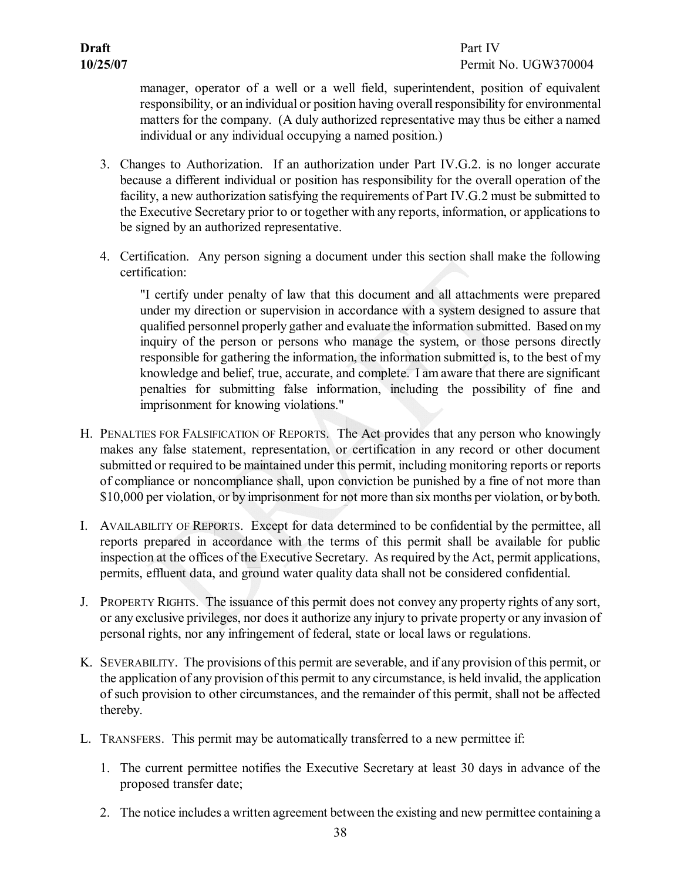manager, operator of a well or a well field, superintendent, position of equivalent responsibility, or an individual or position having overall responsibility for environmental matters for the company. (A duly authorized representative may thus be either a named individual or any individual occupying a named position.)

3. Changes to Authorization. If an authorization under Part IV.G.2. is no longer accurate because a different individual or position has responsibility for the overall operation of the facility, a new authorization satisfying the requirements of Part IV.G.2 must be submitted to the Executive Secretary prior to or together with any reports, information, or applications to be signed by an authorized representative.

4. Certification. Any person signing a document under this section shall make the following certification:

   "I certify under penalty of law that this document and all attachments were prepared under my direction or supervision in accordance with a system designed to assure that qualified personnel properly gather and evaluate the information submitted. Based on my inquiry of the person or persons who manage the system, or those persons directly responsible for gathering the information, the information submitted is, to the best of my knowledge and belief, true, accurate, and complete. I am aware that there are significant penalties for submitting false information, including the possibility of fine and imprisonment for knowing violations."

H. PENALTIES FOR FALSIFICATION OF REPORTS. The Act provides that any person who knowingly makes any false statement, representation, or certification in any record or other document submitted or required to be maintained under this permit, including monitoring reports or reports of compliance or noncompliance shall, upon conviction be punished by a fine of not more than $10,000 per violation, or by imprisonment for not more than six months per violation, or by both.

I. AVAILABILITY OF REPORTS. Except for data determined to be confidential by the permittee, all reports prepared in accordance with the terms of this permit shall be available for public inspection at the offices of the Executive Secretary. As required by the Act, permit applications, permits, effluent data, and ground water quality data shall not be considered confidential.

J. PROPERTY RIGHTS. The issuance of this permit does not convey any property rights of any sort, or any exclusive privileges, nor does it authorize any injury to private property or any invasion of personal rights, nor any infringement of federal, state or local laws or regulations.

K. SEVERABILITY. The provisions of this permit are severable, and if any provision of this permit, or the application of any provision of this permit to any circumstance, is held invalid, the application of such provision to other circumstances, and the remainder of this permit, shall not be affected thereby.

L. TRANSFERS. This permit may be automatically transferred to a new permittee if:

1. The current permittee notifies the Executive Secretary at least 30 days in advance of the proposed transfer date;

2. The notice includes a written agreement between the existing and new permittee containing a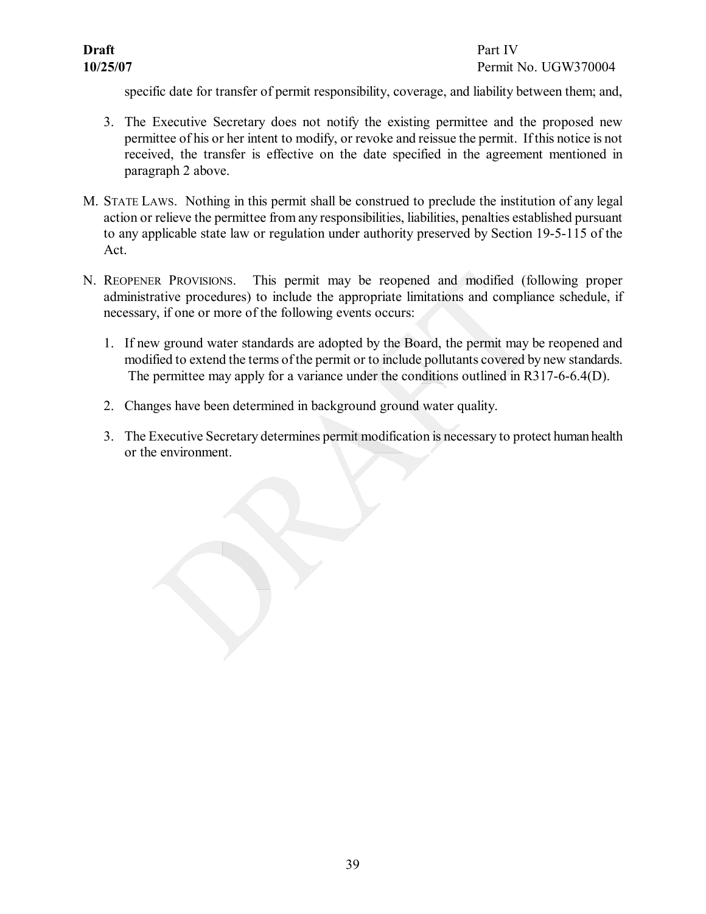specific date for transfer of permit responsibility, coverage, and liability between them; and,

3. The Executive Secretary does not notify the existing permittee and the proposed new permittee of his or her intent to modify, or revoke and reissue the permit. If this notice is not received, the transfer is effective on the date specified in the agreement mentioned in paragraph 2 above.

M. STATE LAWS. Nothing in this permit shall be construed to preclude the institution of any legal action or relieve the permittee from any responsibilities, liabilities, penalties established pursuant to any applicable state law or regulation under authority preserved by Section 19-5-115 of the Act.

N. REOPENER PROVISIONS. This permit may be reopened and modified (following proper administrative procedures) to include the appropriate limitations and compliance schedule, if necessary, if one or more of the following events occurs:

1. If new ground water standards are adopted by the Board, the permit may be reopened and modified to extend the terms of the permit or to include pollutants covered by new standards. The permittee may apply for a variance under the conditions outlined in R317-6-6.4(D).

2. Changes have been determined in background ground water quality.

3. The Executive Secretary determines permit modification is necessary to protect human health or the environment.